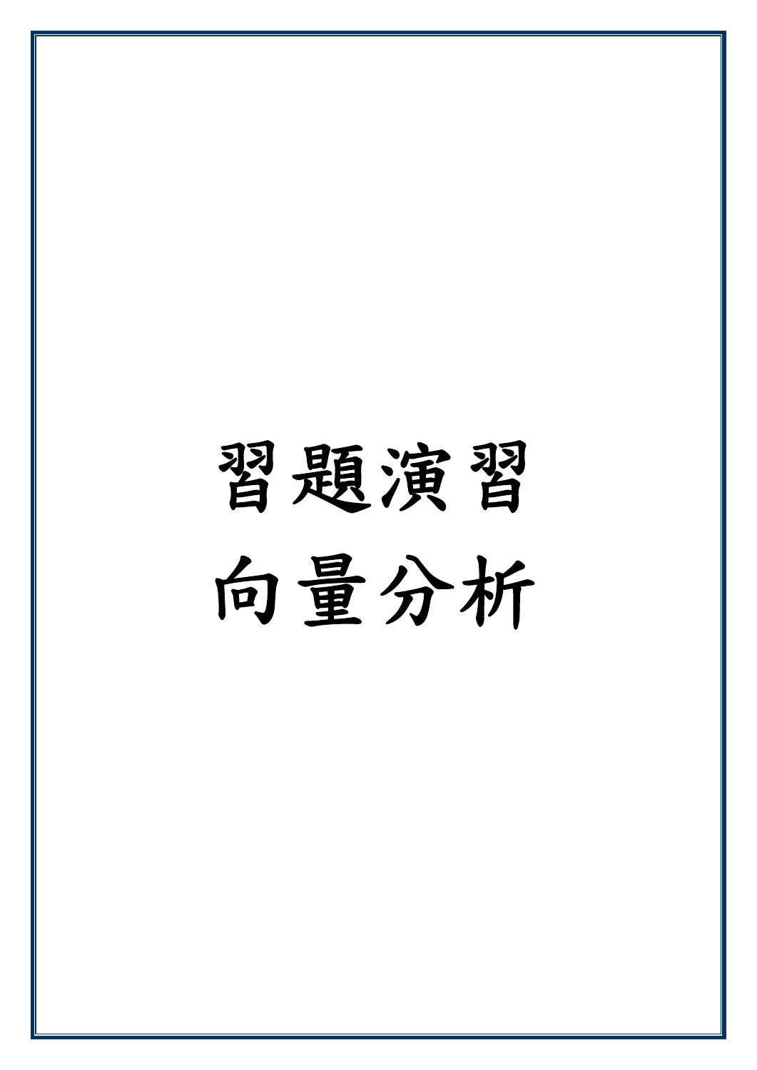# 習題演習

# 向量分析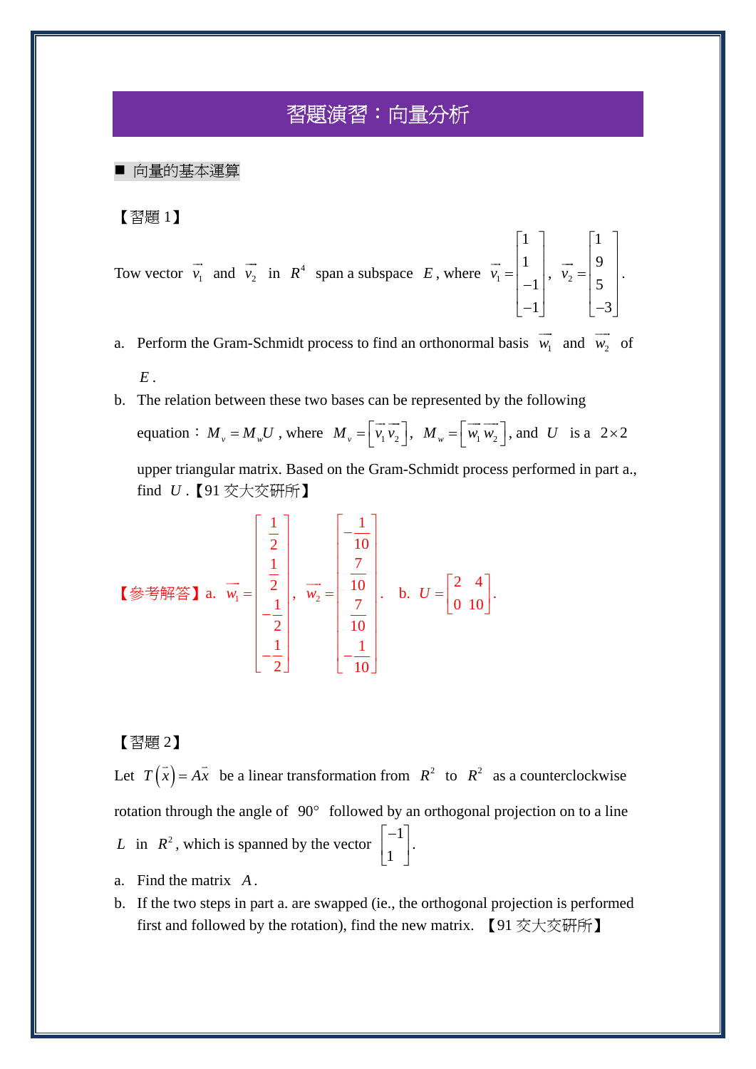# 習題演習：向量分析

## ■ 向量的基本運算

【習題 1】

Tow vector $\vec{v}_1$ and $\vec{v}_2$ in $R^4$ span a subspace $E$, where $\vec{v}_1 = \begin{bmatrix} 1 \\ 1 \\ -1 \\ -1 \end{bmatrix}$, $\vec{v}_2 = \begin{bmatrix} 1 \\ 9 \\ 5 \\ -3 \end{bmatrix}$.

a. Perform the Gram-Schmidt process to find an orthonormal basis $\vec{w}_1$ and $\vec{w}_2$ of $E$.

b. The relation between these two bases can be represented by the following equation：$M_v = M_w U$, where $M_v = \begin{bmatrix} \vec{v}_1 \, \vec{v}_2 \end{bmatrix}$, $M_w = \begin{bmatrix} \vec{w}_1 \, \vec{w}_2 \end{bmatrix}$, and $U$ is a $2 \times 2$ upper triangular matrix. Based on the Gram-Schmidt process performed in part a., find $U$.【91 交大交研所】

【參考解答】a. $\vec{w}_1 = \begin{bmatrix} \frac{1}{2} \\ \frac{1}{2} \\ -\frac{1}{2} \\ -\frac{1}{2} \end{bmatrix}$, $\vec{w}_2 = \begin{bmatrix} -\frac{1}{10} \\ \frac{7}{10} \\ \frac{7}{10} \\ -\frac{1}{10} \end{bmatrix}$. b. $U = \begin{bmatrix} 2 & 4 \\ 0 & 10 \end{bmatrix}$.

【習題 2】

Let $T(\vec{x}) = A\vec{x}$ be a linear transformation from $R^2$ to $R^2$ as a counterclockwise rotation through the angle of $90°$ followed by an orthogonal projection on to a line $L$ in $R^2$, which is spanned by the vector $\begin{bmatrix} -1 \\ 1 \end{bmatrix}$.

a. Find the matrix $A$.

b. If the two steps in part a. are swapped (ie., the orthogonal projection is performed first and followed by the rotation), find the new matrix. 【91 交大交研所】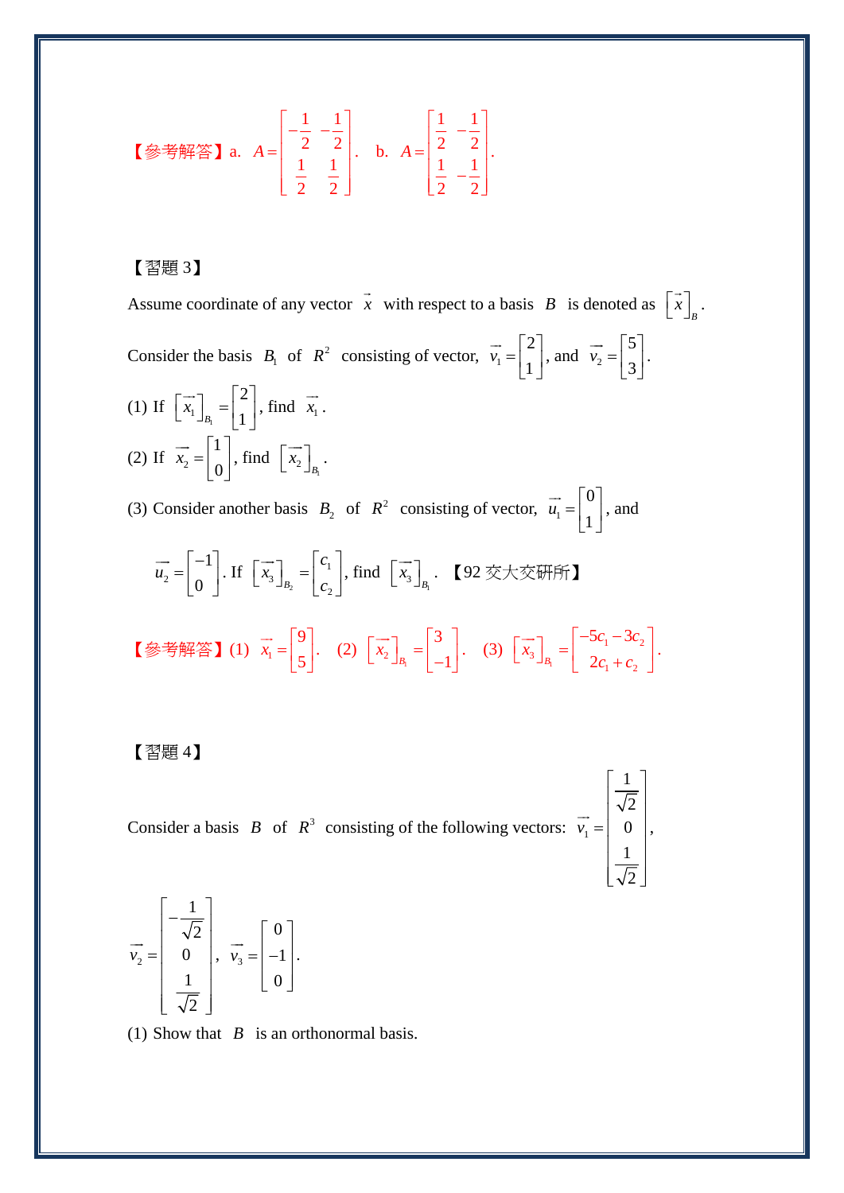【參考解答】a. $A=\begin{bmatrix} -\frac{1}{2} & -\frac{1}{2} \\ \frac{1}{2} & \frac{1}{2} \end{bmatrix}$. b. $A=\begin{bmatrix} \frac{1}{2} & -\frac{1}{2} \\ \frac{1}{2} & -\frac{1}{2} \end{bmatrix}$.

【習題 3】

Assume coordinate of any vector $\vec{x}$ with respect to a basis $B$ is denoted as $\left[\vec{x}\right]_B$.

Consider the basis $B_1$ of $R^2$ consisting of vector, $\vec{v_1}=\begin{bmatrix} 2 \\ 1 \end{bmatrix}$, and $\vec{v_2}=\begin{bmatrix} 5 \\ 3 \end{bmatrix}$.

(1) If $\left[\vec{x_1}\right]_{B_1}=\begin{bmatrix} 2 \\ 1 \end{bmatrix}$, find $\vec{x_1}$.

(2) If $\vec{x_2}=\begin{bmatrix} 1 \\ 0 \end{bmatrix}$, find $\left[\vec{x_2}\right]_{B_1}$.

(3) Consider another basis $B_2$ of $R^2$ consisting of vector, $\vec{u_1}=\begin{bmatrix} 0 \\ 1 \end{bmatrix}$, and

$\vec{u_2}=\begin{bmatrix} -1 \\ 0 \end{bmatrix}$. If $\left[\vec{x_3}\right]_{B_2}=\begin{bmatrix} c_1 \\ c_2 \end{bmatrix}$, find $\left[\vec{x_3}\right]_{B_1}$. 【92 交大交研所】

【參考解答】(1) $\vec{x_1}=\begin{bmatrix} 9 \\ 5 \end{bmatrix}$. (2) $\left[\vec{x_2}\right]_{B_1}=\begin{bmatrix} 3 \\ -1 \end{bmatrix}$. (3) $\left[\vec{x_3}\right]_{B_1}=\begin{bmatrix} -5c_1-3c_2 \\ 2c_1+c_2 \end{bmatrix}$.

【習題 4】

Consider a basis $B$ of $R^3$ consisting of the following vectors: $\vec{v_1}=\begin{bmatrix} \frac{1}{\sqrt{2}} \\ 0 \\ \frac{1}{\sqrt{2}} \end{bmatrix}$,

$\vec{v_2}=\begin{bmatrix} -\frac{1}{\sqrt{2}} \\ 0 \\ \frac{1}{\sqrt{2}} \end{bmatrix}$, $\vec{v_3}=\begin{bmatrix} 0 \\ -1 \\ 0 \end{bmatrix}$.

(1) Show that $B$ is an orthonormal basis.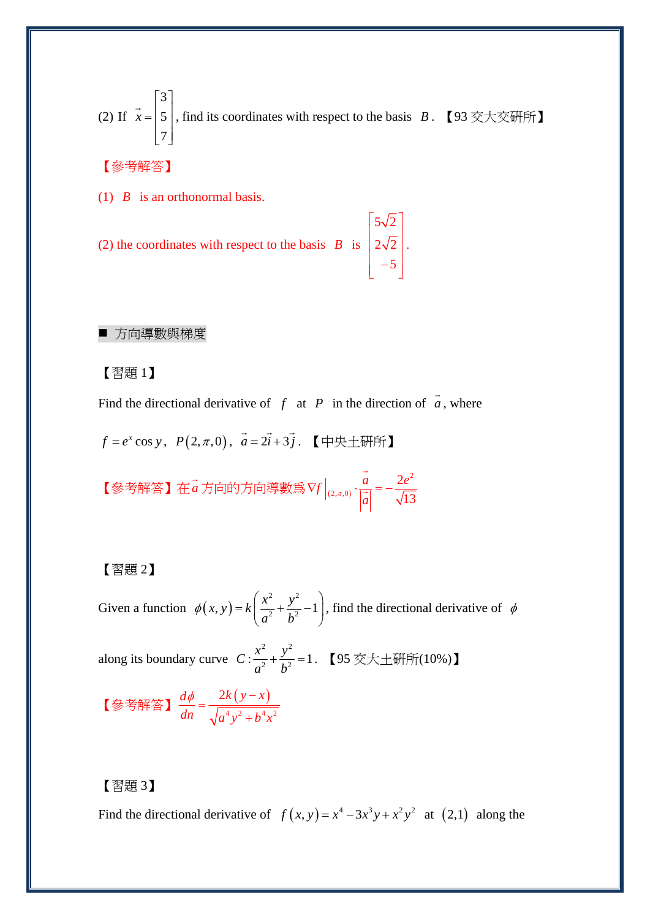(2) If $\vec{x} = \begin{bmatrix} 3 \\ 5 \\ 7 \end{bmatrix}$, find its coordinates with respect to the basis $B$. 【93 交大交研所】

【參考解答】

(1) $B$ is an orthonormal basis.

(2) the coordinates with respect to the basis $B$ is $\begin{bmatrix} 5\sqrt{2} \\ 2\sqrt{2} \\ -5 \end{bmatrix}$.

■ 方向導數與梯度

【習題 1】

Find the directional derivative of $f$ at $P$ in the direction of $\vec{a}$, where

$f = e^x \cos y$, $P(2, \pi, 0)$, $\vec{a} = 2\vec{i} + 3\vec{j}$. 【中央土研所】

【參考解答】在 $\vec{a}$ 方向的方向導數爲 $\nabla f\Big|_{(2,\pi,0)} \cdot \dfrac{\vec{a}}{|\vec{a}|} = -\dfrac{2e^2}{\sqrt{13}}$

【習題 2】

Given a function $\phi(x, y) = k\left(\dfrac{x^2}{a^2} + \dfrac{y^2}{b^2} - 1\right)$, find the directional derivative of $\phi$

along its boundary curve $C: \dfrac{x^2}{a^2} + \dfrac{y^2}{b^2} = 1$. 【95 交大土研所(10%)】

【參考解答】 $\dfrac{d\phi}{dn} = \dfrac{2k(y - x)}{\sqrt{a^4 y^2 + b^4 x^2}}$

【習題 3】

Find the directional derivative of $f(x, y) = x^4 - 3x^3 y + x^2 y^2$ at $(2,1)$ along the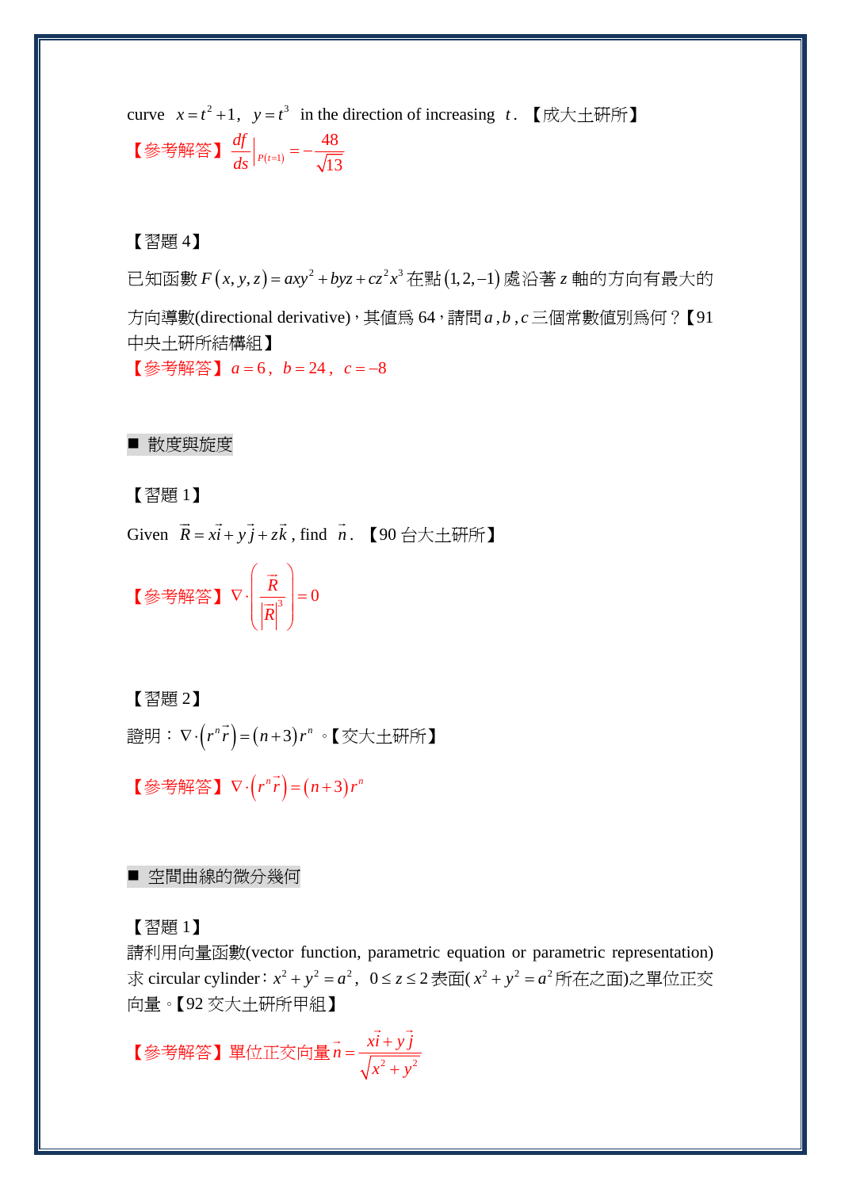curve $x = t^2 + 1,\ \ y = t^3$ in the direction of increasing $t$. 【成大土研所】

【參考解答】$\left.\dfrac{df}{ds}\right|_{P(t=1)} = -\dfrac{48}{\sqrt{13}}$

【習題 4】

已知函數 $F(x, y, z) = axy^2 + byz + cz^2x^3$ 在點 $(1, 2, -1)$ 處沿著 $z$ 軸的方向有最大的方向導數(directional derivative)，其值為 64，請問 $a$ , $b$ , $c$ 三個常數值別為何？【91 中央土研所結構組】

【參考解答】$a = 6,\ \ b = 24,\ \ c = -8$

■ 散度與旋度

【習題 1】

Given $\vec{R} = x\vec{i} + y\vec{j} + z\vec{k}$ , find $\vec{n}$. 【90 台大土研所】

【參考解答】$\nabla \cdot \left( \dfrac{\vec{R}}{\left|\vec{R}\right|^3} \right) = 0$

【習題 2】

證明：$\nabla \cdot \left( r^n \vec{r} \right) = (n+3) r^n$ 。【交大土研所】

【參考解答】$\nabla \cdot \left( r^n \vec{r} \right) = (n+3) r^n$

■ 空間曲線的微分幾何

【習題 1】

請利用向量函數(vector function, parametric equation or parametric representation)求 circular cylinder：$x^2 + y^2 = a^2,\ \ 0 \le z \le 2$ 表面( $x^2 + y^2 = a^2$ 所在之面)之單位正交向量。【92 交大土研所甲組】

【參考解答】單位正交向量 $\vec{n} = \dfrac{x\vec{i} + y\vec{j}}{\sqrt{x^2 + y^2}}$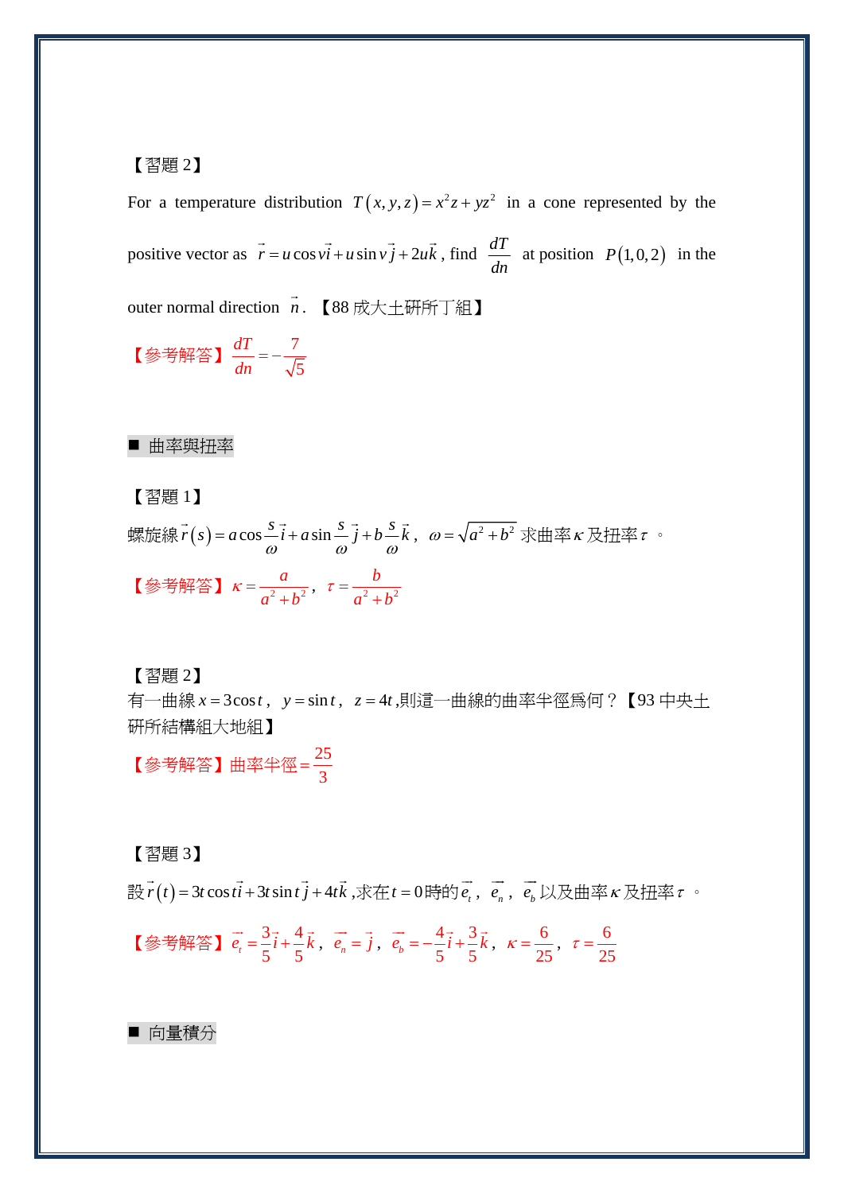【習題 2】

For a temperature distribution $T(x,y,z) = x^2 z + yz^2$ in a cone represented by the positive vector as $\vec{r} = u\cos v\vec{i} + u\sin v\vec{j} + 2u\vec{k}$, find $\dfrac{dT}{dn}$ at position $P(1,0,2)$ in the outer normal direction $\vec{n}$. 【88 成大土研所丁組】

【參考解答】$\dfrac{dT}{dn} = -\dfrac{7}{\sqrt{5}}$

## ■ 曲率與扭率

【習題 1】

螺旋線 $\vec{r}(s) = a\cos\dfrac{s}{\omega}\vec{i} + a\sin\dfrac{s}{\omega}\vec{j} + b\dfrac{s}{\omega}\vec{k}$, $\omega = \sqrt{a^2+b^2}$ 求曲率 $\kappa$ 及扭率 $\tau$ 。

【參考解答】$\kappa = \dfrac{a}{a^2+b^2}$, $\tau = \dfrac{b}{a^2+b^2}$

【習題 2】

有一曲線 $x = 3\cos t$, $y = \sin t$, $z = 4t$ ,則這一曲線的曲率半徑爲何？【93 中央土研所結構組大地組】

【參考解答】曲率半徑 $= \dfrac{25}{3}$

【習題 3】

設 $\vec{r}(t) = 3t\cos t\vec{i} + 3t\sin t\vec{j} + 4t\vec{k}$ ,求在 $t=0$ 時的 $\vec{e_t}$, $\vec{e_n}$, $\vec{e_b}$ 以及曲率 $\kappa$ 及扭率 $\tau$ 。

【參考解答】$\vec{e_t} = \dfrac{3}{5}\vec{i} + \dfrac{4}{5}\vec{k}$, $\vec{e_n} = \vec{j}$, $\vec{e_b} = -\dfrac{4}{5}\vec{i} + \dfrac{3}{5}\vec{k}$, $\kappa = \dfrac{6}{25}$, $\tau = \dfrac{6}{25}$

## ■ 向量積分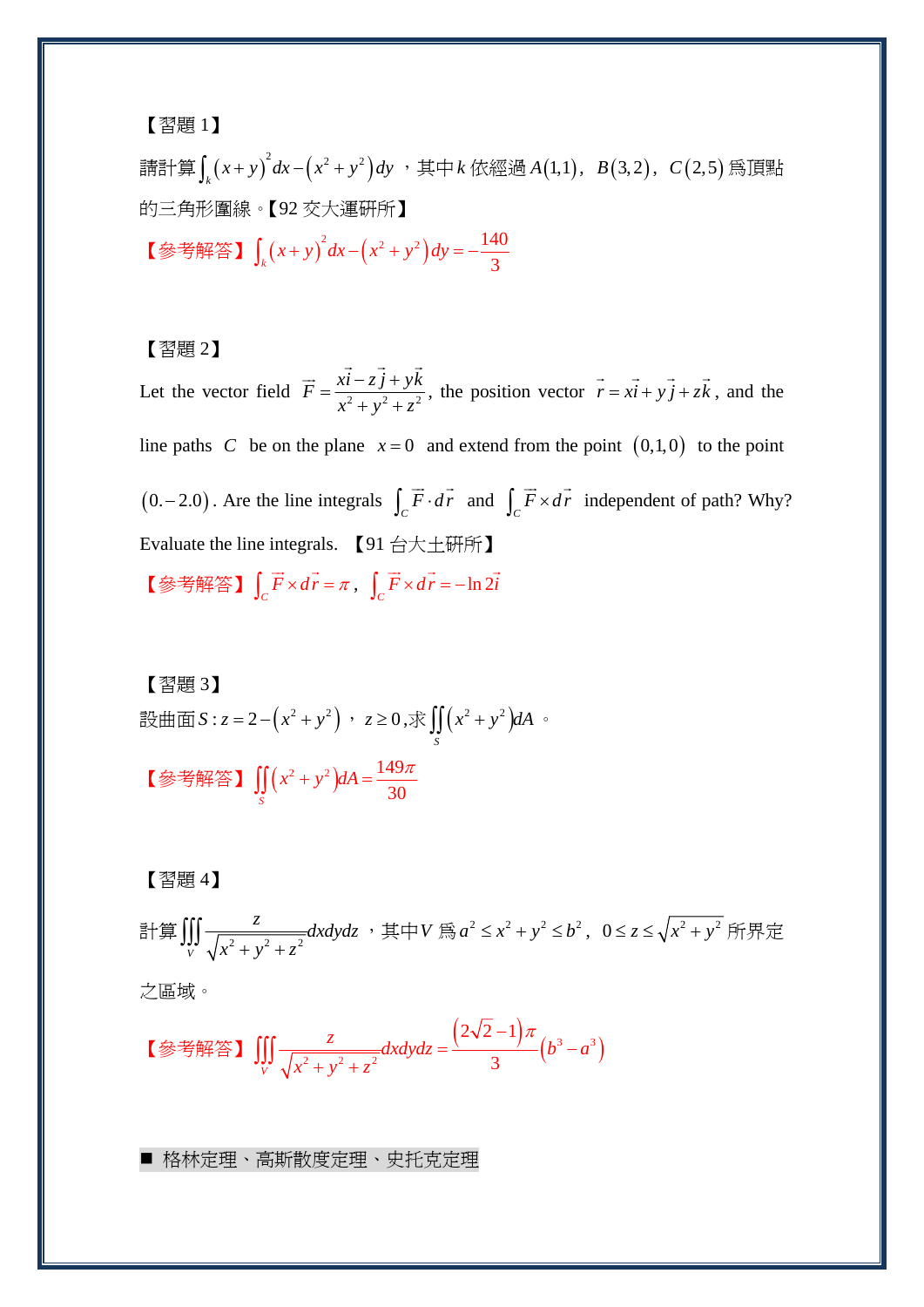【習題 1】

請計算$\int_k (x+y)^2 dx-(x^2+y^2)dy$，其中$k$依經過$A(1,1)$, $B(3,2)$, $C(2,5)$爲頂點的三角形圍線。【92 交大運研所】

【參考解答】$\int_k (x+y)^2 dx-(x^2+y^2)dy=-\dfrac{140}{3}$

【習題 2】

Let the vector field $\vec{F}=\dfrac{x\vec{i}-z\vec{j}+y\vec{k}}{x^2+y^2+z^2}$, the position vector $\vec{r}=x\vec{i}+y\vec{j}+z\vec{k}$, and the line paths $C$ be on the plane $x=0$ and extend from the point $(0,1,0)$ to the point $(0.-2.0)$. Are the line integrals $\int_C \vec{F}\cdot d\vec{r}$ and $\int_C \vec{F}\times d\vec{r}$ independent of path? Why? Evaluate the line integrals. 【91 台大土研所】

【參考解答】$\int_C \vec{F}\times d\vec{r}=\pi$, $\int_C \vec{F}\times d\vec{r}=-\ln 2\vec{i}$

【習題 3】

設曲面$S: z=2-(x^2+y^2)$，$z\ge 0$,求$\iint\limits_S (x^2+y^2)dA$。

【參考解答】$\iint\limits_S (x^2+y^2)dA=\dfrac{149\pi}{30}$

【習題 4】

計算$\iiint\limits_V \dfrac{z}{\sqrt{x^2+y^2+z^2}}dxdydz$，其中$V$爲$a^2\le x^2+y^2\le b^2$, $0\le z\le\sqrt{x^2+y^2}$所界定之區域。

【參考解答】$\iiint\limits_V \dfrac{z}{\sqrt{x^2+y^2+z^2}}dxdydz=\dfrac{(2\sqrt{2}-1)\pi}{3}(b^3-a^3)$

■ 格林定理、高斯散度定理、史托克定理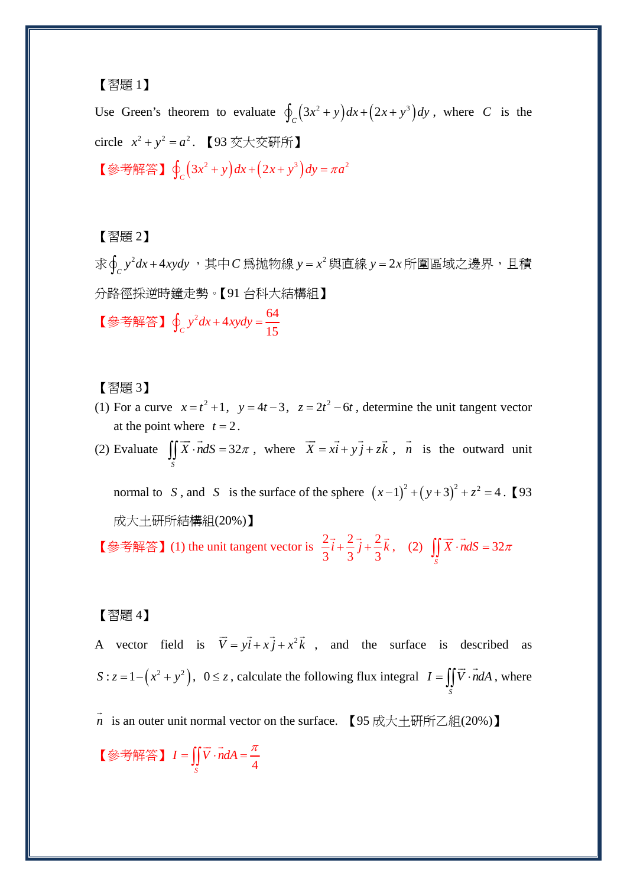【習題 1】

Use Green's theorem to evaluate $\oint_C \left(3x^2+y\right)dx+\left(2x+y^3\right)dy$, where $C$ is the circle $x^2+y^2=a^2$. 【93 交大交研所】

【參考解答】$\oint_C \left(3x^2+y\right)dx+\left(2x+y^3\right)dy=\pi a^2$

【習題 2】

求$\oint_C y^2dx+4xydy$，其中$C$爲拋物線$y=x^2$與直線$y=2x$所圍區域之邊界，且積分路徑採逆時鐘走勢。【91 台科大結構組】

【參考解答】$\oint_C y^2dx+4xydy=\dfrac{64}{15}$

【習題 3】

(1) For a curve $x=t^2+1,\ \ y=4t-3,\ \ z=2t^2-6t$, determine the unit tangent vector at the point where $t=2$.

(2) Evaluate $\iint_S \vec{X}\cdot\vec{n}dS=32\pi$, where $\vec{X}=x\vec{i}+y\vec{j}+z\vec{k}$, $\vec{n}$ is the outward unit normal to $S$, and $S$ is the surface of the sphere $\left(x-1\right)^2+\left(y+3\right)^2+z^2=4$.【93 成大土研所結構組(20%)】

【參考解答】(1) the unit tangent vector is $\dfrac{2}{3}\vec{i}+\dfrac{2}{3}\vec{j}+\dfrac{2}{3}\vec{k}$, (2) $\iint_S \vec{X}\cdot\vec{n}dS=32\pi$

【習題 4】

A vector field is $\vec{V}=y\vec{i}+x\vec{j}+x^2\vec{k}$, and the surface is described as $S:z=1-\left(x^2+y^2\right),\ \ 0\le z$, calculate the following flux integral $I=\iint_S \vec{V}\cdot\vec{n}dA$, where $\vec{n}$ is an outer unit normal vector on the surface. 【95 成大土研所乙組(20%)】

【參考解答】$I=\iint_S \vec{V}\cdot\vec{n}dA=\dfrac{\pi}{4}$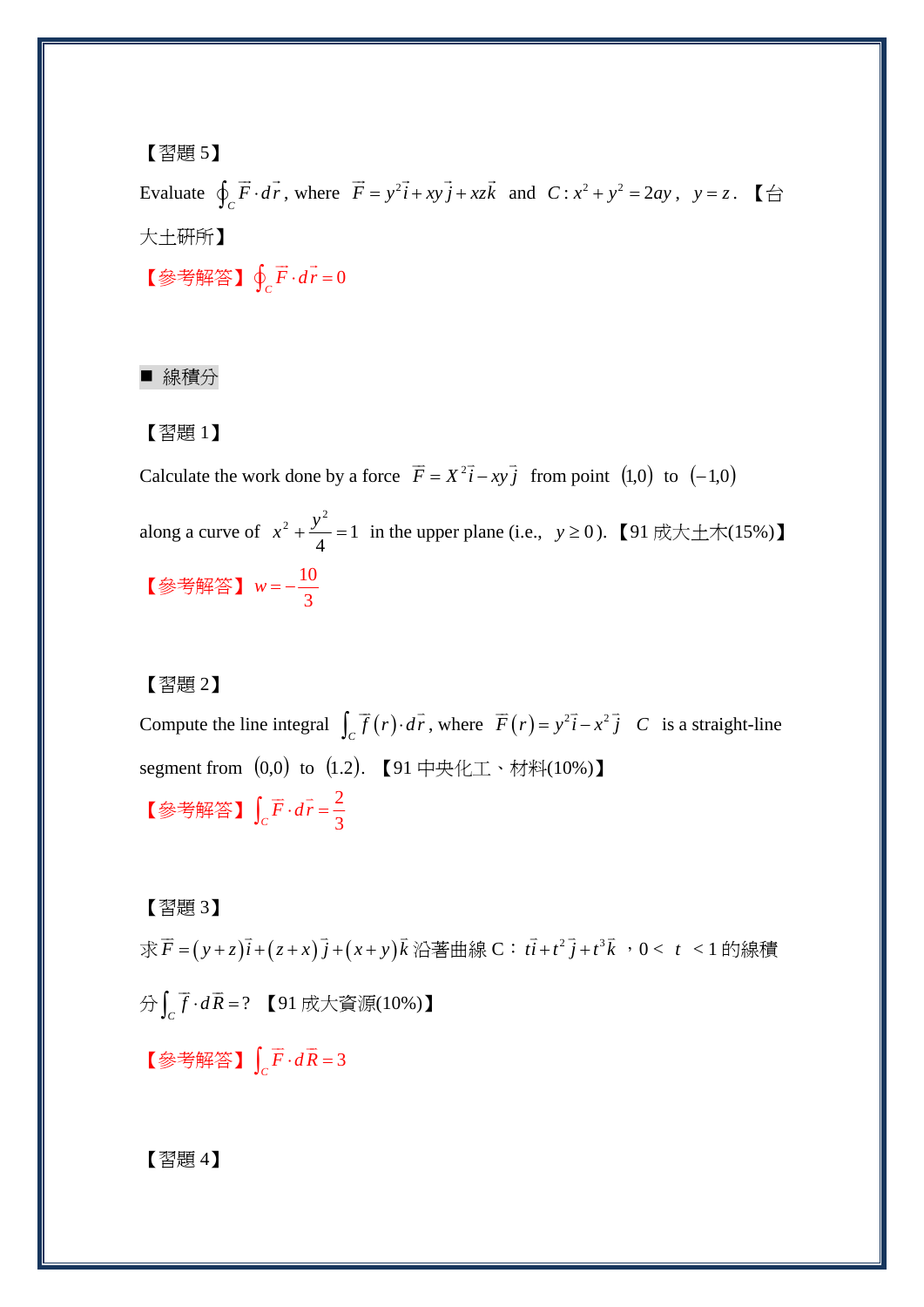【習題 5】

Evaluate $\oint_C \vec{F}\cdot d\vec{r}$, where $\vec{F}=y^2\vec{i}+xy\vec{j}+xz\vec{k}$ and $C: x^2+y^2=2ay$, $y=z$. 【台大土研所】

【參考解答】$\oint_C \vec{F}\cdot d\vec{r}=0$

■ 線積分

【習題 1】

Calculate the work done by a force $\vec{F}=X^2\vec{i}-xy\vec{j}$ from point $(1,0)$ to $(-1,0)$ along a curve of $x^2+\dfrac{y^2}{4}=1$ in the upper plane (i.e., $y\ge 0$). 【91 成大土木(15%)】

【參考解答】$w=-\dfrac{10}{3}$

【習題 2】

Compute the line integral $\int_C \vec{f}(r)\cdot d\vec{r}$, where $\vec{F}(r)=y^2\vec{i}-x^2\vec{j}$ $C$ is a straight-line segment from $(0,0)$ to $(1.2)$. 【91 中央化工、材料(10%)】

【參考解答】$\int_C \vec{F}\cdot d\vec{r}=\dfrac{2}{3}$

【習題 3】

求$\vec{F}=(y+z)\vec{i}+(z+x)\vec{j}+(x+y)\vec{k}$沿著曲線 C：$t\vec{i}+t^2\vec{j}+t^3\vec{k}$，$0<t<1$的線積分$\int_C \vec{f}\cdot d\vec{R}=?$ 【91 成大資源(10%)】

【參考解答】$\int_C \vec{F}\cdot d\vec{R}=3$

【習題 4】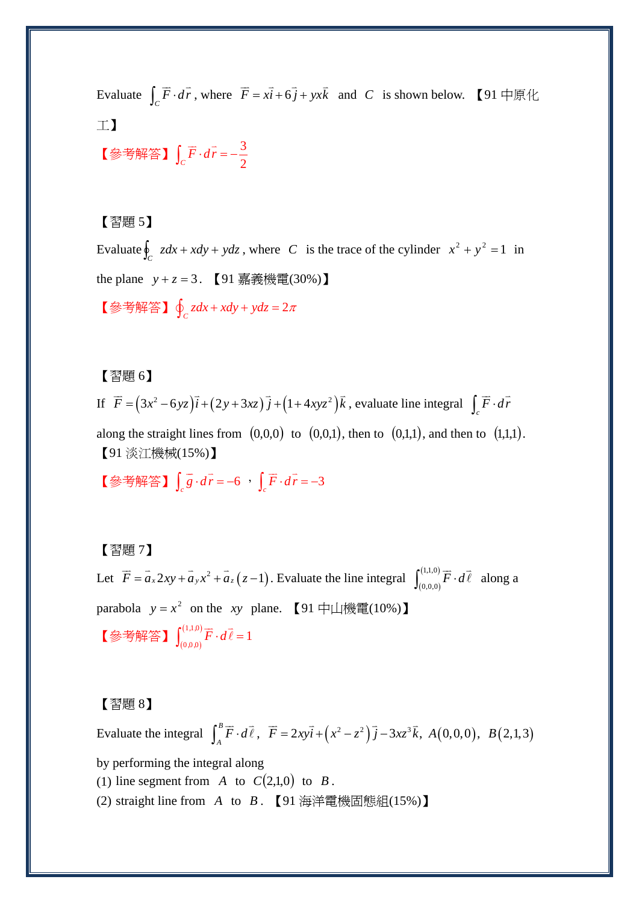Evaluate $\int_C \vec{F}\cdot d\vec{r}$, where $\vec{F}=x\vec{i}+6\vec{j}+yx\vec{k}$ and $C$ is shown below. 【91 中原化工】

【參考解答】$\int_C \vec{F}\cdot d\vec{r}=-\frac{3}{2}$

【習題 5】

Evaluate $\oint_C zdx+xdy+ydz$, where $C$ is the trace of the cylinder $x^2+y^2=1$ in the plane $y+z=3$. 【91 嘉義機電(30%)】

【參考解答】$\oint_C zdx+xdy+ydz=2\pi$

【習題 6】

If $\vec{F}=\left(3x^2-6yz\right)\vec{i}+\left(2y+3xz\right)\vec{j}+\left(1+4xyz^2\right)\vec{k}$, evaluate line integral $\int_c \vec{F}\cdot d\vec{r}$ along the straight lines from $(0,0,0)$ to $(0,0,1)$, then to $(0,1,1)$, and then to $(1,1,1)$.
【91 淡江機械(15%)】

【參考解答】$\int_c \vec{g}\cdot d\vec{r}=-6$ ，$\int_c \vec{F}\cdot d\vec{r}=-3$

【習題 7】

Let $\vec{F}=\vec{a}_x 2xy+\vec{a}_y x^2+\vec{a}_z\left(z-1\right)$. Evaluate the line integral $\int_{(0,0,0)}^{(1,1,0)}\vec{F}\cdot d\vec{\ell}$ along a parabola $y=x^2$ on the $xy$ plane. 【91 中山機電(10%)】

【參考解答】$\int_{(0,0,0)}^{(1,1,0)}\vec{F}\cdot d\vec{\ell}=1$

【習題 8】

Evaluate the integral $\int_A^B \vec{F}\cdot d\vec{\ell}$, $\vec{F}=2xy\vec{i}+\left(x^2-z^2\right)\vec{j}-3xz^3\vec{k}$, $A(0,0,0)$, $B(2,1,3)$ by performing the integral along

(1) line segment from $A$ to $C(2,1,0)$ to $B$.

(2) straight line from $A$ to $B$. 【91 海洋電機固態組(15%)】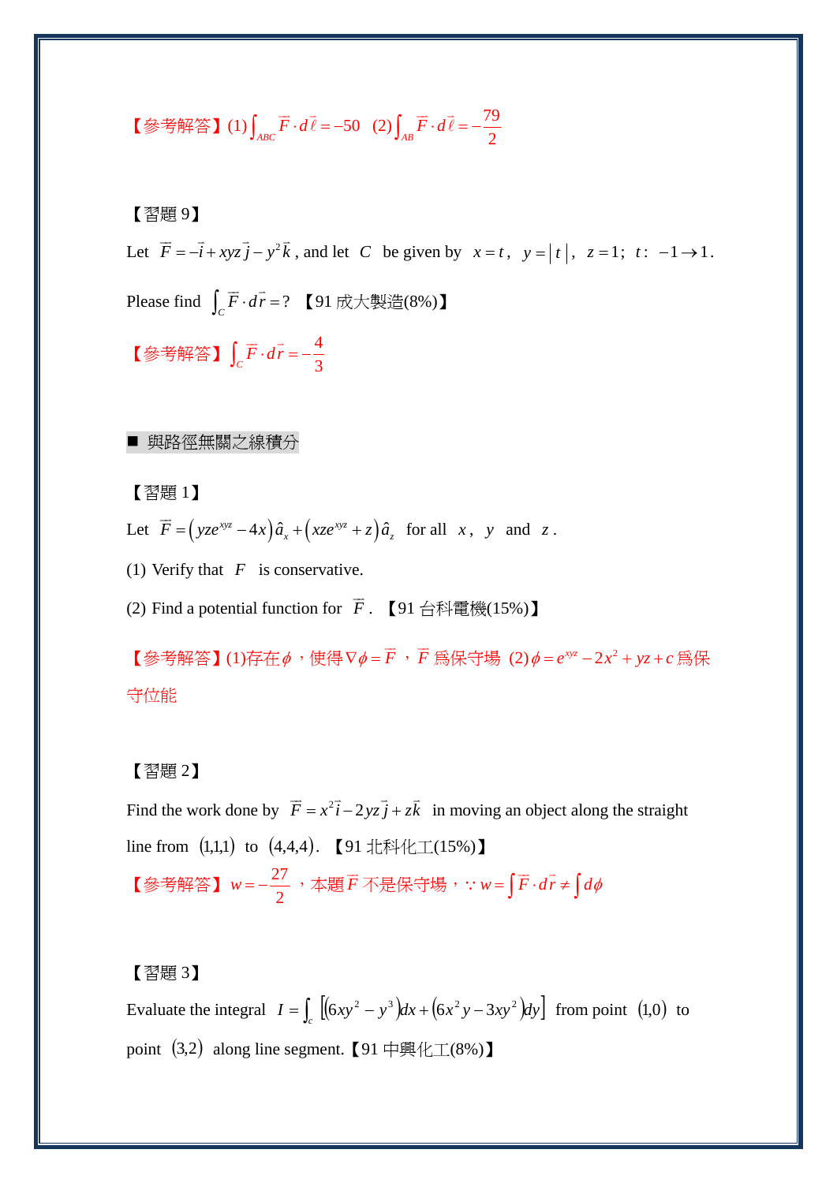【參考解答】(1) $\int_{ABC} \vec{F} \cdot d\vec{\ell} = -50$ (2) $\int_{AB} \vec{F} \cdot d\vec{\ell} = -\frac{79}{2}$

【習題 9】

Let $\vec{F} = -\vec{i} + xyz\vec{j} - y^2\vec{k}$, and let $C$ be given by $x = t$, $y = |t|$, $z = 1$; $t$: $-1 \to 1$.

Please find $\int_C \vec{F} \cdot d\vec{r} = ?$ 【91 成大製造(8%)】

【參考解答】$\int_C \vec{F} \cdot d\vec{r} = -\frac{4}{3}$

■ 與路徑無關之線積分

【習題 1】

Let $\vec{F} = \left(yze^{xyz} - 4x\right)\hat{a}_x + \left(xze^{xyz} + z\right)\hat{a}_z$ for all $x$, $y$ and $z$.

(1) Verify that $F$ is conservative.

(2) Find a potential function for $\vec{F}$. 【91 台科電機(15%)】

【參考解答】(1)存在$\phi$，使得$\nabla\phi = \vec{F}$，$\vec{F}$ 為保守場 (2) $\phi = e^{xyz} - 2x^2 + yz + c$ 為保守位能

【習題 2】

Find the work done by $\vec{F} = x^2\vec{i} - 2yz\vec{j} + z\vec{k}$ in moving an object along the straight line from $(1,1,1)$ to $(4,4,4)$. 【91 北科化工(15%)】

【參考解答】$w = -\frac{27}{2}$，本題$\vec{F}$ 不是保守場，$\because w = \int \vec{F} \cdot d\vec{r} \neq \int d\phi$

【習題 3】

Evaluate the integral $I = \int_c \left[\left(6xy^2 - y^3\right)dx + \left(6x^2y - 3xy^2\right)dy\right]$ from point $(1,0)$ to point $(3,2)$ along line segment.【91 中興化工(8%)】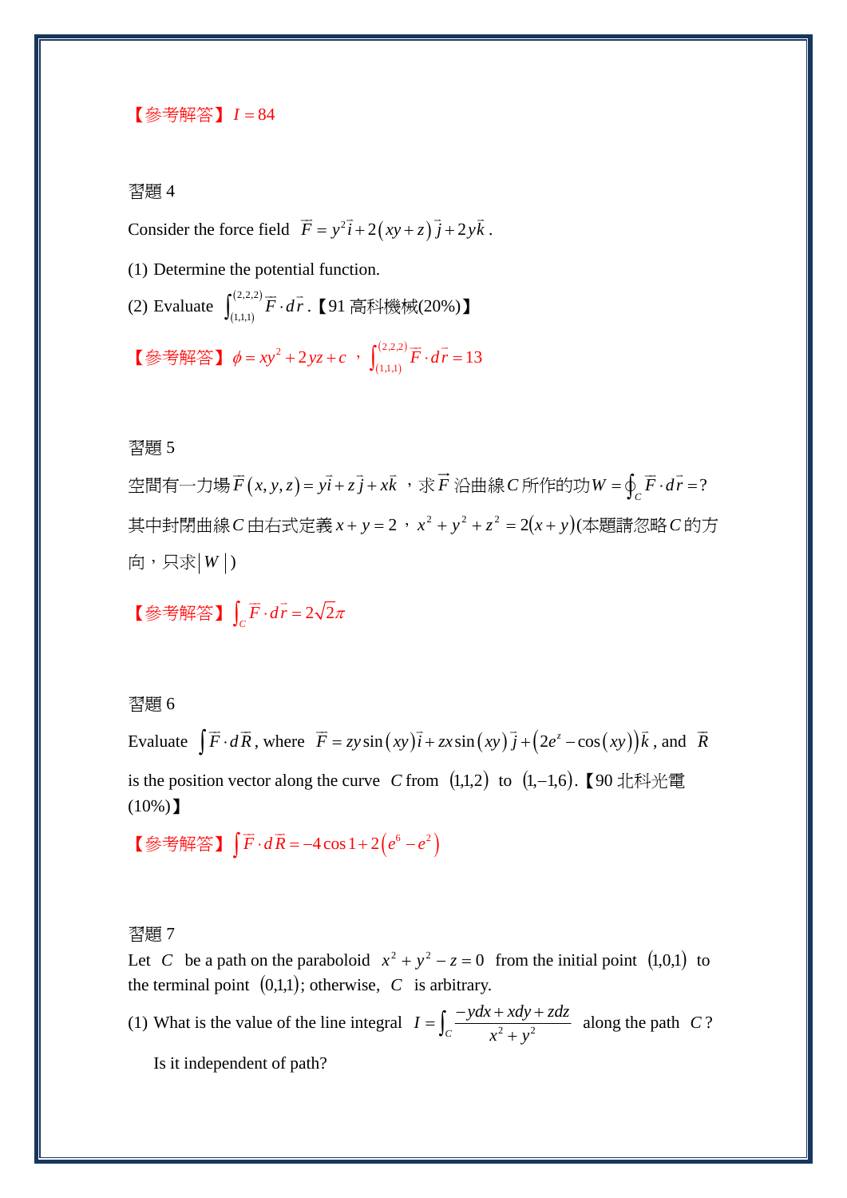【參考解答】 $I = 84$

習題 4

Consider the force field $\vec{F} = y^2\vec{i} + 2(xy+z)\vec{j} + 2y\vec{k}$.

(1) Determine the potential function.

(2) Evaluate $\int_{(1,1,1)}^{(2,2,2)} \vec{F} \cdot d\vec{r}$.【91 高科機械(20%)】

【參考解答】 $\phi = xy^2 + 2yz + c$ ， $\int_{(1,1,1)}^{(2,2,2)} \vec{F} \cdot d\vec{r} = 13$

習題 5

空間有一力場 $\vec{F}(x,y,z) = y\vec{i} + z\vec{j} + x\vec{k}$ ，求 $\vec{F}$ 沿曲線 $C$ 所作的功 $W = \oint_C \vec{F} \cdot d\vec{r} = ?$ 其中封閉曲線 $C$ 由右式定義 $x+y=2$ ， $x^2+y^2+z^2 = 2(x+y)$(本題請忽略 $C$ 的方向，只求 $|W|$)

【參考解答】 $\int_C \vec{F} \cdot d\vec{r} = 2\sqrt{2}\pi$

習題 6

Evaluate $\int \vec{F} \cdot d\vec{R}$, where $\vec{F} = zy\sin(xy)\vec{i} + zx\sin(xy)\vec{j} + (2e^z - \cos(xy))\vec{k}$, and $\vec{R}$ is the position vector along the curve $C$ from $(1,1,2)$ to $(1,-1,6)$.【90 北科光電(10%)】

【參考解答】 $\int \vec{F} \cdot d\vec{R} = -4\cos 1 + 2(e^6 - e^2)$

習題 7

Let $C$ be a path on the paraboloid $x^2 + y^2 - z = 0$ from the initial point $(1,0,1)$ to the terminal point $(0,1,1)$; otherwise, $C$ is arbitrary.

(1) What is the value of the line integral $I = \int_C \dfrac{-ydx + xdy + zdz}{x^2+y^2}$ along the path $C$?

Is it independent of path?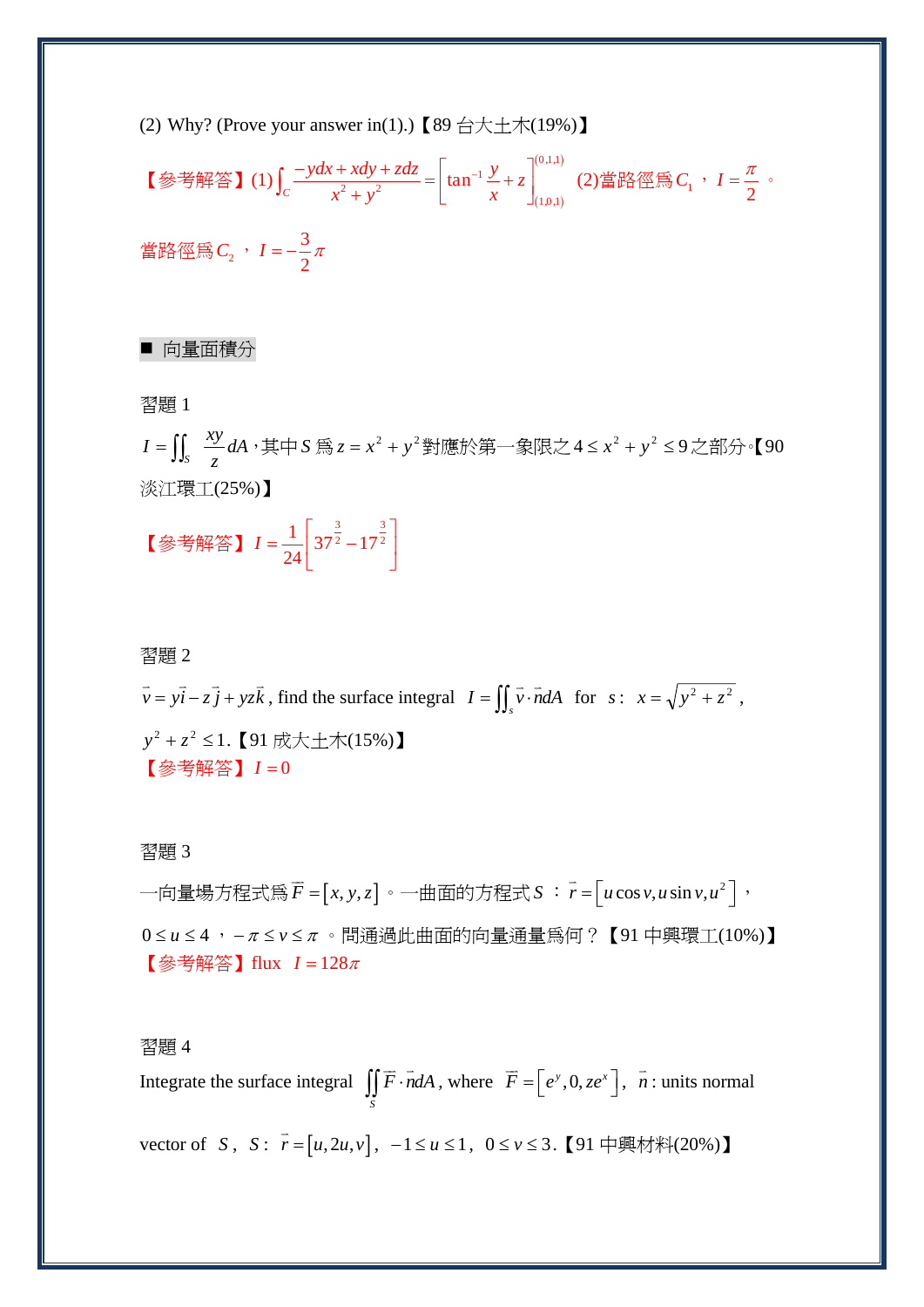(2) Why? (Prove your answer in(1).)【89 台大土木(19%)】

【參考解答】(1) $\int_C \frac{-ydx+xdy+zdz}{x^2+y^2} = \left[\tan^{-1}\frac{y}{x}+z\right]_{(1,0,1)}^{(0,1,1)}$ (2)當路徑爲 $C_1$，$I=\frac{\pi}{2}$。

當路徑爲 $C_2$，$I=-\frac{3}{2}\pi$

■ 向量面積分

習題 1

$I=\iint_S \frac{xy}{z}dA$，其中 $S$ 爲 $z=x^2+y^2$ 對應於第一象限之 $4\le x^2+y^2\le 9$ 之部分。【90 淡江環工(25%)】

【參考解答】$I=\frac{1}{24}\left[37^{\frac{3}{2}}-17^{\frac{3}{2}}\right]$

習題 2

$\vec{v}=y\vec{i}-z\vec{j}+yz\vec{k}$, find the surface integral $I=\iint_s \vec{v}\cdot\vec{n}dA$ for $s:\ x=\sqrt{y^2+z^2}$, $y^2+z^2\le 1$.【91 成大土木(15%)】

【參考解答】$I=0$

習題 3

一向量場方程式爲 $\vec{F}=[x,y,z]$。一曲面的方程式 $S$：$\vec{r}=\left[u\cos v, u\sin v, u^2\right]$，$0\le u\le 4$，$-\pi\le v\le\pi$。問通過此曲面的向量通量爲何？【91 中興環工(10%)】

【參考解答】flux $I=128\pi$

習題 4

Integrate the surface integral $\iint_S \vec{F}\cdot\vec{n}dA$, where $\vec{F}=\left[e^y,0,ze^x\right]$, $\vec{n}$: units normal vector of $S$, $S$: $\vec{r}=[u,2u,v]$, $-1\le u\le 1$, $0\le v\le 3$.【91 中興材料(20%)】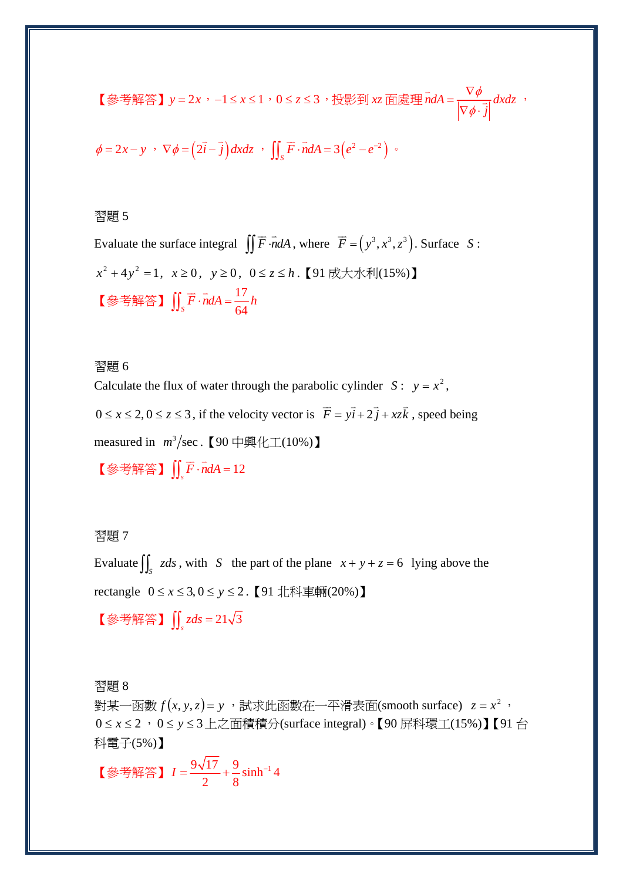【參考解答】$y=2x$，$-1\le x\le 1$，$0\le z\le 3$，投影到 $xz$ 面處理 $\vec{n}dA=\dfrac{\nabla\phi}{\left|\nabla\phi\cdot\vec{j}\right|}dxdz$，

$\phi=2x-y$，$\nabla\phi=\left(2\vec{i}-\vec{j}\right)dxdz$，$\iint_S \vec{F}\cdot\vec{n}dA=3\left(e^2-e^{-2}\right)$。

習題 5

Evaluate the surface integral $\iint \vec{F}\cdot\vec{n}dA$, where $\vec{F}=\left(y^3,x^3,z^3\right)$. Surface $S$:

$x^2+4y^2=1,\ x\ge 0,\ y\ge 0,\ 0\le z\le h$.【91 成大水利(15%)】

【參考解答】$\iint_S \vec{F}\cdot\vec{n}dA=\dfrac{17}{64}h$

習題 6

Calculate the flux of water through the parabolic cylinder $S:\ y=x^2$,

$0\le x\le 2, 0\le z\le 3$, if the velocity vector is $\vec{F}=y\vec{i}+2\vec{j}+xz\vec{k}$, speed being

measured in $m^3/\text{sec}$.【90 中興化工(10%)】

【參考解答】$\iint_s \vec{F}\cdot\vec{n}dA=12$

習題 7

Evaluate $\iint_S zds$, with $S$ the part of the plane $x+y+z=6$ lying above the

rectangle $0\le x\le 3, 0\le y\le 2$.【91 北科車輛(20%)】

【參考解答】$\iint_s zds=21\sqrt{3}$

習題 8

對某一函數 $f(x,y,z)=y$，試求此函數在一平滑表面(smooth surface) $z=x^2$，$0\le x\le 2$，$0\le y\le 3$ 上之面積積分(surface integral)。【90 屏科環工(15%)】【91 台科電子(5%)】

【參考解答】$I=\dfrac{9\sqrt{17}}{2}+\dfrac{9}{8}\sinh^{-1}4$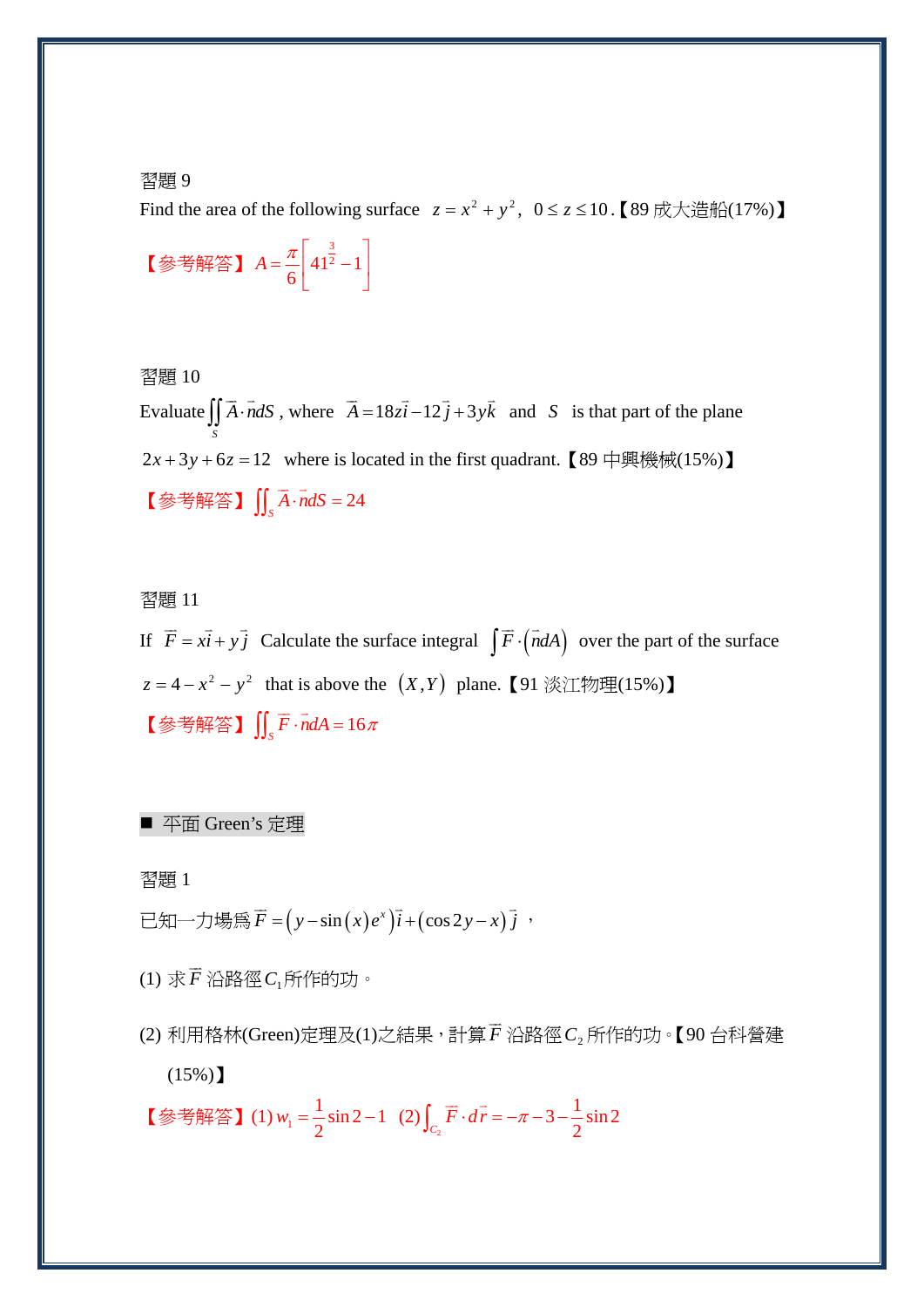習題 9

Find the area of the following surface $z = x^2 + y^2$, $0 \le z \le 10$.【89 成大造船(17%)】

【參考解答】$A = \dfrac{\pi}{6}\left[41^{\frac{3}{2}} - 1\right]$

習題 10

Evaluate $\iint_S \vec{A} \cdot \vec{n} dS$, where $\vec{A} = 18z\vec{i} - 12\vec{j} + 3y\vec{k}$ and $S$ is that part of the plane $2x + 3y + 6z = 12$ where is located in the first quadrant.【89 中興機械(15%)】

【參考解答】$\iint_S \vec{A} \cdot \vec{n} dS = 24$

習題 11

If $\vec{F} = x\vec{i} + y\vec{j}$ Calculate the surface integral $\int \vec{F} \cdot (\vec{n} dA)$ over the part of the surface $z = 4 - x^2 - y^2$ that is above the $(X, Y)$ plane.【91 淡江物理(15%)】

【參考解答】$\iint_S \vec{F} \cdot \vec{n} dA = 16\pi$

■ 平面 Green's 定理

習題 1

已知一力場爲 $\vec{F} = (y - \sin(x)e^x)\vec{i} + (\cos 2y - x)\vec{j}$，

(1) 求 $\vec{F}$ 沿路徑 $C_1$ 所作的功。

(2) 利用格林(Green)定理及(1)之結果，計算 $\vec{F}$ 沿路徑 $C_2$ 所作的功。【90 台科營建(15%)】

【參考解答】(1) $w_1 = \dfrac{1}{2}\sin 2 - 1$  (2) $\int_{C_2} \vec{F} \cdot d\vec{r} = -\pi - 3 - \dfrac{1}{2}\sin 2$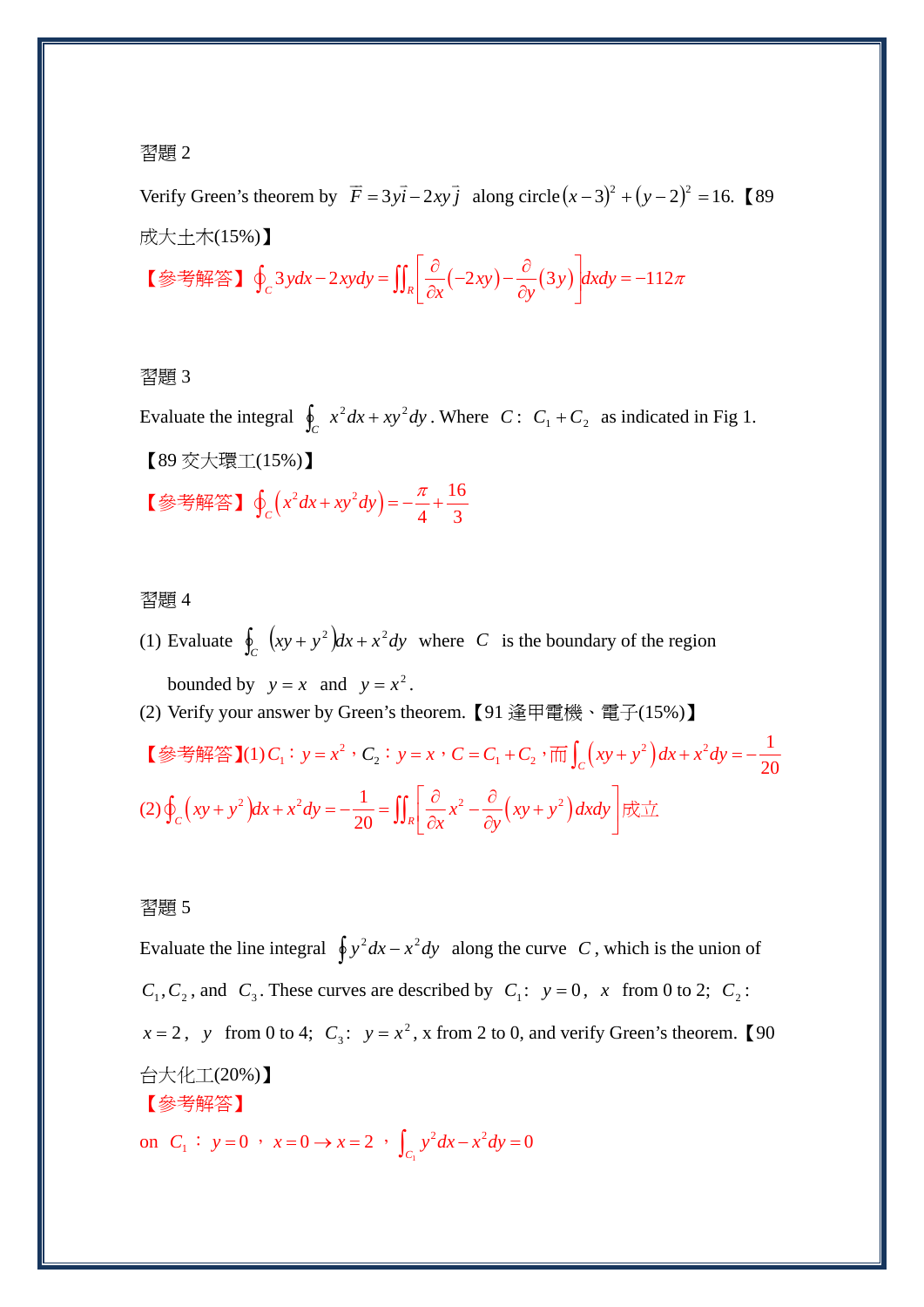習題 2

Verify Green's theorem by $\vec{F}=3y\vec{i}-2xy\vec{j}$ along circle $(x-3)^2+(y-2)^2=16$.【89 成大土木(15%)】

【參考解答】$\oint_C 3ydx-2xydy=\iint_R\left[\frac{\partial}{\partial x}(-2xy)-\frac{\partial}{\partial y}(3y)\right]dxdy=-112\pi$

習題 3

Evaluate the integral $\oint_C x^2dx+xy^2dy$. Where $C$: $C_1+C_2$ as indicated in Fig 1.

【89 交大環工(15%)】

【參考解答】$\oint_C\left(x^2dx+xy^2dy\right)=-\frac{\pi}{4}+\frac{16}{3}$

習題 4

(1) Evaluate $\oint_C (xy+y^2)dx+x^2dy$ where $C$ is the boundary of the region bounded by $y=x$ and $y=x^2$.

(2) Verify your answer by Green's theorem.【91 逢甲電機、電子(15%)】

【參考解答】(1) $C_1$：$y=x^2$，$C_2$：$y=x$，$C=C_1+C_2$，而 $\int_C\left(xy+y^2\right)dx+x^2dy=-\frac{1}{20}$

(2) $\oint_C\left(xy+y^2\right)dx+x^2dy=-\frac{1}{20}=\iint_R\left[\frac{\partial}{\partial x}x^2-\frac{\partial}{\partial y}\left(xy+y^2\right)dxdy\right]$ 成立

習題 5

Evaluate the line integral $\oint y^2dx-x^2dy$ along the curve $C$, which is the union of $C_1, C_2$, and $C_3$. These curves are described by $C_1$: $y=0$, $x$ from 0 to 2; $C_2$: $x=2$, $y$ from 0 to 4; $C_3$: $y=x^2$, x from 2 to 0, and verify Green's theorem.【90 台大化工(20%)】

【參考解答】

on $C_1$：$y=0$，$x=0\to x=2$，$\int_{C_1} y^2dx-x^2dy=0$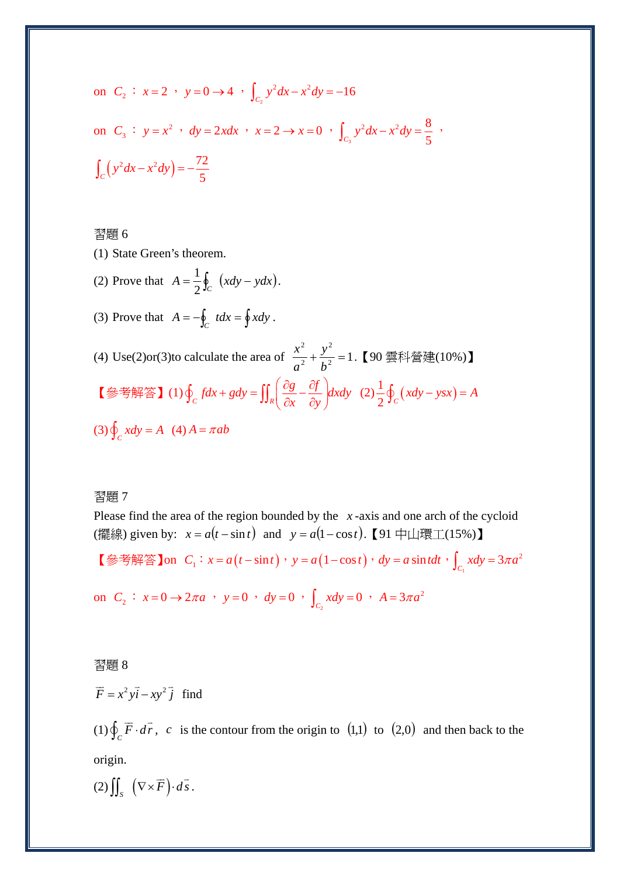on $C_2$ ： $x=2$ ， $y=0\rightarrow 4$ ， $\int_{C_2} y^2dx-x^2dy=-16$

on $C_3$ ： $y=x^2$ ， $dy=2xdx$ ， $x=2\rightarrow x=0$ ， $\int_{C_3} y^2dx-x^2dy=\frac{8}{5}$ ，

$\int_C\left(y^2dx-x^2dy\right)=-\frac{72}{5}$

習題 6

(1) State Green's theorem.

(2) Prove that $A=\frac{1}{2}\oint_C\left(xdy-ydx\right)$.

(3) Prove that $A=-\oint_C tdx=\oint xdy$ .

(4) Use(2)or(3)to calculate the area of $\frac{x^2}{a^2}+\frac{y^2}{b^2}=1$.【90 雲科營建(10%)】

【參考解答】(1) $\oint_C fdx+gdy=\iint_R\left(\frac{\partial g}{\partial x}-\frac{\partial f}{\partial y}\right)dxdy$ (2) $\frac{1}{2}\oint_C\left(xdy-ysx\right)=A$

(3) $\oint_C xdy=A$ (4) $A=\pi ab$

習題 7

Please find the area of the region bounded by the $x$-axis and one arch of the cycloid (擺線) given by: $x=a(t-\sin t)$ and $y=a(1-\cos t)$.【91 中山環工(15%)】

【參考解答】on $C_1$：$x=a\left(t-\sin t\right)$，$y=a\left(1-\cos t\right)$，$dy=a\sin tdt$，$\int_{C_1} xdy=3\pi a^2$

on $C_2$ ： $x=0\rightarrow 2\pi a$ ， $y=0$ ， $dy=0$ ， $\int_{C_2} xdy=0$ ， $A=3\pi a^2$

習題 8

$\vec{F}=x^2y\vec{i}-xy^2\vec{j}$ find

(1) $\oint_C\vec{F}\cdot d\vec{r}$, $c$ is the contour from the origin to $(1,1)$ to $(2,0)$ and then back to the origin.

(2) $\iint_S\left(\nabla\times\vec{F}\right)\cdot d\vec{s}$.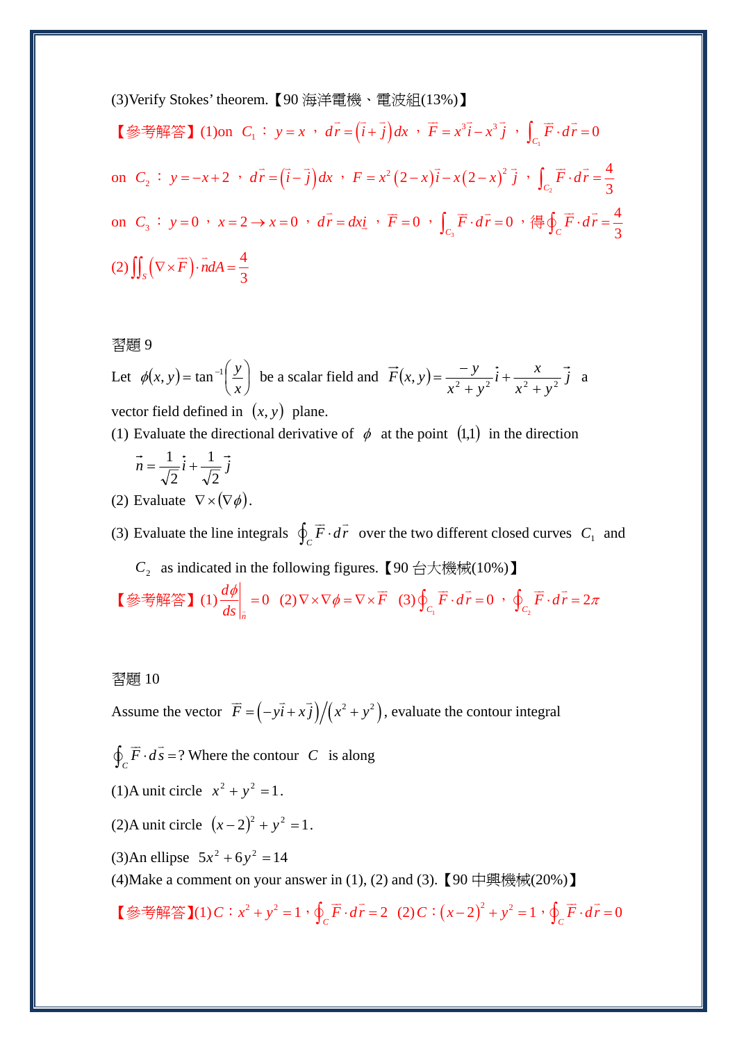(3)Verify Stokes' theorem.【90 海洋電機、電波組(13%)】

【參考解答】(1)on $C_1$ ： $y = x$ ， $d\vec{r} = (\vec{i} + \vec{j})dx$ ， $\vec{F} = x^3\vec{i} - x^3\vec{j}$ ， $\int_{C_1} \vec{F} \cdot d\vec{r} = 0$

on $C_2$ ： $y = -x + 2$ ， $d\vec{r} = (\vec{i} - \vec{j})dx$ ， $F = x^2(2-x)\vec{i} - x(2-x)^2\vec{j}$ ， $\int_{C_2} \vec{F} \cdot d\vec{r} = \frac{4}{3}$

on $C_3$ ： $y = 0$ ， $x = 2 \to x = 0$ ， $d\vec{r} = dx\underline{i}$ ， $\vec{F} = 0$ ， $\int_{C_3} \vec{F} \cdot d\vec{r} = 0$ ，得 $\oint_C \vec{F} \cdot d\vec{r} = \frac{4}{3}$

(2) $\iint_S (\nabla \times \vec{F}) \cdot \vec{n} dA = \frac{4}{3}$

習題 9

Let $\phi(x, y) = \tan^{-1}\left(\frac{y}{x}\right)$ be a scalar field and $\vec{F}(x, y) = \frac{-y}{x^2 + y^2}\vec{i} + \frac{x}{x^2 + y^2}\vec{j}$ a vector field defined in $(x, y)$ plane.

(1) Evaluate the directional derivative of $\phi$ at the point $(1,1)$ in the direction $\vec{n} = \frac{1}{\sqrt{2}}\vec{i} + \frac{1}{\sqrt{2}}\vec{j}$

(2) Evaluate $\nabla \times (\nabla \phi)$.

(3) Evaluate the line integrals $\oint_C \vec{F} \cdot d\vec{r}$ over the two different closed curves $C_1$ and $C_2$ as indicated in the following figures.【90 台大機械(10%)】

【參考解答】(1) $\left.\frac{d\phi}{ds}\right|_{\vec{n}} = 0$ (2) $\nabla \times \nabla \phi = \nabla \times \vec{F}$ (3) $\oint_{C_1} \vec{F} \cdot d\vec{r} = 0$ ， $\oint_{C_2} \vec{F} \cdot d\vec{r} = 2\pi$

習題 10

Assume the vector $\vec{F} = (-y\vec{i} + x\vec{j})/(x^2 + y^2)$, evaluate the contour integral

$\oint_C \vec{F} \cdot d\vec{s} = ?$ Where the contour $C$ is along

(1)A unit circle $x^2 + y^2 = 1$.

(2)A unit circle $(x-2)^2 + y^2 = 1$.

(3)An ellipse $5x^2 + 6y^2 = 14$

(4)Make a comment on your answer in (1), (2) and (3).【90 中興機械(20%)】

【參考解答】(1) $C$ ： $x^2 + y^2 = 1$ ， $\oint_C \vec{F} \cdot d\vec{r} = 2$ (2) $C$ ： $(x-2)^2 + y^2 = 1$ ， $\oint_C \vec{F} \cdot d\vec{r} = 0$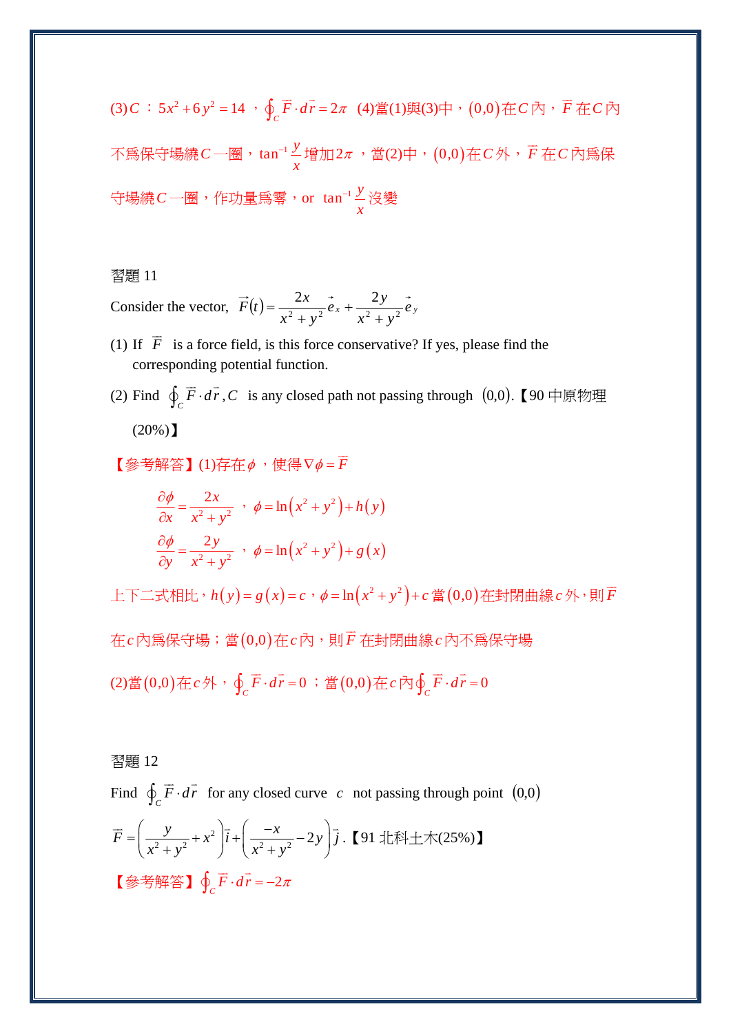(3) $C$ ：$5x^2+6y^2=14$ ，$\oint_C \vec{F}\cdot d\vec{r}=2\pi$ (4)當(1)與(3)中，$(0,0)$在$C$內，$\vec{F}$在$C$內不爲保守場繞$C$一圈，$\tan^{-1}\dfrac{y}{x}$增加$2\pi$ ，當(2)中，$(0,0)$在$C$外，$\vec{F}$在$C$內爲保守場繞$C$一圈，作功量爲零，or $\tan^{-1}\dfrac{y}{x}$沒變

習題 11

Consider the vector, $\vec{F}(t)=\dfrac{2x}{x^2+y^2}\vec{e}_x+\dfrac{2y}{x^2+y^2}\vec{e}_y$

(1) If $\vec{F}$ is a force field, is this force conservative? If yes, please find the corresponding potential function.

(2) Find $\oint_C \vec{F}\cdot d\vec{r}, C$ is any closed path not passing through $(0,0)$.【90 中原物理 (20%)】

【參考解答】(1)存在$\phi$ ，使得$\nabla\phi=\vec{F}$

$$\frac{\partial\phi}{\partial x}=\frac{2x}{x^2+y^2}\text{ ，}\phi=\ln\left(x^2+y^2\right)+h(y)$$

$$\frac{\partial\phi}{\partial y}=\frac{2y}{x^2+y^2}\text{ ，}\phi=\ln\left(x^2+y^2\right)+g(x)$$

上下二式相比，$h(y)=g(x)=c$，$\phi=\ln\left(x^2+y^2\right)+c$ 當$(0,0)$在封閉曲線$c$外，則$\vec{F}$在$c$內爲保守場；當$(0,0)$在$c$內，則$\vec{F}$在封閉曲線$c$內不爲保守場

(2)當$(0,0)$在$c$外，$\oint_C \vec{F}\cdot d\vec{r}=0$ ；當$(0,0)$在$c$內$\oint_C \vec{F}\cdot d\vec{r}=0$

習題 12

Find $\oint_C \vec{F}\cdot d\vec{r}$ for any closed curve $c$ not passing through point $(0,0)$

$\vec{F}=\left(\dfrac{y}{x^2+y^2}+x^2\right)\vec{i}+\left(\dfrac{-x}{x^2+y^2}-2y\right)\vec{j}$ .【91 北科土木(25%)】

【參考解答】$\oint_C \vec{F}\cdot d\vec{r}=-2\pi$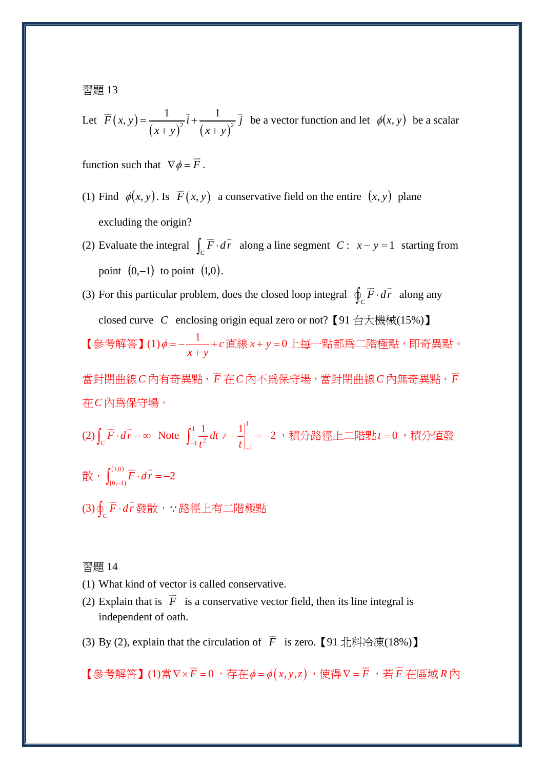習題 13

Let $\vec{F}(x,y)=\dfrac{1}{(x+y)^2}\vec{i}+\dfrac{1}{(x+y)^2}\vec{j}$ be a vector function and let $\phi(x,y)$ be a scalar function such that $\nabla\phi=\vec{F}$.

(1) Find $\phi(x,y)$. Is $\vec{F}(x,y)$ a conservative field on the entire $(x,y)$ plane excluding the origin?

(2) Evaluate the integral $\int_C \vec{F}\cdot d\vec{r}$ along a line segment $C$: $x-y=1$ starting from point $(0,-1)$ to point $(1,0)$.

(3) For this particular problem, does the closed loop integral $\oint_C \vec{F}\cdot d\vec{r}$ along any closed curve $C$ enclosing origin equal zero or not?【91 台大機械(15%)】

【參考解答】(1) $\phi=-\dfrac{1}{x+y}+c$ 直線 $x+y=0$ 上每一點都爲二階極點，即奇異點。當封閉曲線 $C$ 內有奇異點，$\vec{F}$ 在 $C$ 內不爲保守場，當封閉曲線 $C$ 內無奇異點，$\vec{F}$ 在 $C$ 內爲保守場。

(2) $\int_C \vec{F}\cdot d\vec{r}=\infty$ Note $\int_{-1}^{1}\dfrac{1}{t^2}dt\neq-\dfrac{1}{t}\Big|_{-1}^{1}=-2$，積分路徑上二階點 $t=0$，積分值發散，$\int_{(0,-1)}^{(1,0)}\vec{F}\cdot d\vec{r}=-2$

(3) $\oint_C \vec{F}\cdot d\vec{r}$ 發散，$\because$ 路徑上有二階極點

習題 14

(1) What kind of vector is called conservative.

(2) Explain that is $\vec{F}$ is a conservative vector field, then its line integral is independent of oath.

(3) By (2), explain that the circulation of $\vec{F}$ is zero.【91 北科冷凍(18%)】

【參考解答】(1)當 $\nabla\times\vec{F}=0$，存在 $\phi=\phi(x,y,z)$，使得 $\nabla=\vec{F}$，若 $\vec{F}$ 在區域 $R$ 內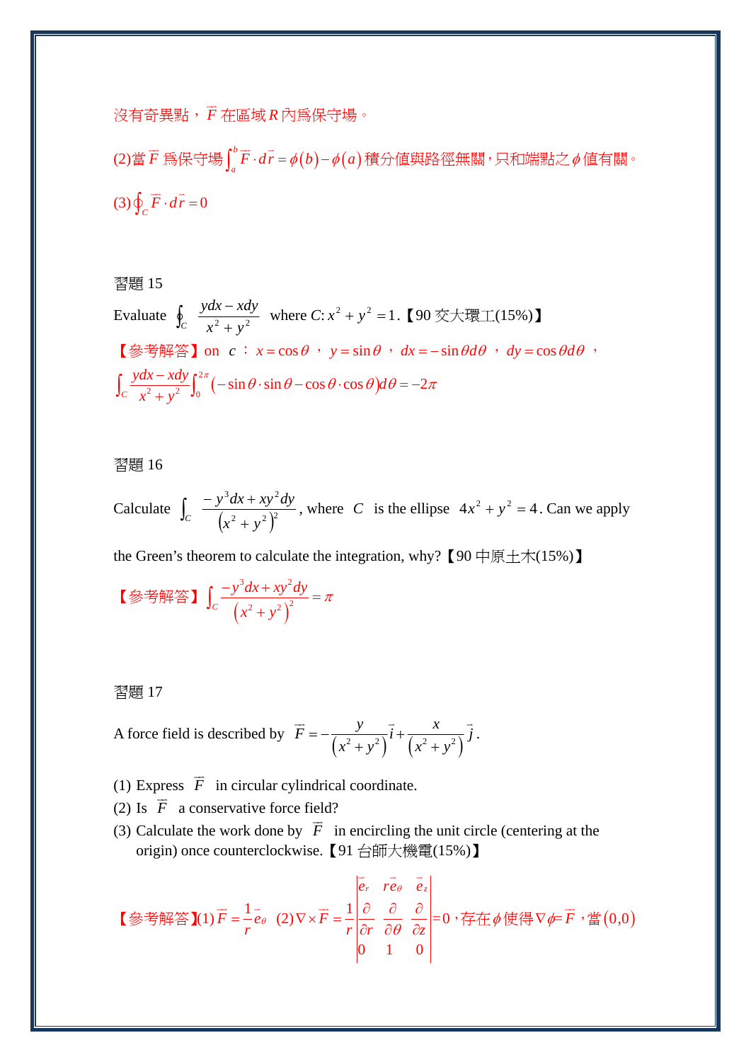沒有奇異點，$\vec{F}$ 在區域 $R$ 內爲保守場。

(2)當 $\vec{F}$ 爲保守場 $\int_a^b \vec{F}\cdot d\vec{r} = \phi(b)-\phi(a)$ 積分值與路徑無關，只和端點之 $\phi$ 值有關。

(3) $\oint_C \vec{F}\cdot d\vec{r} = 0$

習題 15

Evaluate $\oint_C \dfrac{ydx - xdy}{x^2+y^2}$ where $C: x^2+y^2=1$.【90 交大環工(15%)】

【參考解答】on $c$ ： $x=\cos\theta$ ， $y=\sin\theta$ ， $dx=-\sin\theta d\theta$ ， $dy=\cos\theta d\theta$ ，

$$\int_C \frac{ydx-xdy}{x^2+y^2}\int_0^{2\pi}(-\sin\theta\cdot\sin\theta-\cos\theta\cdot\cos\theta)d\theta=-2\pi$$

習題 16

Calculate $\int_C \dfrac{-y^3dx+xy^2dy}{\left(x^2+y^2\right)^2}$, where $C$ is the ellipse $4x^2+y^2=4$. Can we apply the Green's theorem to calculate the integration, why?【90 中原土木(15%)】

【參考解答】 $\int_C \dfrac{-y^3dx+xy^2dy}{\left(x^2+y^2\right)^2}=\pi$

習題 17

A force field is described by $\vec{F}=-\dfrac{y}{\left(x^2+y^2\right)}\vec{i}+\dfrac{x}{\left(x^2+y^2\right)}\vec{j}$.

(1) Express $\vec{F}$ in circular cylindrical coordinate.
(2) Is $\vec{F}$ a conservative force field?
(3) Calculate the work done by $\vec{F}$ in encircling the unit circle (centering at the origin) once counterclockwise.【91 台師大機電(15%)】

【參考解答】(1) $\vec{F}=\dfrac{1}{r}\vec{e}_\theta$ (2) $\nabla\times\vec{F}=\dfrac{1}{r}\begin{vmatrix}\vec{e}_r & r\vec{e}_\theta & \vec{e}_z\\ \dfrac{\partial}{\partial r} & \dfrac{\partial}{\partial\theta} & \dfrac{\partial}{\partial z}\\ 0 & 1 & 0\end{vmatrix}=0$，存在 $\phi$ 使得 $\nabla\phi=\vec{F}$，當 $(0,0)$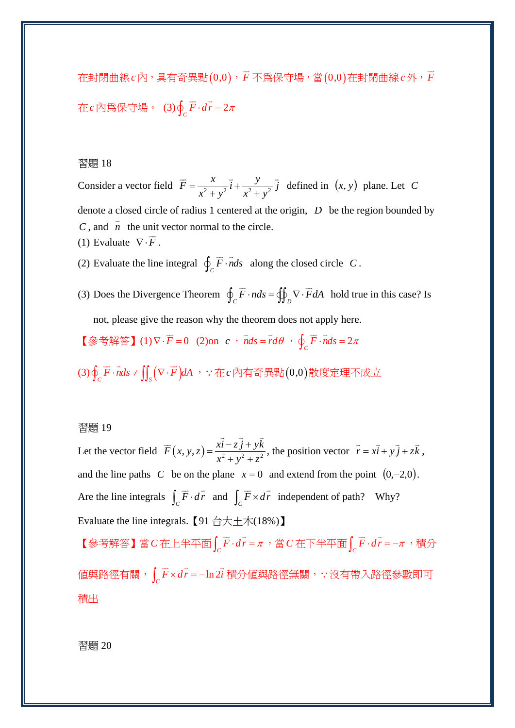在封閉曲線$c$內，具有奇異點$(0,0)$，$\vec{F}$ 不爲保守場，當$(0,0)$在封閉曲線$c$外，$\vec{F}$ 在$c$內爲保守場。 (3)$\oint_C \vec{F}\cdot d\vec{r} = 2\pi$

習題 18

Consider a vector field $\vec{F} = \dfrac{x}{x^2+y^2}\vec{i} + \dfrac{y}{x^2+y^2}\vec{j}$ defined in $(x,y)$ plane. Let $C$ denote a closed circle of radius 1 centered at the origin, $D$ be the region bounded by $C$, and $\vec{n}$ the unit vector normal to the circle.

(1) Evaluate $\nabla\cdot\vec{F}$.

(2) Evaluate the line integral $\oint_C \vec{F}\cdot\vec{n}ds$ along the closed circle $C$.

(3) Does the Divergence Theorem $\oint_C \vec{F}\cdot nds = \oiint_D \nabla\cdot\vec{F}dA$ hold true in this case? Is not, please give the reason why the theorem does not apply here.

【參考解答】(1)$\nabla\cdot\vec{F} = 0$ (2)on $c$，$\vec{n}ds = \vec{r}d\theta$，$\oint_C \vec{F}\cdot\vec{n}ds = 2\pi$

(3)$\oint_C \vec{F}\cdot\vec{n}ds \neq \iint_S \left(\nabla\cdot\vec{F}\right)dA$，$\because$在$c$內有奇異點$(0,0)$散度定理不成立

習題 19

Let the vector field $\vec{F}(x,y,z) = \dfrac{x\vec{i} - z\vec{j} + y\vec{k}}{x^2+y^2+z^2}$, the position vector $\vec{r} = x\vec{i} + y\vec{j} + z\vec{k}$, and the line paths $C$ be on the plane $x=0$ and extend from the point $(0,-2,0)$. Are the line integrals $\int_C \vec{F}\cdot d\vec{r}$ and $\int_C \vec{F}\times d\vec{r}$ independent of path? Why? Evaluate the line integrals.【91 台大土木(18%)】

【參考解答】當$C$在上半平面$\int_C \vec{F}\cdot d\vec{r} = \pi$，當$C$在下半平面$\int_C \vec{F}\cdot d\vec{r} = -\pi$，積分值與路徑有關，$\int_C \vec{F}\times d\vec{r} = -\ln 2\vec{i}$ 積分值與路徑無關，$\because$沒有帶入路徑參數即可積出

習題 20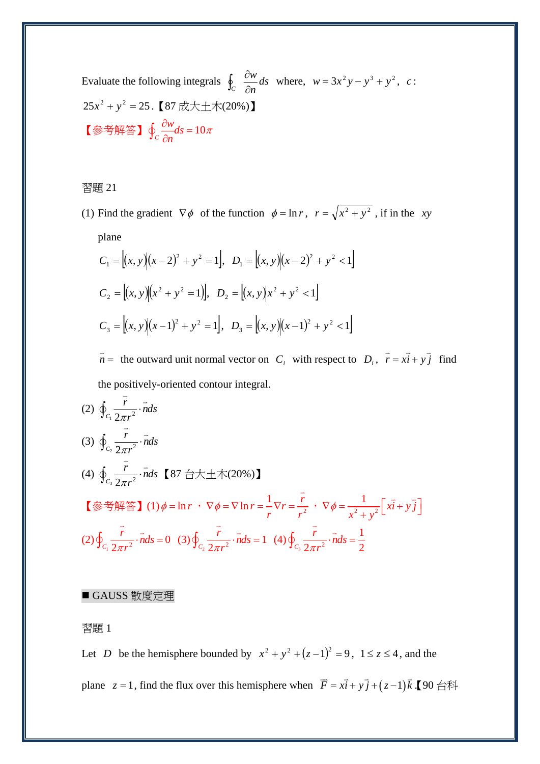Evaluate the following integrals $\oint_C \frac{\partial w}{\partial n} ds$ where, $w = 3x^2y - y^3 + y^2$, $c$: $25x^2 + y^2 = 25$.【87 成大土木(20%)】

【參考解答】$\oint_C \frac{\partial w}{\partial n} ds = 10\pi$

習題 21

(1) Find the gradient $\nabla\phi$ of the function $\phi = \ln r$, $r = \sqrt{x^2 + y^2}$, if in the $xy$ plane

$$C_1 = \left[(x,y)\middle|(x-2)^2 + y^2 = 1\right],\ D_1 = \left[(x,y)\middle|(x-2)^2 + y^2 < 1\right]$$

$$C_2 = \left[(x,y)\middle|(x^2 + y^2 = 1)\right],\ D_2 = \left[(x,y)\middle|x^2 + y^2 < 1\right]$$

$$C_3 = \left[(x,y)\middle|(x-1)^2 + y^2 = 1\right],\ D_3 = \left[(x,y)\middle|(x-1)^2 + y^2 < 1\right]$$

$\vec{n} =$ the outward unit normal vector on $C_i$ with respect to $D_i$, $\vec{r} = x\vec{i} + y\vec{j}$ find the positively-oriented contour integral.

(2) $\oint_{C_1} \frac{\vec{r}}{2\pi r^2} \cdot \vec{n} ds$

(3) $\oint_{C_2} \frac{\vec{r}}{2\pi r^2} \cdot \vec{n} ds$

(4) $\oint_{C_3} \frac{\vec{r}}{2\pi r^2} \cdot \vec{n} ds$【87 台大土木(20%)】

【參考解答】(1) $\phi = \ln r$ ，$\nabla\phi = \nabla \ln r = \frac{1}{r}\nabla r = \frac{\vec{r}}{r^2}$ ，$\nabla\phi = \frac{1}{x^2 + y^2}\left[x\vec{i} + y\vec{j}\right]$

(2) $\oint_{C_1} \frac{\vec{r}}{2\pi r^2} \cdot \vec{n} ds = 0$ (3) $\oint_{C_2} \frac{\vec{r}}{2\pi r^2} \cdot \vec{n} ds = 1$ (4) $\oint_{C_3} \frac{\vec{r}}{2\pi r^2} \cdot \vec{n} ds = \frac{1}{2}$

## ■ GAUSS 散度定理

習題 1

Let $D$ be the hemisphere bounded by $x^2 + y^2 + (z-1)^2 = 9$, $1 \le z \le 4$, and the plane $z = 1$, find the flux over this hemisphere when $\vec{F} = x\vec{i} + y\vec{j} + (z-1)\vec{k}$.【90 台科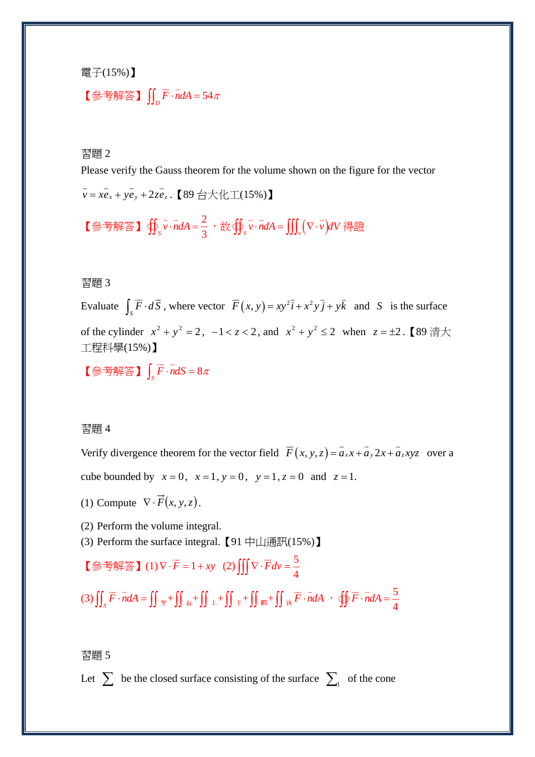電子(15%)】

【參考解答】$\iint_D \vec{F}\cdot\vec{n}dA = 54\pi$

習題 2

Please verify the Gauss theorem for the volume shown on the figure for the vector $\vec{v} = x\vec{e}_x + y\vec{e}_y + 2z\vec{e}_z$ .【89 台大化工(15%)】

【參考解答】$\oiint_S \vec{v}\cdot\vec{n}dA = \dfrac{2}{3}$，故 $\oiint_S \vec{v}\cdot\vec{n}dA = \iiint_v (\nabla\cdot\vec{v})dV$ 得證

習題 3

Evaluate $\int_S \vec{F}\cdot d\vec{S}$ , where vector $\vec{F}(x,y) = xy^2\vec{i} + x^2y\vec{j} + y\vec{k}$ and $S$ is the surface of the cylinder $x^2+y^2=2$, $-1<z<2$, and $x^2+y^2\le 2$ when $z=\pm 2$ .【89 清大工程科學(15%)】

【參考解答】$\int_S \vec{F}\cdot\vec{n}dS = 8\pi$

習題 4

Verify divergence theorem for the vector field $\vec{F}(x,y,z) = \vec{a}_x x + \vec{a}_y 2x + \vec{a}_z xyz$ over a cube bounded by $x=0$, $x=1$, $y=0$, $y=1$, $z=0$ and $z=1$.

(1) Compute $\nabla\cdot\vec{F}(x,y,z)$.

(2) Perform the volume integral.

(3) Perform the surface integral.【91 中山通訊(15%)】

【參考解答】(1) $\nabla\cdot\vec{F} = 1+xy$ (2) $\iiint \nabla\cdot\vec{F}dv = \dfrac{5}{4}$

(3) $\iint_S \vec{F}\cdot\vec{n}dA = \iint_{左} + \iint_{右} + \iint_{上} + \iint_{下} + \iint_{前} + \iint_{後} \vec{F}\cdot\vec{n}dA$，$\oiint \vec{F}\cdot\vec{n}dA = \dfrac{5}{4}$

習題 5

Let $\sum$ be the closed surface consisting of the surface $\sum_1$ of the cone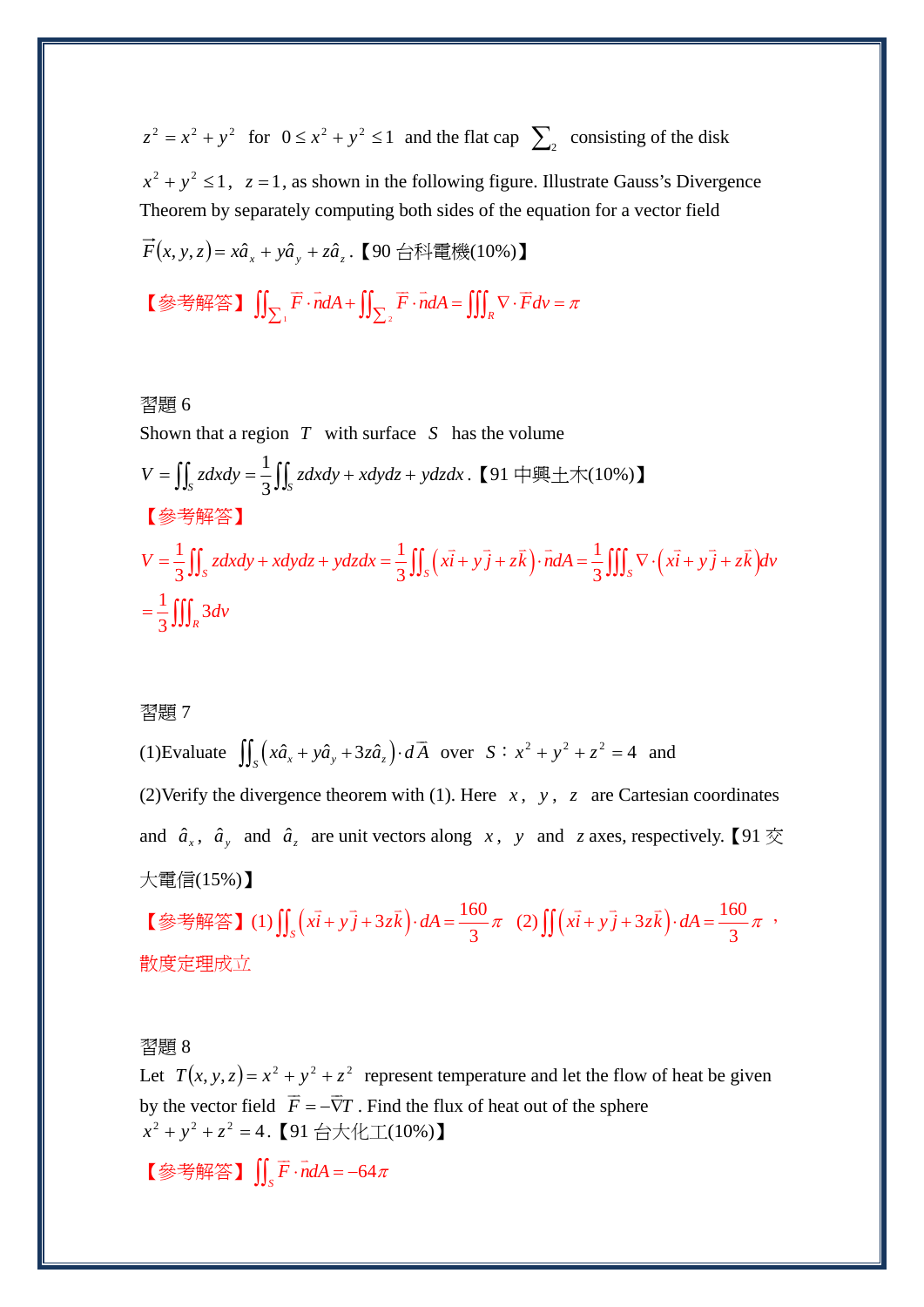$z^2 = x^2 + y^2$ for $0 \le x^2 + y^2 \le 1$ and the flat cap $\sum_2$ consisting of the disk $x^2 + y^2 \le 1$, $z = 1$, as shown in the following figure. Illustrate Gauss's Divergence Theorem by separately computing both sides of the equation for a vector field $\vec{F}(x, y, z) = x\hat{a}_x + y\hat{a}_y + z\hat{a}_z$.【90 台科電機(10%)】

【參考解答】$\iint_{\sum_1} \vec{F} \cdot \vec{n} dA + \iint_{\sum_2} \vec{F} \cdot \vec{n} dA = \iiint_R \nabla \cdot \vec{F} dv = \pi$

習題 6

Shown that a region $T$ with surface $S$ has the volume

$V = \iint_S z dx dy = \frac{1}{3} \iint_S z dx dy + x dy dz + y dz dx$.【91 中興土木(10%)】

【參考解答】

$$V = \frac{1}{3} \iint_S z dx dy + x dy dz + y dz dx = \frac{1}{3} \iint_S \left( x\vec{i} + y\vec{j} + z\vec{k} \right) \cdot \vec{n} dA = \frac{1}{3} \iiint_S \nabla \cdot \left( x\vec{i} + y\vec{j} + z\vec{k} \right) dv$$

$$= \frac{1}{3} \iiint_R 3 dv$$

習題 7

(1)Evaluate $\iint_S \left( x\hat{a}_x + y\hat{a}_y + 3z\hat{a}_z \right) \cdot d\vec{A}$ over $S$ : $x^2 + y^2 + z^2 = 4$ and

(2)Verify the divergence theorem with (1). Here $x$, $y$, $z$ are Cartesian coordinates and $\hat{a}_x$, $\hat{a}_y$ and $\hat{a}_z$ are unit vectors along $x$, $y$ and $z$ axes, respectively.【91 交大電信(15%)】

【參考解答】(1) $\iint_S \left( x\vec{i} + y\vec{j} + 3z\vec{k} \right) \cdot dA = \frac{160}{3}\pi$ (2) $\iint \left( x\vec{i} + y\vec{j} + 3z\vec{k} \right) \cdot dA = \frac{160}{3}\pi$，散度定理成立

習題 8

Let $T(x, y, z) = x^2 + y^2 + z^2$ represent temperature and let the flow of heat be given by the vector field $\vec{F} = -\vec{\nabla} T$. Find the flux of heat out of the sphere $x^2 + y^2 + z^2 = 4$.【91 台大化工(10%)】

【參考解答】$\iint_S \vec{F} \cdot \vec{n} dA = -64\pi$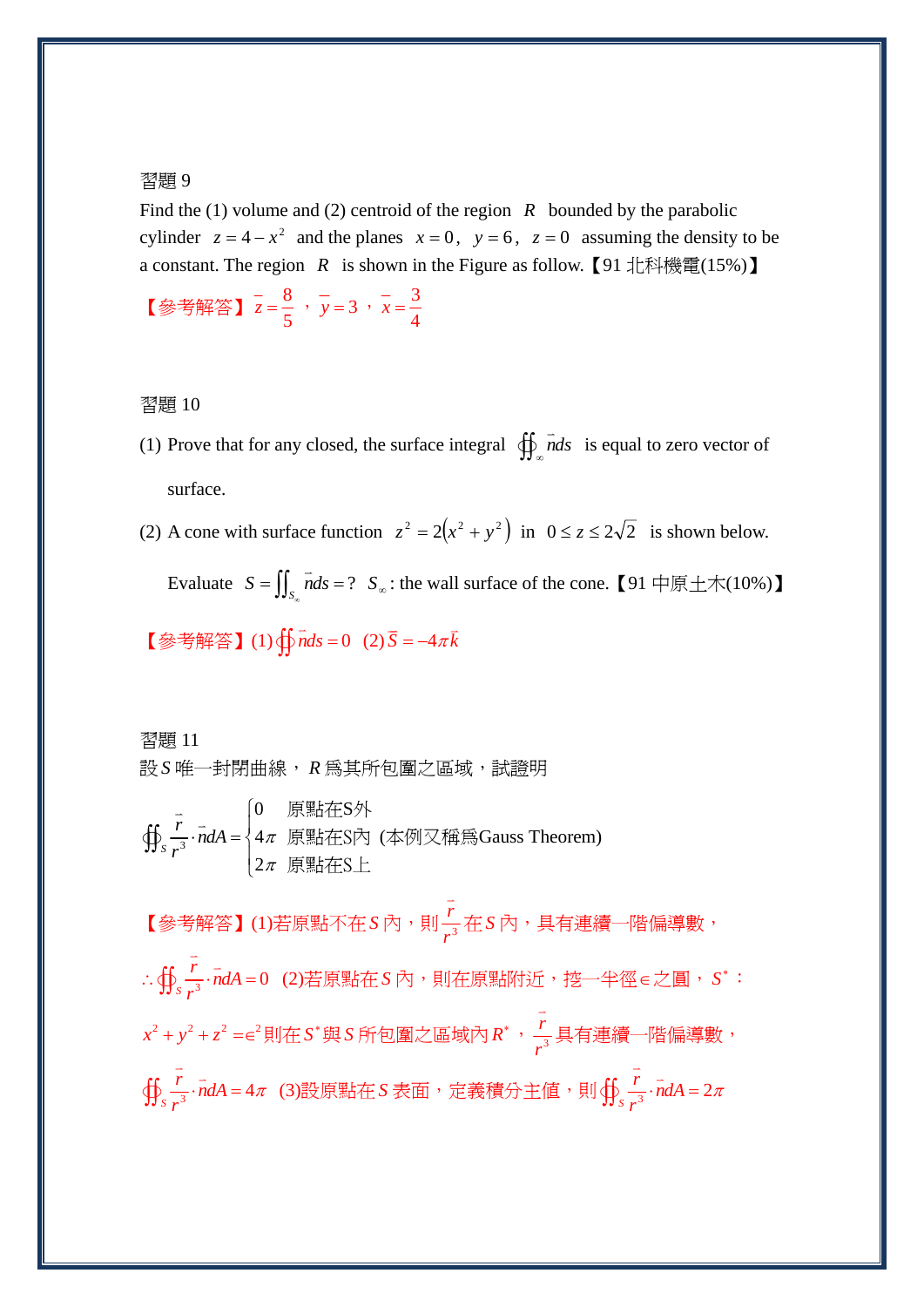習題 9

Find the (1) volume and (2) centroid of the region $R$ bounded by the parabolic cylinder $z=4-x^2$ and the planes $x=0$, $y=6$, $z=0$ assuming the density to be a constant. The region $R$ is shown in the Figure as follow.【91 北科機電(15%)】

【參考解答】$\bar{z}=\dfrac{8}{5}$，$\bar{y}=3$，$\bar{x}=\dfrac{3}{4}$

習題 10

(1) Prove that for any closed, the surface integral $\oiint_{S_\infty} \vec{n}ds$ is equal to zero vector of surface.

(2) A cone with surface function $z^2=2\left(x^2+y^2\right)$ in $0\le z\le 2\sqrt{2}$ is shown below.

Evaluate $S=\iint_{S_\infty} \vec{n}ds=?$ $S_\infty$: the wall surface of the cone.【91 中原土木(10%)】

【參考解答】(1) $\oiint \vec{n}ds=0$ (2) $\vec{S}=-4\pi\vec{k}$

習題 11

設 $S$ 唯一封閉曲線，$R$ 爲其所包圍之區域，試證明

$$\oiint_S \frac{\vec{r}}{r^3}\cdot\vec{n}dA=\begin{cases}0 & \text{原點在S外}\\ 4\pi & \text{原點在S內 (本例又稱爲Gauss Theorem)}\\ 2\pi & \text{原點在S上}\end{cases}$$

【參考解答】(1)若原點不在 $S$ 內，則 $\dfrac{\vec{r}}{r^3}$ 在 $S$ 內，具有連續一階偏導數，

$\therefore \oiint_S \dfrac{\vec{r}}{r^3}\cdot\vec{n}dA=0$ (2)若原點在 $S$ 內，則在原點附近，挖一半徑 $\in$ 之圓，$S^*$：

$x^2+y^2+z^2=\in^2$ 則在 $S^*$ 與 $S$ 所包圍之區域內 $R^*$，$\dfrac{\vec{r}}{r^3}$ 具有連續一階偏導數，

$\oiint_S \dfrac{\vec{r}}{r^3}\cdot\vec{n}dA=4\pi$ (3)設原點在 $S$ 表面，定義積分主値，則 $\oiint_S \dfrac{\vec{r}}{r^3}\cdot\vec{n}dA=2\pi$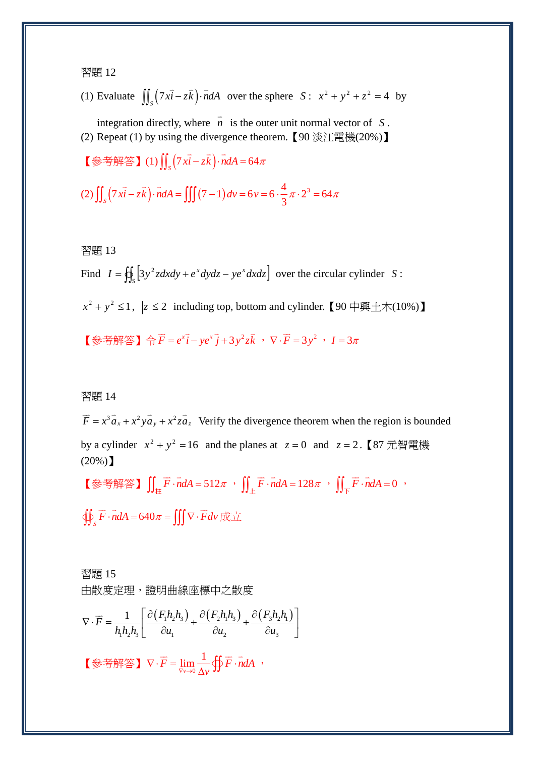習題 12

(1) Evaluate $\iint_S \left(7x\vec{i} - z\vec{k}\right)\cdot\vec{n}dA$ over the sphere $S:\ x^2+y^2+z^2=4$ by integration directly, where $\vec{n}$ is the outer unit normal vector of $S$.

(2) Repeat (1) by using the divergence theorem.【90 淡江電機(20%)】

【參考解答】(1) $\iint_S \left(7x\vec{i} - z\vec{k}\right)\cdot\vec{n}dA = 64\pi$

(2) $\iint_S \left(7x\vec{i} - z\vec{k}\right)\cdot\vec{n}dA = \iiint (7-1)\,dv = 6v = 6\cdot\dfrac{4}{3}\pi\cdot 2^3 = 64\pi$

習題 13

Find $I = \oiint_S \left[3y^2 z dxdy + e^x dydz - ye^x dxdz\right]$ over the circular cylinder $S$: $x^2+y^2\le 1,\ |z|\le 2$ including top, bottom and cylinder.【90 中興土木(10%)】

【參考解答】令 $\vec{F} = e^x\vec{i} - ye^x\vec{j} + 3y^2 z\vec{k}$，$\nabla\cdot\vec{F} = 3y^2$，$I = 3\pi$

習題 14

$\vec{F} = x^3\vec{a}_x + x^2 y\vec{a}_y + x^2 z\vec{a}_z$ Verify the divergence theorem when the region is bounded by a cylinder $x^2+y^2=16$ and the planes at $z=0$ and $z=2$.【87 元智電機(20%)】

【參考解答】$\iint_{柱} \vec{F}\cdot\vec{n}dA = 512\pi$，$\iint_{上} \vec{F}\cdot\vec{n}dA = 128\pi$，$\iint_{下} \vec{F}\cdot\vec{n}dA = 0$，

$\oiint_S \vec{F}\cdot\vec{n}dA = 640\pi = \iiint \nabla\cdot\vec{F}dv$ 成立

習題 15

由散度定理，證明曲線座標中之散度

$$\nabla\cdot\vec{F} = \frac{1}{h_1h_2h_3}\left[\frac{\partial(F_1h_2h_3)}{\partial u_1} + \frac{\partial(F_2h_1h_3)}{\partial u_2} + \frac{\partial(F_3h_2h_1)}{\partial u_3}\right]$$

【參考解答】$\nabla\cdot\vec{F} = \lim_{\nabla v\to 0}\dfrac{1}{\Delta v}\oiint \vec{F}\cdot\vec{n}dA$，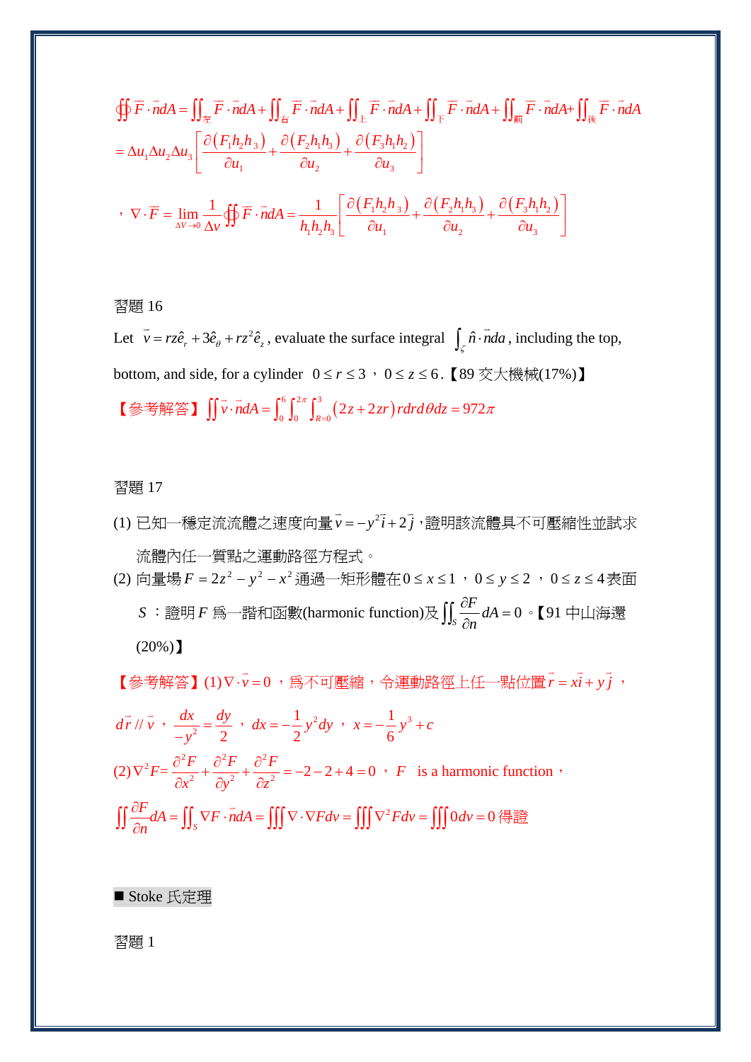$$\oiint \vec{F}\cdot\vec{n}dA=\iint_{左}\vec{F}\cdot\vec{n}dA+\iint_{右}\vec{F}\cdot\vec{n}dA+\iint_{上}\vec{F}\cdot\vec{n}dA+\iint_{下}\vec{F}\cdot\vec{n}dA+\iint_{前}\vec{F}\cdot\vec{n}dA+\iint_{後}\vec{F}\cdot\vec{n}dA$$

$$=\Delta u_1\Delta u_2\Delta u_3\left[\frac{\partial\left(F_1h_2h_3\right)}{\partial u_1}+\frac{\partial\left(F_2h_1h_3\right)}{\partial u_2}+\frac{\partial\left(F_3h_1h_2\right)}{\partial u_3}\right]$$

$$，\nabla\cdot\vec{F}=\lim_{\Delta V\to 0}\frac{1}{\Delta v}\oiint\vec{F}\cdot\vec{n}dA=\frac{1}{h_1h_2h_3}\left[\frac{\partial\left(F_1h_2h_3\right)}{\partial u_1}+\frac{\partial\left(F_2h_1h_3\right)}{\partial u_2}+\frac{\partial\left(F_3h_1h_2\right)}{\partial u_3}\right]$$

習題 16

Let $\vec{v}=rz\hat{e}_r+3\hat{e}_\theta+rz^2\hat{e}_z$, evaluate the surface integral $\int_\varsigma \hat{n}\cdot\vec{n}da$, including the top, bottom, and side, for a cylinder $0\le r\le 3$，$0\le z\le 6$.【89 交大機械(17%)】

【參考解答】$\iint\vec{v}\cdot\vec{n}dA=\int_0^6\int_0^{2\pi}\int_{R=0}^{3}\left(2z+2zr\right)rdrd\theta dz=972\pi$

習題 17

(1) 已知一穩定流流體之速度向量$\vec{v}=-y^2\vec{i}+2\vec{j}$，證明該流體具不可壓縮性並試求流體內任一質點之運動路徑方程式。

(2) 向量場$F=2z^2-y^2-x^2$通過一矩形體在$0\le x\le 1$，$0\le y\le 2$，$0\le z\le 4$表面 $S$：證明 $F$ 爲一諧和函數(harmonic function)及$\iint_S\frac{\partial F}{\partial n}dA=0$。【91 中山海環(20%)】

【參考解答】(1)$\nabla\cdot\vec{v}=0$，爲不可壓縮，令運動路徑上任一點位置$\vec{r}=x\vec{i}+y\vec{j}$，

$d\vec{r}\,//\,\vec{v}$，$\frac{dx}{-y^2}=\frac{dy}{2}$，$dx=-\frac{1}{2}y^2dy$，$x=-\frac{1}{6}y^3+c$

(2)$\nabla^2F=\frac{\partial^2F}{\partial x^2}+\frac{\partial^2F}{\partial y^2}+\frac{\partial^2F}{\partial z^2}=-2-2+4=0$，$F$ is a harmonic function，

$\iint\frac{\partial F}{\partial n}dA=\iint_S\nabla F\cdot\vec{n}dA=\iiint\nabla\cdot\nabla Fdv=\iiint\nabla^2Fdv=\iiint 0dv=0$ 得證

■ Stoke 氏定理

習題 1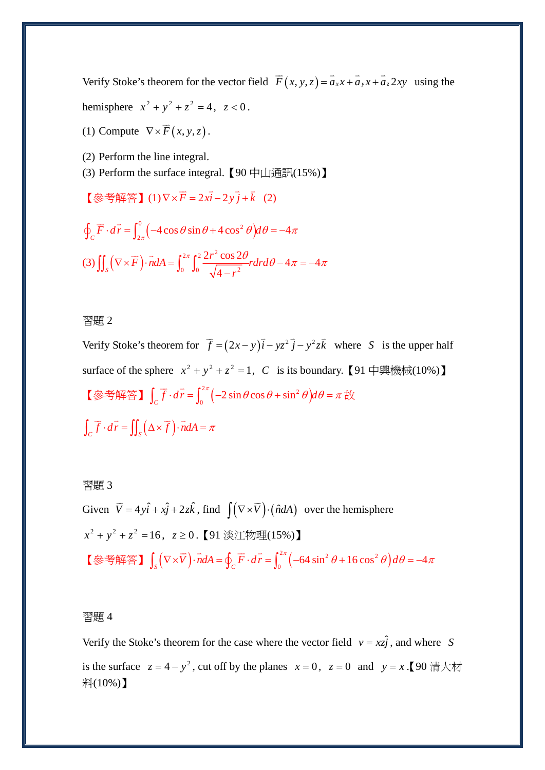Verify Stoke's theorem for the vector field $\overline{F}(x,y,z)=\vec{a}_x x+\vec{a}_y x+\vec{a}_z 2xy$ using the hemisphere $x^2+y^2+z^2=4,\ z<0$.

(1) Compute $\nabla\times\overline{F}(x,y,z)$.

(2) Perform the line integral.

(3) Perform the surface integral.【90 中山通訊(15%)】

【參考解答】(1) $\nabla\times\vec{F}=2x\vec{i}-2y\vec{j}+\vec{k}$ (2)

$$\oint_C\vec{F}\cdot d\vec{r}=\int_{2\pi}^{0}\left(-4\cos\theta\sin\theta+4\cos^2\theta\right)d\theta=-4\pi$$

(3) $\iint_S\left(\nabla\times\vec{F}\right)\cdot\vec{n}dA=\int_0^{2\pi}\int_0^2\dfrac{2r^2\cos2\theta}{\sqrt{4-r^2}}rdrd\theta-4\pi=-4\pi$

習題 2

Verify Stoke's theorem for $\vec{f}=(2x-y)\vec{i}-yz^2\vec{j}-y^2z\vec{k}$ where $S$ is the upper half surface of the sphere $x^2+y^2+z^2=1$, $C$ is its boundary.【91 中興機械(10%)】

【參考解答】$\int_C\vec{f}\cdot d\vec{r}=\int_0^{2\pi}\left(-2\sin\theta\cos\theta+\sin^2\theta\right)d\theta=\pi$ 故

$$\int_C\vec{f}\cdot d\vec{r}=\iint_S\left(\Delta\times\vec{f}\right)\cdot\vec{n}dA=\pi$$

習題 3

Given $\vec{V}=4y\hat{i}+x\hat{j}+2z\hat{k}$, find $\int\left(\nabla\times\vec{V}\right)\cdot\left(\hat{n}dA\right)$ over the hemisphere $x^2+y^2+z^2=16,\ z\ge0$.【91 淡江物理(15%)】

【參考解答】$\int_S\left(\nabla\times\vec{V}\right)\cdot\vec{n}dA=\oint_C\vec{F}\cdot d\vec{r}=\int_0^{2\pi}\left(-64\sin^2\theta+16\cos^2\theta\right)d\theta=-4\pi$

習題 4

Verify the Stoke's theorem for the case where the vector field $v=xz\hat{j}$, and where $S$ is the surface $z=4-y^2$, cut off by the planes $x=0$, $z=0$ and $y=x$.【90 清大材料(10%)】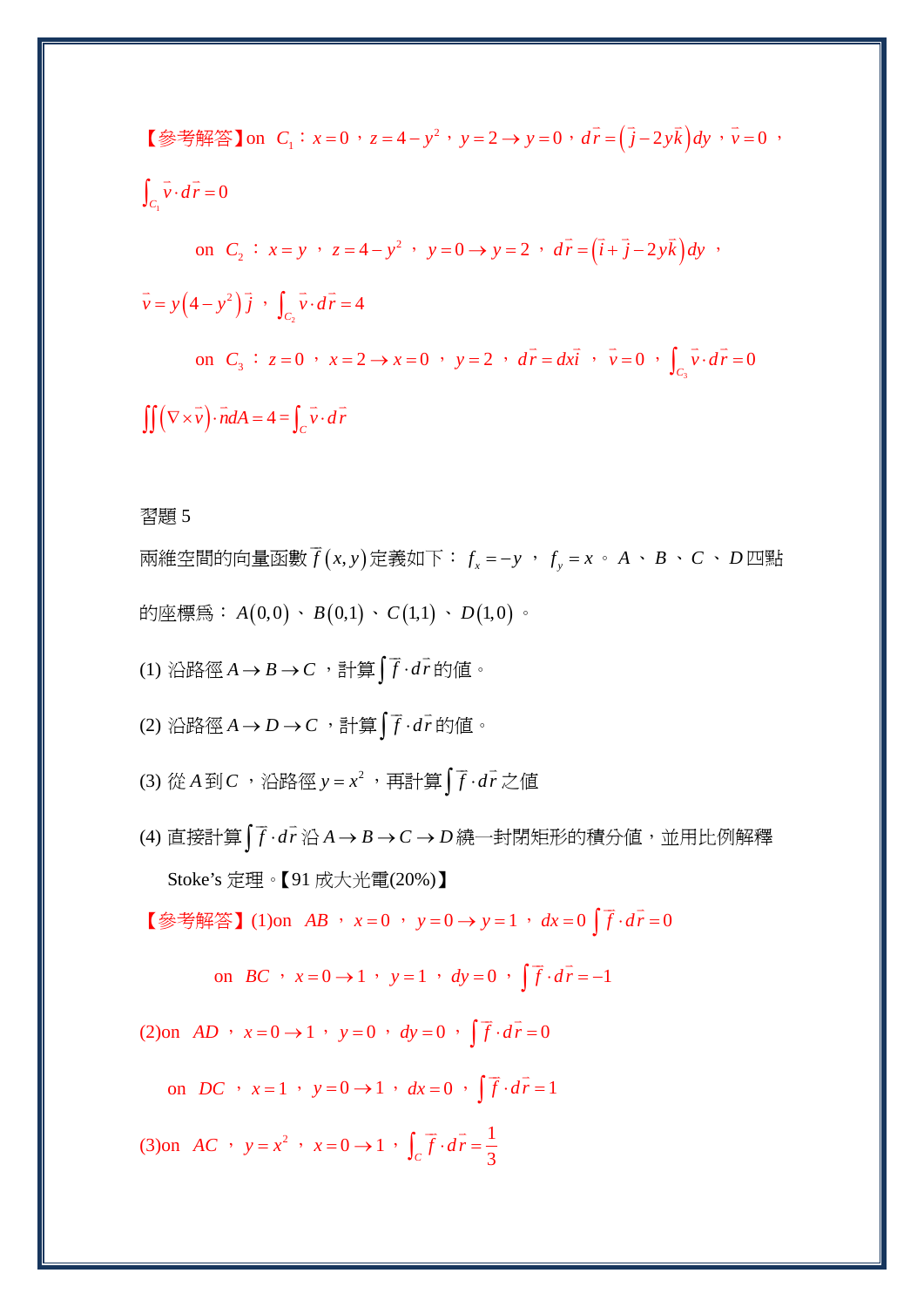【參考解答】on $C_1$：$x=0$，$z=4-y^2$，$y=2\rightarrow y=0$，$d\vec{r}=\left(\vec{j}-2y\vec{k}\right)dy$，$\vec{v}=0$，

$\int_{C_1}\vec{v}\cdot d\vec{r}=0$

on $C_2$：$x=y$，$z=4-y^2$，$y=0\rightarrow y=2$，$d\vec{r}=\left(\vec{i}+\vec{j}-2y\vec{k}\right)dy$，

$\vec{v}=y\left(4-y^2\right)\vec{j}$，$\int_{C_2}\vec{v}\cdot d\vec{r}=4$

on $C_3$：$z=0$，$x=2\rightarrow x=0$，$y=2$，$d\vec{r}=dx\vec{i}$，$\vec{v}=0$，$\int_{C_3}\vec{v}\cdot d\vec{r}=0$

$\iint\left(\nabla\times\vec{v}\right)\cdot\vec{n}dA=4=\int_C\vec{v}\cdot d\vec{r}$

習題 5

兩維空間的向量函數 $\vec{f}(x,y)$ 定義如下：$f_x=-y$，$f_y=x$。$A$、$B$、$C$、$D$ 四點的座標爲：$A(0,0)$、$B(0,1)$、$C(1,1)$、$D(1,0)$。

(1) 沿路徑 $A\rightarrow B\rightarrow C$，計算 $\int\vec{f}\cdot d\vec{r}$ 的值。

(2) 沿路徑 $A\rightarrow D\rightarrow C$，計算 $\int\vec{f}\cdot d\vec{r}$ 的值。

(3) 從 $A$ 到 $C$，沿路徑 $y=x^2$，再計算 $\int\vec{f}\cdot d\vec{r}$ 之值

(4) 直接計算 $\int\vec{f}\cdot d\vec{r}$ 沿 $A\rightarrow B\rightarrow C\rightarrow D$ 繞一封閉矩形的積分值，並用比例解釋 Stoke's 定理。【91 成大光電(20%)】

【參考解答】(1)on $AB$，$x=0$，$y=0\rightarrow y=1$，$dx=0$ $\int\vec{f}\cdot d\vec{r}=0$

on $BC$，$x=0\rightarrow 1$，$y=1$，$dy=0$，$\int\vec{f}\cdot d\vec{r}=-1$

(2)on $AD$，$x=0\rightarrow 1$，$y=0$，$dy=0$，$\int\vec{f}\cdot d\vec{r}=0$

on $DC$，$x=1$，$y=0\rightarrow 1$，$dx=0$，$\int\vec{f}\cdot d\vec{r}=1$

(3)on $AC$，$y=x^2$，$x=0\rightarrow 1$，$\int_C\vec{f}\cdot d\vec{r}=\frac{1}{3}$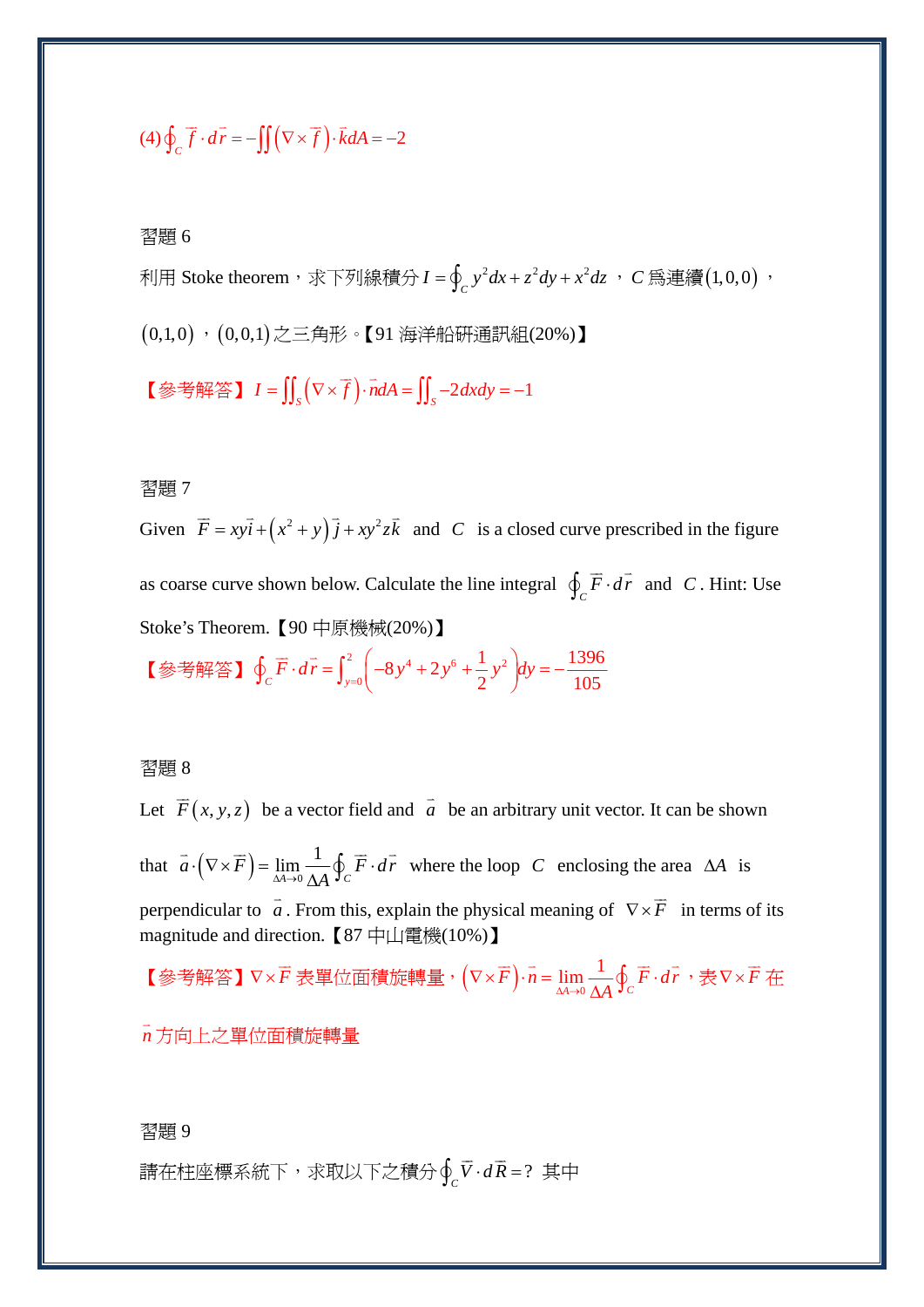(4) $\oint_C \vec{f} \cdot d\vec{r} = -\iint \left(\nabla \times \vec{f}\right) \cdot \vec{k} dA = -2$

習題 6

利用 Stoke theorem，求下列線積分 $I = \oint_C y^2 dx + z^2 dy + x^2 dz$ ，$C$ 爲連續 $(1,0,0)$ ，$(0,1,0)$ ，$(0,0,1)$ 之三角形。【91 海洋船研通訊組(20%)】

【參考解答】 $I = \iint_S \left(\nabla \times \vec{f}\right) \cdot \vec{n} dA = \iint_S -2 dx dy = -1$

習題 7

Given $\vec{F} = xy\vec{i} + \left(x^2 + y\right)\vec{j} + xy^2 z\vec{k}$ and $C$ is a closed curve prescribed in the figure as coarse curve shown below. Calculate the line integral $\oint_C \vec{F} \cdot d\vec{r}$ and $C$. Hint: Use Stoke's Theorem.【90 中原機械(20%)】

【參考解答】 $\oint_C \vec{F} \cdot d\vec{r} = \int_{y=0}^{2} \left(-8y^4 + 2y^6 + \frac{1}{2}y^2\right) dy = -\frac{1396}{105}$

習題 8

Let $\vec{F}(x, y, z)$ be a vector field and $\vec{a}$ be an arbitrary unit vector. It can be shown that $\vec{a} \cdot \left(\nabla \times \vec{F}\right) = \lim_{\Delta A \to 0} \frac{1}{\Delta A} \oint_C \vec{F} \cdot d\vec{r}$ where the loop $C$ enclosing the area $\Delta A$ is perpendicular to $\vec{a}$. From this, explain the physical meaning of $\nabla \times \vec{F}$ in terms of its magnitude and direction.【87 中山電機(10%)】

【參考解答】$\nabla \times \vec{F}$ 表單位面積旋轉量，$\left(\nabla \times \vec{F}\right) \cdot \vec{n} = \lim_{\Delta A \to 0} \frac{1}{\Delta A} \oint_C \vec{F} \cdot d\vec{r}$，表 $\nabla \times \vec{F}$ 在 $\vec{n}$ 方向上之單位面積旋轉量

習題 9

請在柱座標系統下，求取以下之積分 $\oint_C \bar{V} \cdot d\bar{R} = ?$ 其中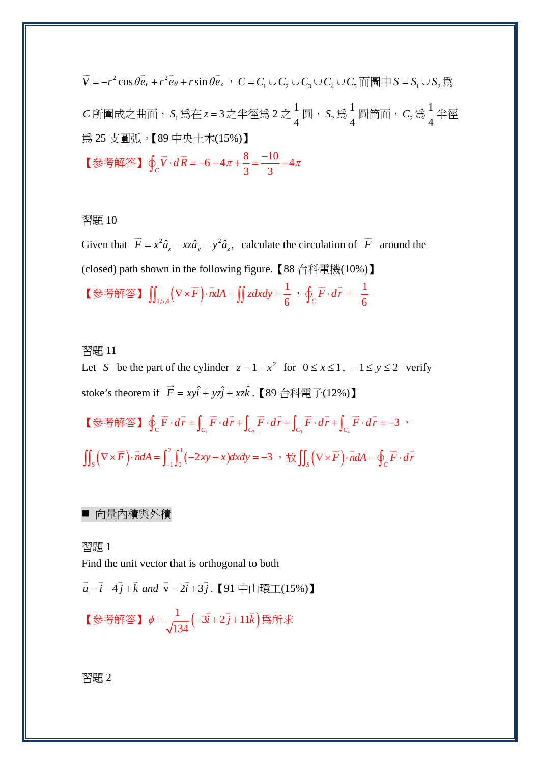$\vec{V} = -r^2\cos\theta\vec{e}_r + r^2\vec{e}_\theta + r\sin\theta\vec{e}_z$ ，$C = C_1 \cup C_2 \cup C_3 \cup C_4 \cup C_5$ 而圖中 $S = S_1 \cup S_2$ 爲 $C$ 所圍成之曲面，$S_1$ 爲在 $z = 3$ 之半徑爲 2 之 $\frac{1}{4}$ 圓，$S_2$ 爲 $\frac{1}{4}$ 圓筒面，$C_2$ 爲 $\frac{1}{4}$ 半徑爲 25 支圓弧。【89 中央土木(15%)】

【參考解答】$\oint_C \vec{V} \cdot d\vec{R} = -6 - 4\pi + \frac{8}{3} = \frac{-10}{3} - 4\pi$

習題 10

Given that $\vec{F} = x^2\hat{a}_x - xz\hat{a}_y - y^2\hat{a}_z$, calculate the circulation of $\vec{F}$ around the (closed) path shown in the following figure.【88 台科電機(10%)】

【參考解答】$\iint_{1,5,4} (\nabla \times \vec{F}) \cdot \vec{n}dA = \iint zdxdy = \frac{1}{6}$ ，$\oint_C \vec{F} \cdot d\vec{r} = -\frac{1}{6}$

習題 11

Let $S$ be the part of the cylinder $z = 1 - x^2$ for $0 \le x \le 1$, $-1 \le y \le 2$ verify stoke's theorem if $\vec{F} = xy\hat{i} + yz\hat{j} + xz\hat{k}$.【89 台科電子(12%)】

【參考解答】$\oint_C \vec{F} \cdot d\vec{r} = \int_{C_1} \vec{F} \cdot d\vec{r} + \int_{C_2} \vec{F} \cdot d\vec{r} + \int_{C_3} \vec{F} \cdot d\vec{r} + \int_{C_4} \vec{F} \cdot d\vec{r} = -3$ ，

$\iint_S (\nabla \times \vec{F}) \cdot \vec{n}dA = \int_{-1}^{2}\int_0^1 (-2xy - x)dxdy = -3$ ，故 $\iint_S (\nabla \times \vec{F}) \cdot \vec{n}dA = \oint_C \vec{F} \cdot d\vec{r}$

■ 向量內積與外積

習題 1

Find the unit vector that is orthogonal to both

$\vec{u} = \vec{i} - 4\vec{j} + \vec{k}$ and $\vec{v} = 2\vec{i} + 3\vec{j}$.【91 中山環工(15%)】

【參考解答】$\phi = \frac{1}{\sqrt{134}}(-3\vec{i} + 2\vec{j} + 11\vec{k})$ 爲所求

習題 2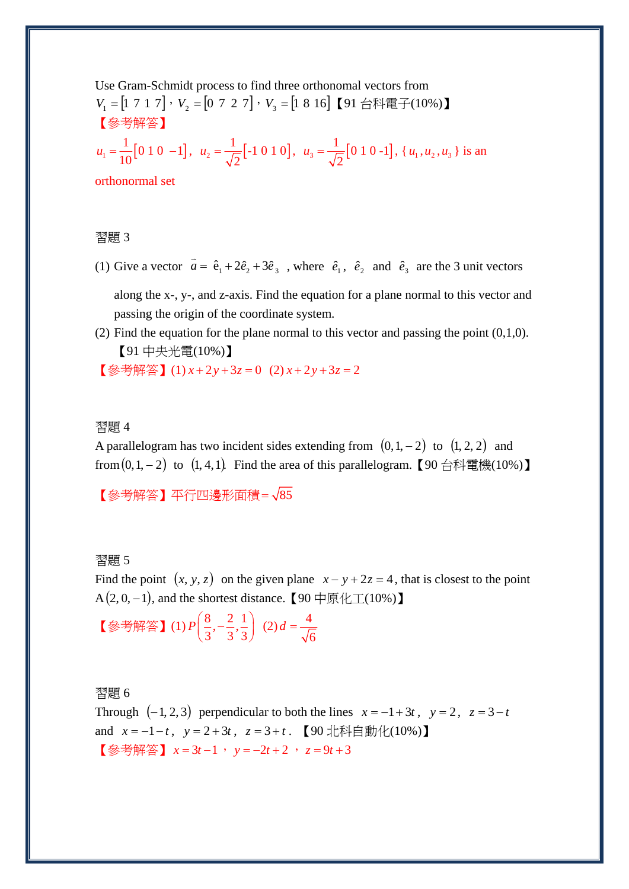Use Gram-Schmidt process to find three orthonormal vectors from $V_1 = [1\ 7\ 1\ 7]$，$V_2 = [0\ 7\ 2\ 7]$，$V_3 = [1\ 8\ 16]$【91 台科電子(10%)】

【參考解答】

$u_1 = \frac{1}{10}[0\ 1\ 0\ -1]$, $u_2 = \frac{1}{\sqrt{2}}[-1\ 0\ 1\ 0]$, $u_3 = \frac{1}{\sqrt{2}}[0\ 1\ 0\ -1]$, $\{u_1, u_2, u_3\}$ is an orthonormal set

習題 3

(1) Give a vector $\vec{a} = \hat{e}_1 + 2\hat{e}_2 + 3\hat{e}_3$ , where $\hat{e}_1$, $\hat{e}_2$ and $\hat{e}_3$ are the 3 unit vectors along the x-, y-, and z-axis. Find the equation for a plane normal to this vector and passing the origin of the coordinate system.

(2) Find the equation for the plane normal to this vector and passing the point (0,1,0).【91 中央光電(10%)】

【參考解答】(1) $x + 2y + 3z = 0$ (2) $x + 2y + 3z = 2$

習題 4

A parallelogram has two incident sides extending from $(0,1,-2)$ to $(1,2,2)$ and from $(0,1,-2)$ to $(1,4,1)$. Find the area of this parallelogram.【90 台科電機(10%)】

【參考解答】平行四邊形面積$=\sqrt{85}$

習題 5

Find the point $(x, y, z)$ on the given plane $x - y + 2z = 4$, that is closest to the point A$(2, 0, -1)$, and the shortest distance.【90 中原化工(10%)】

【參考解答】(1) $P\left(\frac{8}{3}, -\frac{2}{3}, \frac{1}{3}\right)$ (2) $d = \frac{4}{\sqrt{6}}$

習題 6

Through $(-1, 2, 3)$ perpendicular to both the lines $x = -1 + 3t$, $y = 2$, $z = 3 - t$ and $x = -1 - t$, $y = 2 + 3t$, $z = 3 + t$. 【90 北科自動化(10%)】

【參考解答】 $x = 3t - 1$ ， $y = -2t + 2$ ， $z = 9t + 3$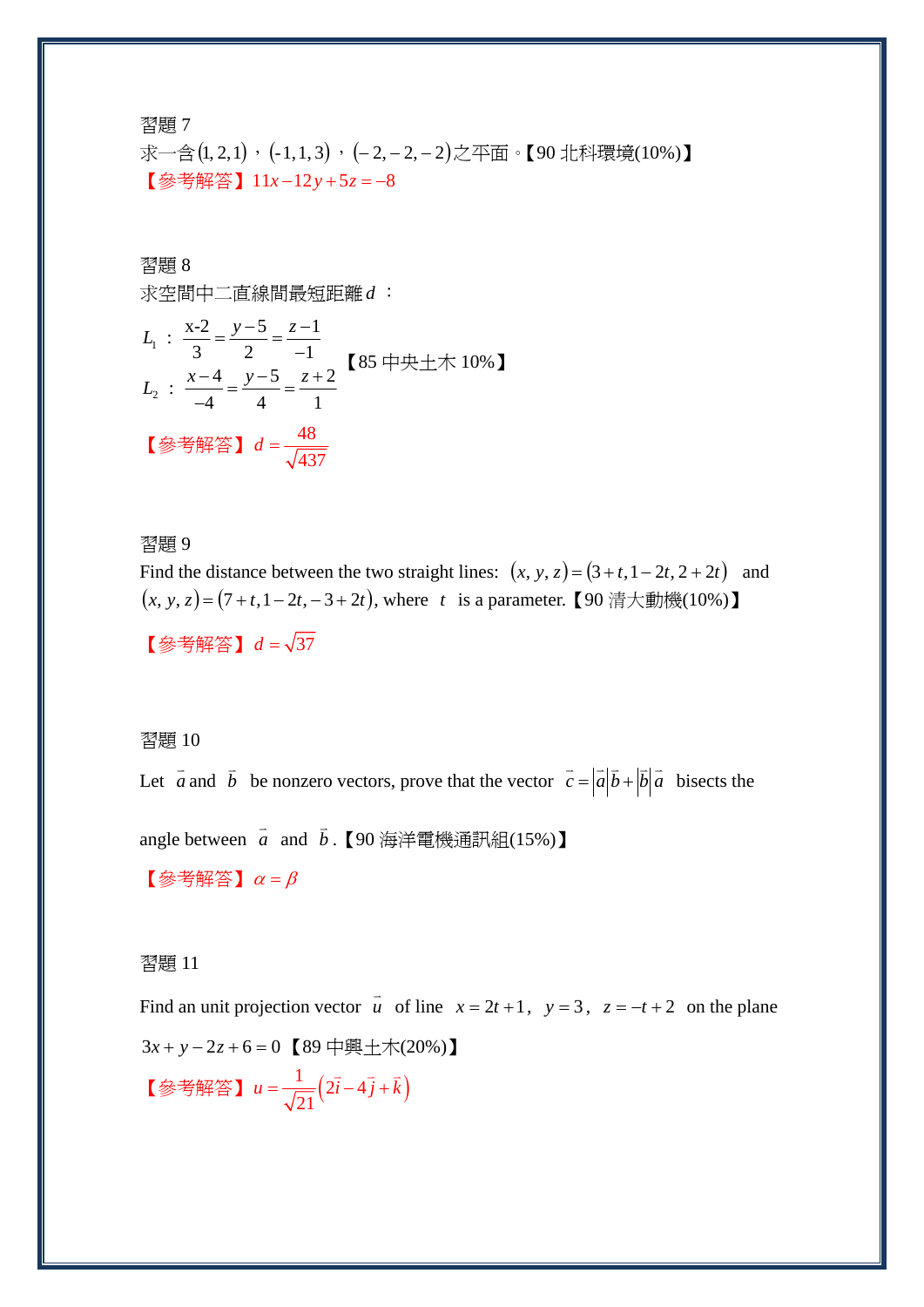習題 7

求一含$(1,2,1)$，$(-1,1,3)$，$(-2,-2,-2)$之平面。【90 北科環境(10%)】

【參考解答】$11x-12y+5z=-8$

習題 8

求空間中二直線間最短距離$d$：

$$L_1:\ \frac{x-2}{3}=\frac{y-5}{2}=\frac{z-1}{-1}$$

$$L_2:\ \frac{x-4}{-4}=\frac{y-5}{4}=\frac{z+2}{1}$$

【85 中央土木 10%】

【參考解答】$d=\dfrac{48}{\sqrt{437}}$

習題 9

Find the distance between the two straight lines: $(x,y,z)=(3+t,1-2t,2+2t)$ and $(x,y,z)=(7+t,1-2t,-3+2t)$, where $t$ is a parameter.【90 清大動機(10%)】

【參考解答】$d=\sqrt{37}$

習題 10

Let $\vec{a}$ and $\vec{b}$ be nonzero vectors, prove that the vector $\vec{c}=\left|\vec{a}\right|\vec{b}+\left|\vec{b}\right|\vec{a}$ bisects the angle between $\vec{a}$ and $\vec{b}$.【90 海洋電機通訊組(15%)】

【參考解答】$\alpha=\beta$

習題 11

Find an unit projection vector $\vec{u}$ of line $x=2t+1$, $y=3$, $z=-t+2$ on the plane $3x+y-2z+6=0$【89 中興土木(20%)】

【參考解答】$u=\dfrac{1}{\sqrt{21}}\left(2\vec{i}-4\vec{j}+\vec{k}\right)$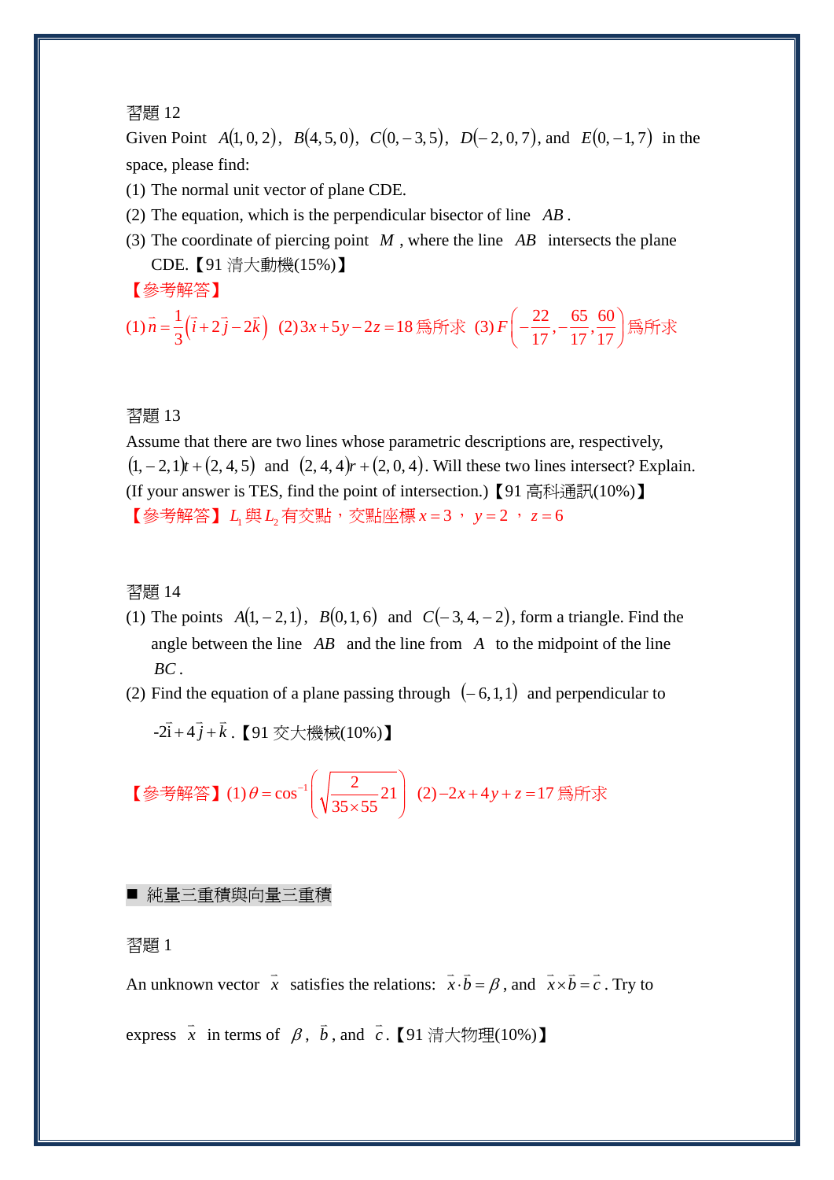習題 12

Given Point $A(1,0,2)$, $B(4,5,0)$, $C(0,-3,5)$, $D(-2,0,7)$, and $E(0,-1,7)$ in the space, please find:

(1) The normal unit vector of plane CDE.

(2) The equation, which is the perpendicular bisector of line $AB$.

(3) The coordinate of piercing point $M$, where the line $AB$ intersects the plane CDE.【91 清大動機(15%)】

【參考解答】

(1) $\vec{n}=\frac{1}{3}\left(\vec{i}+2\vec{j}-2\vec{k}\right)$ (2) $3x+5y-2z=18$ 爲所求 (3) $F\left(-\frac{22}{17},-\frac{65}{17},\frac{60}{17}\right)$ 爲所求

習題 13

Assume that there are two lines whose parametric descriptions are, respectively, $(1,-2,1)t+(2,4,5)$ and $(2,4,4)r+(2,0,4)$. Will these two lines intersect? Explain. (If your answer is TES, find the point of intersection.)【91 高科通訊(10%)】

【參考解答】$L_1$ 與 $L_2$ 有交點，交點座標 $x=3$ ， $y=2$ ， $z=6$

習題 14

(1) The points $A(1,-2,1)$, $B(0,1,6)$ and $C(-3,4,-2)$, form a triangle. Find the angle between the line $AB$ and the line from $A$ to the midpoint of the line $BC$.

(2) Find the equation of a plane passing through $(-6,1,1)$ and perpendicular to $-2\vec{i}+4\vec{j}+\vec{k}$.【91 交大機械(10%)】

【參考解答】(1) $\theta=\cos^{-1}\left(\sqrt{\frac{2}{35\times 55}}21\right)$ (2) $-2x+4y+z=17$ 爲所求

■ 純量三重積與向量三重積

習題 1

An unknown vector $\vec{x}$ satisfies the relations: $\vec{x}\cdot\vec{b}=\beta$, and $\vec{x}\times\vec{b}=\vec{c}$. Try to express $\vec{x}$ in terms of $\beta$, $\vec{b}$, and $\vec{c}$.【91 清大物理(10%)】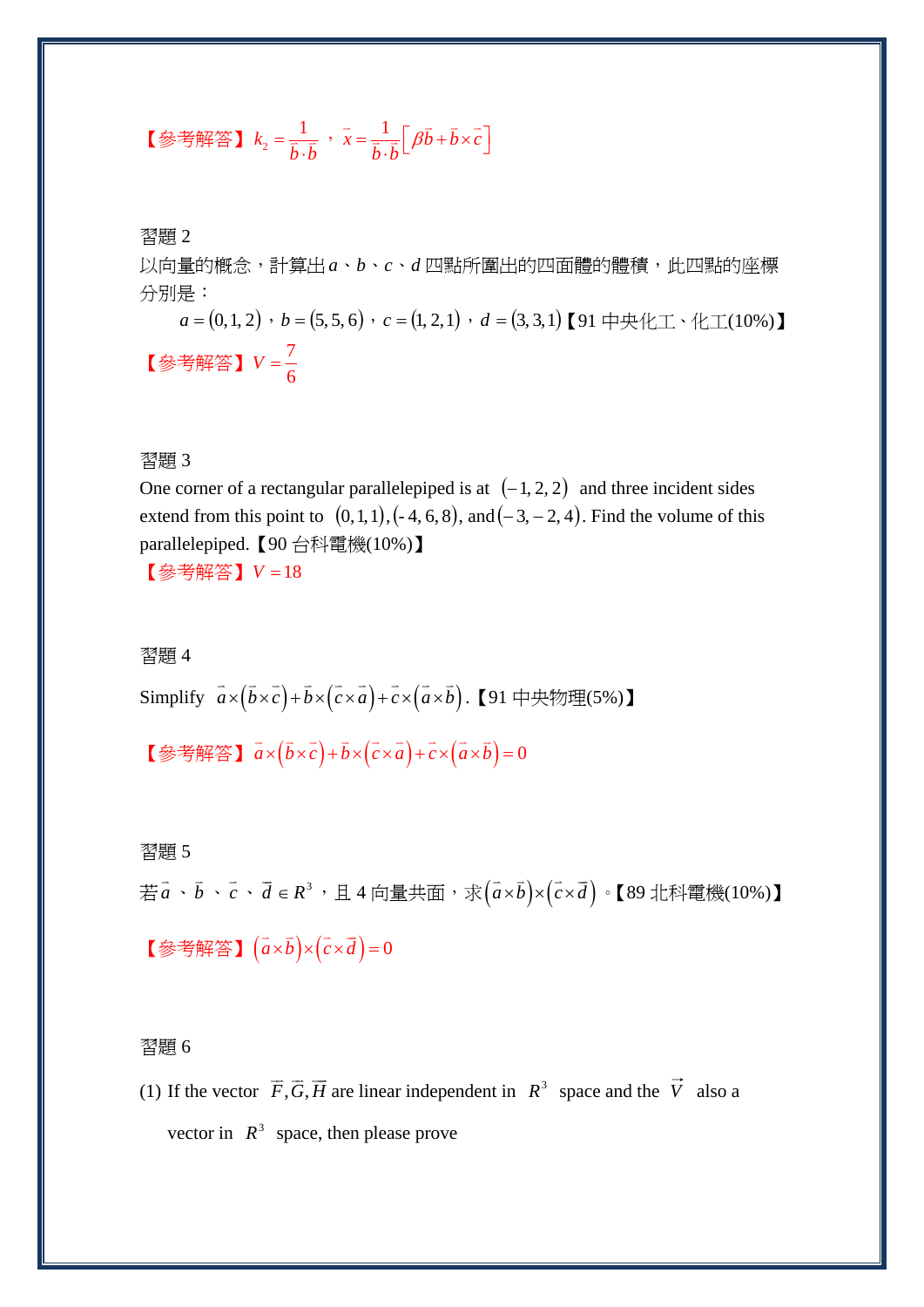【參考解答】$k_2 = \dfrac{1}{\vec{b}\cdot\vec{b}}$，$\vec{x} = \dfrac{1}{\vec{b}\cdot\vec{b}}\left[\beta\vec{b} + \vec{b}\times\vec{c}\right]$

習題 2

以向量的概念，計算出 $a$、$b$、$c$、$d$ 四點所圍出的四面體的體積，此四點的座標分別是：

$a=(0,1,2)$，$b=(5,5,6)$，$c=(1,2,1)$，$d=(3,3,1)$【91 中央化工、化工(10%)】

【參考解答】$V = \dfrac{7}{6}$

習題 3

One corner of a rectangular parallelepiped is at $(-1,2,2)$ and three incident sides extend from this point to $(0,1,1), (-4,6,8)$, and $(-3,-2,4)$. Find the volume of this parallelepiped.【90 台科電機(10%)】

【參考解答】$V = 18$

習題 4

Simplify $\vec{a}\times\left(\vec{b}\times\vec{c}\right)+\vec{b}\times\left(\vec{c}\times\vec{a}\right)+\vec{c}\times\left(\vec{a}\times\vec{b}\right)$.【91 中央物理(5%)】

【參考解答】$\vec{a}\times\left(\vec{b}\times\vec{c}\right)+\vec{b}\times\left(\vec{c}\times\vec{a}\right)+\vec{c}\times\left(\vec{a}\times\vec{b}\right)=0$

習題 5

若 $\vec{a}$、$\vec{b}$、$\vec{c}$、$\vec{d}\in R^3$，且 4 向量共面，求 $\left(\vec{a}\times\vec{b}\right)\times\left(\vec{c}\times\vec{d}\right)$。【89 北科電機(10%)】

【參考解答】$\left(\vec{a}\times\vec{b}\right)\times\left(\vec{c}\times\vec{d}\right)=0$

習題 6

(1) If the vector $\vec{F},\vec{G},\vec{H}$ are linear independent in $R^3$ space and the $\vec{V}$ also a vector in $R^3$ space, then please prove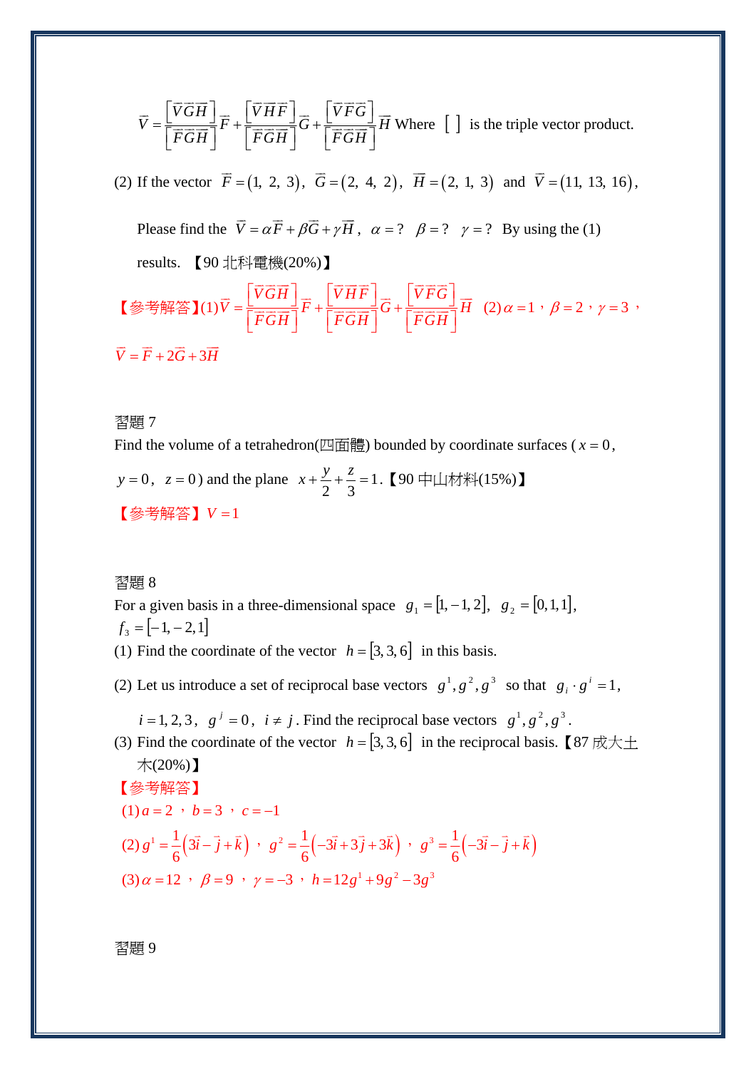$$\vec{V}=\frac{\left[\vec{V}\vec{G}\vec{H}\right]}{\left[\vec{F}\vec{G}\vec{H}\right]}\vec{F}+\frac{\left[\vec{V}\vec{H}\vec{F}\right]}{\left[\vec{F}\vec{G}\vec{H}\right]}\vec{G}+\frac{\left[\vec{V}\vec{F}\vec{G}\right]}{\left[\vec{F}\vec{G}\vec{H}\right]}\vec{H}$$ Where [ ] is the triple vector product.

(2) If the vector $\vec{F}=(1,\ 2,\ 3)$, $\vec{G}=(2,\ 4,\ 2)$, $\vec{H}=(2,\ 1,\ 3)$ and $\vec{V}=(11,\ 13,\ 16)$,

Please find the $\vec{V}=\alpha\vec{F}+\beta\vec{G}+\gamma\vec{H}$, $\alpha=?$ $\beta=?$ $\gamma=?$ By using the (1) results. 【90 北科電機(20%)】

【參考解答】(1)$\vec{V}=\frac{\left[\vec{V}\vec{G}\vec{H}\right]}{\left[\vec{F}\vec{G}\vec{H}\right]}\vec{F}+\frac{\left[\vec{V}\vec{H}\vec{F}\right]}{\left[\vec{F}\vec{G}\vec{H}\right]}\vec{G}+\frac{\left[\vec{V}\vec{F}\vec{G}\right]}{\left[\vec{F}\vec{G}\vec{H}\right]}\vec{H}$ (2)$\alpha=1$，$\beta=2$，$\gamma=3$，

$\vec{V}=\vec{F}+2\vec{G}+3\vec{H}$

習題 7

Find the volume of a tetrahedron(四面體) bounded by coordinate surfaces ($x=0$, $y=0$, $z=0$) and the plane $x+\frac{y}{2}+\frac{z}{3}=1$.【90 中山材料(15%)】

【參考解答】$V=1$

習題 8

For a given basis in a three-dimensional space $g_1=[1,-1,2]$, $g_2=[0,1,1]$, $f_3=[-1,-2,1]$

(1) Find the coordinate of the vector $h=[3,3,6]$ in this basis.

(2) Let us introduce a set of reciprocal base vectors $g^1,g^2,g^3$ so that $g_i\cdot g^i=1$, $i=1,2,3$, $g^j=0$, $i\neq j$. Find the reciprocal base vectors $g^1,g^2,g^3$.

(3) Find the coordinate of the vector $h=[3,3,6]$ in the reciprocal basis.【87 成大土木(20%)】

【參考解答】

(1) $a=2$，$b=3$，$c=-1$

(2) $g^1=\frac{1}{6}\left(3\vec{i}-\vec{j}+\vec{k}\right)$，$g^2=\frac{1}{6}\left(-3\vec{i}+3\vec{j}+3\vec{k}\right)$，$g^3=\frac{1}{6}\left(-3\vec{i}-\vec{j}+\vec{k}\right)$

(3) $\alpha=12$，$\beta=9$，$\gamma=-3$，$h=12g^1+9g^2-3g^3$

習題 9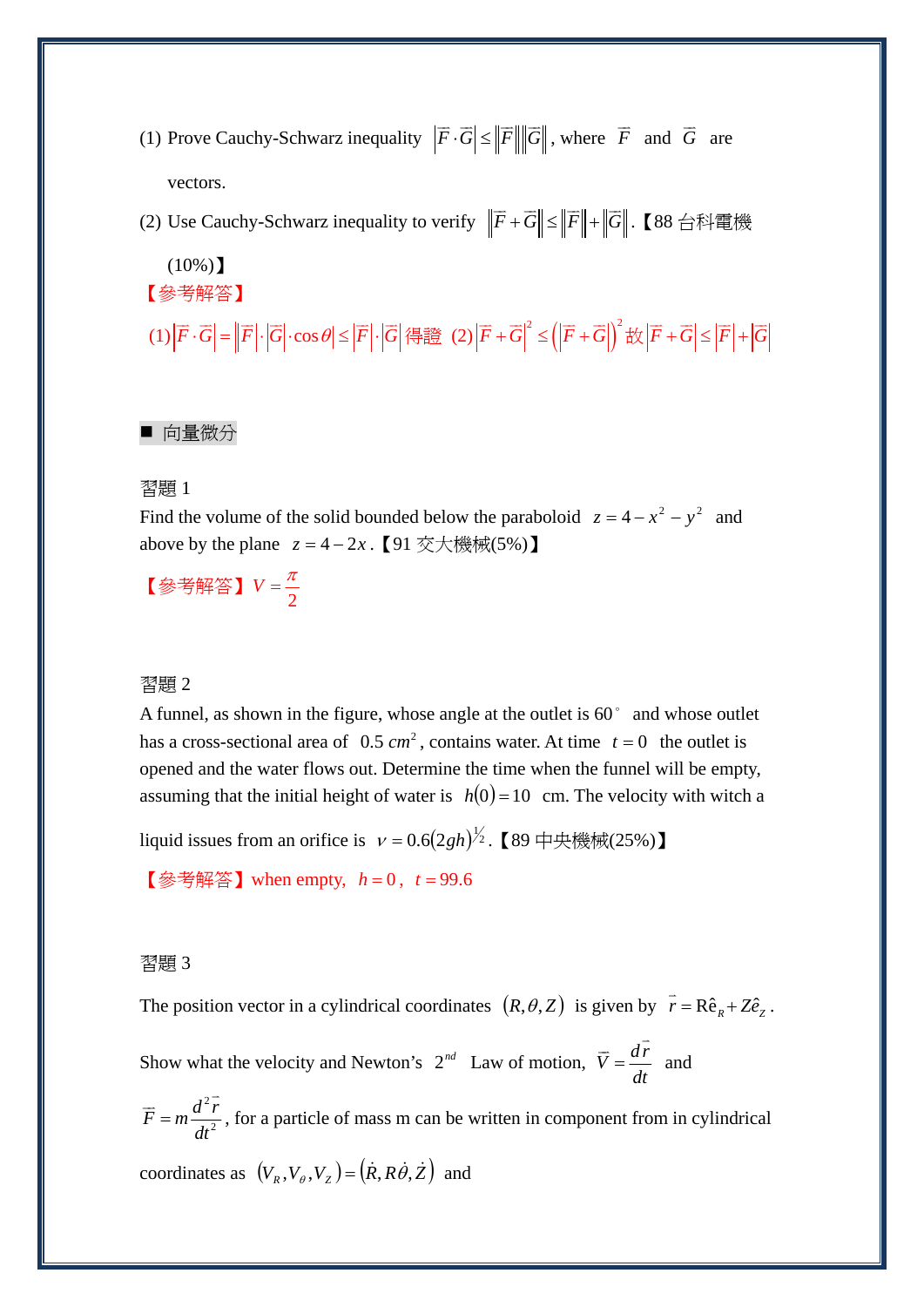(1) Prove Cauchy-Schwarz inequality $\left|\vec{F}\cdot\vec{G}\right| \le \left\|\vec{F}\right\|\left\|\vec{G}\right\|$, where $\vec{F}$ and $\vec{G}$ are vectors.

(2) Use Cauchy-Schwarz inequality to verify $\left\|\vec{F}+\vec{G}\right\| \le \left\|\vec{F}\right\| + \left\|\vec{G}\right\|$.【88 台科電機 (10%)】

【參考解答】

(1) $\left|\vec{F}\cdot\vec{G}\right| = \left\|\vec{F}\right| \cdot \left|\vec{G}\right| \cdot \cos\theta\right| \le \left|\vec{F}\right| \cdot \left|\vec{G}\right|$ 得證 (2) $\left|\vec{F}+\vec{G}\right|^2 \le \left(\left|\vec{F}+\vec{G}\right|\right)^2$ 故 $\left|\vec{F}+\vec{G}\right| \le \left|\vec{F}\right| + \left|\vec{G}\right|$

■ 向量微分

習題 1

Find the volume of the solid bounded below the paraboloid $z = 4 - x^2 - y^2$ and above by the plane $z = 4 - 2x$.【91 交大機械(5%)】

【參考解答】$V = \dfrac{\pi}{2}$

習題 2

A funnel, as shown in the figure, whose angle at the outlet is $60^\circ$ and whose outlet has a cross-sectional area of $0.5\ cm^2$, contains water. At time $t = 0$ the outlet is opened and the water flows out. Determine the time when the funnel will be empty, assuming that the initial height of water is $h(0) = 10$ cm. The velocity with witch a liquid issues from an orifice is $v = 0.6(2gh)^{1/2}$.【89 中央機械(25%)】

【參考解答】when empty, $h = 0$, $t = 99.6$

習題 3

The position vector in a cylindrical coordinates $(R, \theta, Z)$ is given by $\vec{r} = R\hat{e}_R + Z\hat{e}_Z$.

Show what the velocity and Newton's $2^{nd}$ Law of motion, $\vec{V} = \dfrac{d\vec{r}}{dt}$ and $\vec{F} = m\dfrac{d^2\vec{r}}{dt^2}$, for a particle of mass m can be written in component from in cylindrical coordinates as $(V_R, V_\theta, V_Z) = (\dot{R}, R\dot{\theta}, \dot{Z})$ and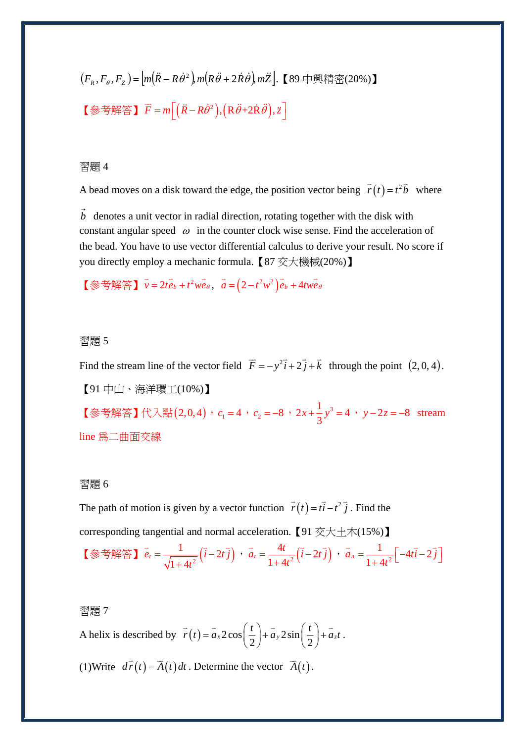$(F_R, F_\theta, F_Z) = \left[ m(\ddot{R} - R\dot{\theta}^2), m(R\ddot{\theta} + 2\dot{R}\dot{\theta}), m\ddot{Z} \right]$.【89 中興精密(20%)】

【參考解答】$\vec{F} = m\left[ (\ddot{R} - R\dot{\theta}^2), (\mathrm{R}\ddot{\theta} + 2\dot{\mathrm{R}}\dot{\theta}), \ddot{z} \right]$

習題 4

A bead moves on a disk toward the edge, the position vector being $\vec{r}(t) = t^2\vec{b}$ where $\vec{b}$ denotes a unit vector in radial direction, rotating together with the disk with constant angular speed $\omega$ in the counter clock wise sense. Find the acceleration of the bead. You have to use vector differential calculus to derive your result. No score if you directly employ a mechanic formula.【87 交大機械(20%)】

【參考解答】$\vec{v} = 2t\vec{e}_b + t^2 w\vec{e}_\theta$，$\vec{a} = (2 - t^2w^2)\vec{e}_b + 4tw\vec{e}_\theta$

習題 5

Find the stream line of the vector field $\vec{F} = -y^2\vec{i} + 2\vec{j} + \vec{k}$ through the point $(2,0,4)$.

【91 中山、海洋環工(10%)】

【參考解答】代入點$(2,0,4)$，$c_1 = 4$，$c_2 = -8$，$2x + \frac{1}{3}y^3 = 4$，$y - 2z = -8$ stream line 爲二曲面交線

習題 6

The path of motion is given by a vector function $\vec{r}(t) = t\vec{i} - t^2\vec{j}$. Find the corresponding tangential and normal acceleration.【91 交大土木(15%)】

【參考解答】$\vec{e}_t = \frac{1}{\sqrt{1+4t^2}}(\vec{i} - 2t\vec{j})$，$\vec{a}_t = \frac{4t}{1+4t^2}(\vec{i} - 2t\vec{j})$，$\vec{a}_n = \frac{1}{1+4t^2}\left[-4t\vec{i} - 2\vec{j}\right]$

習題 7

A helix is described by $\vec{r}(t) = \vec{a}_x 2\cos\left(\frac{t}{2}\right) + \vec{a}_y 2\sin\left(\frac{t}{2}\right) + \vec{a}_z t$.

(1)Write $d\vec{r}(t) = \vec{A}(t)dt$. Determine the vector $\vec{A}(t)$.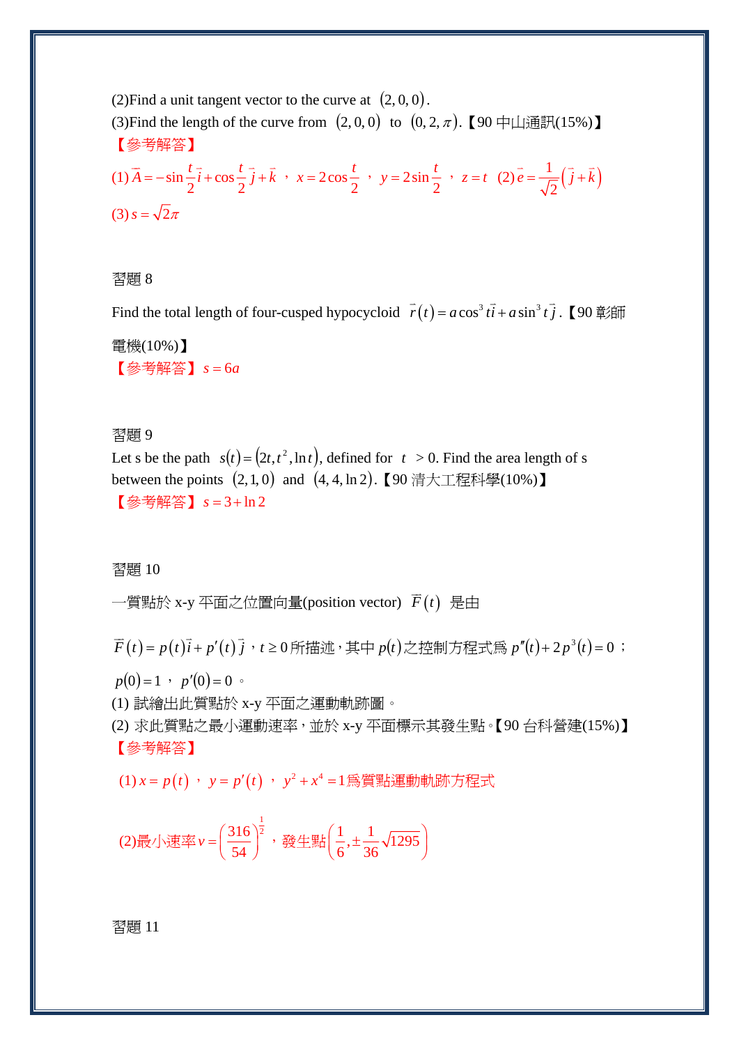(2)Find a unit tangent vector to the curve at $(2,0,0)$.

(3)Find the length of the curve from $(2,0,0)$ to $(0,2,\pi)$.【90 中山通訊(15%)】

【參考解答】

(1) $\vec{A}=-\sin\frac{t}{2}\vec{i}+\cos\frac{t}{2}\vec{j}+\vec{k}$ ， $x=2\cos\frac{t}{2}$ ， $y=2\sin\frac{t}{2}$ ， $z=t$ (2) $\vec{e}=\frac{1}{\sqrt{2}}\left(\vec{j}+\vec{k}\right)$

(3) $s=\sqrt{2}\pi$

習題 8

Find the total length of four-cusped hypocycloid $\vec{r}(t)=a\cos^3 t\vec{i}+a\sin^3 t\vec{j}$.【90 彰師電機(10%)】

【參考解答】 $s=6a$

習題 9

Let s be the path $s(t)=\left(2t,t^2,\ln t\right)$, defined for $t>0$. Find the area length of s between the points $(2,1,0)$ and $(4,4,\ln 2)$.【90 清大工程科學(10%)】

【參考解答】 $s=3+\ln 2$

習題 10

一質點於 x-y 平面之位置向量(position vector) $\vec{F}(t)$ 是由

$\vec{F}(t)=p(t)\vec{i}+p'(t)\vec{j}$，$t\geq 0$所描述，其中 $p(t)$之控制方程式為 $p''(t)+2p^3(t)=0$；

$p(0)=1$， $p'(0)=0$ 。

(1) 試繪出此質點於 x-y 平面之運動軌跡圖。

(2) 求此質點之最小運動速率，並於 x-y 平面標示其發生點。【90 台科營建(15%)】

【參考解答】

(1) $x=p(t)$， $y=p'(t)$， $y^2+x^4=1$為質點運動軌跡方程式

(2)最小速率 $v=\left(\frac{316}{54}\right)^{\frac{1}{2}}$，發生點 $\left(\frac{1}{6},\pm\frac{1}{36}\sqrt{1295}\right)$

習題 11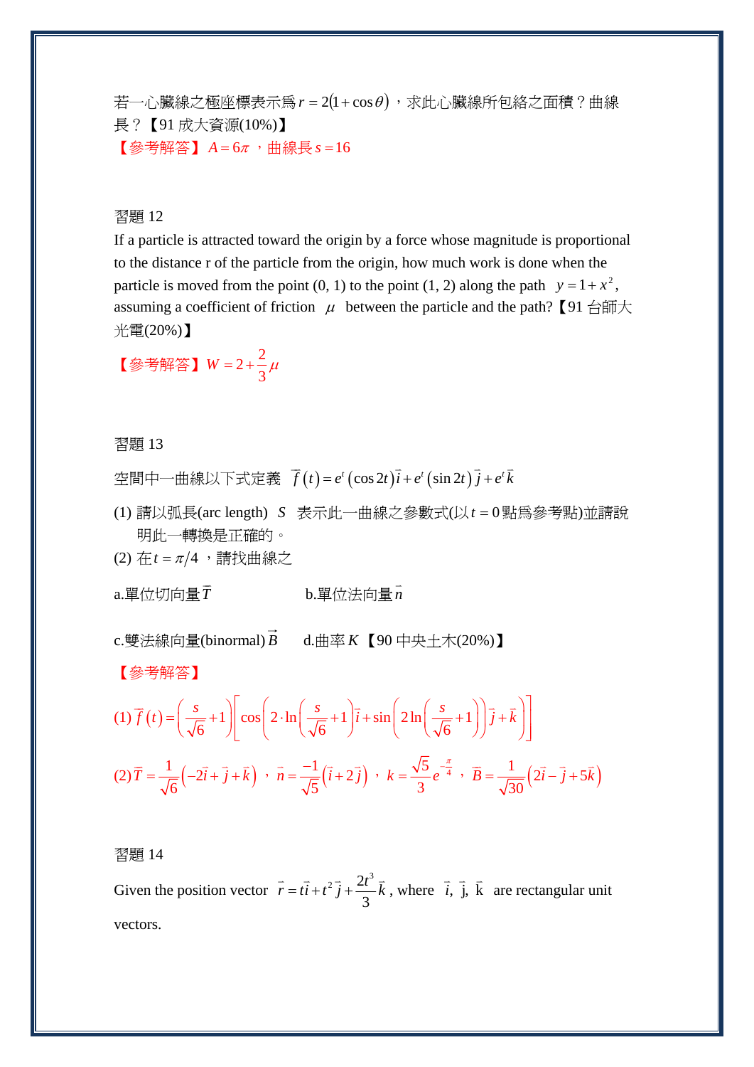若一心臟線之極座標表示為 $r = 2(1+\cos\theta)$，求此心臟線所包絡之面積？曲線長？【91 成大資源(10%)】

【參考解答】$A = 6\pi$，曲線長 $s = 16$

習題 12

If a particle is attracted toward the origin by a force whose magnitude is proportional to the distance r of the particle from the origin, how much work is done when the particle is moved from the point (0, 1) to the point (1, 2) along the path $y = 1 + x^2$, assuming a coefficient of friction $\mu$ between the particle and the path?【91 台師大光電(20%)】

【參考解答】$W = 2 + \dfrac{2}{3}\mu$

習題 13

空間中一曲線以下式定義 $\vec{f}(t) = e^t(\cos 2t)\vec{i} + e^t(\sin 2t)\vec{j} + e^t\vec{k}$

(1) 請以弧長(arc length) $S$ 表示此一曲線之參數式(以 $t = 0$ 點為參考點)並請說明此一轉換是正確的。

(2) 在 $t = \pi/4$，請找曲線之

a.單位切向量 $\vec{T}$　　　　b.單位法向量 $\vec{n}$

c.雙法線向量(binormal) $\vec{B}$　　d.曲率 $K$【90 中央土木(20%)】

【參考解答】

(1) $\vec{f}(t) = \left(\dfrac{s}{\sqrt{6}}+1\right)\left[\cos\left(2\cdot\ln\left(\dfrac{s}{\sqrt{6}}+1\right)\right)\vec{i} + \sin\left(2\ln\left(\dfrac{s}{\sqrt{6}}+1\right)\right)\vec{j} + \vec{k}\right]$

(2) $\vec{T} = \dfrac{1}{\sqrt{6}}\left(-2\vec{i} + \vec{j} + \vec{k}\right)$，$\vec{n} = \dfrac{-1}{\sqrt{5}}\left(\vec{i} + 2\vec{j}\right)$，$k = \dfrac{\sqrt{5}}{3}e^{-\frac{\pi}{4}}$，$\vec{B} = \dfrac{1}{\sqrt{30}}\left(2\vec{i} - \vec{j} + 5\vec{k}\right)$

習題 14

Given the position vector $\vec{r} = t\vec{i} + t^2\vec{j} + \dfrac{2t^3}{3}\vec{k}$, where $\vec{i}, \vec{j}, \vec{k}$ are rectangular unit vectors.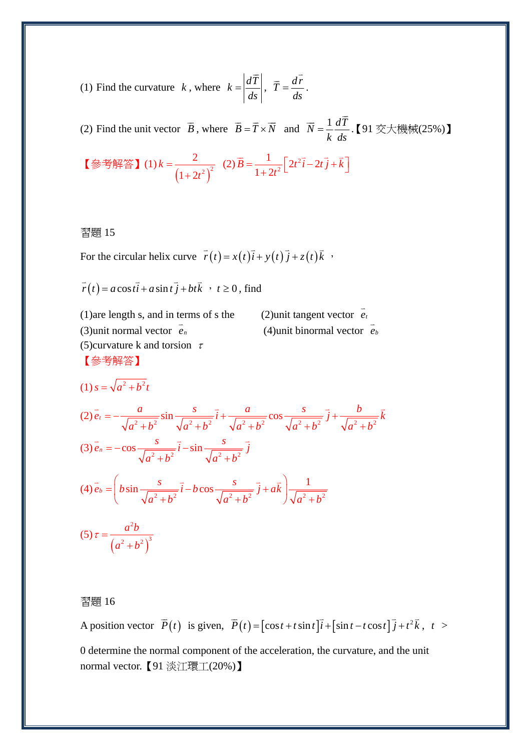(1) Find the curvature $k$, where $k = \left| \dfrac{d\vec{T}}{ds} \right|$, $\vec{T} = \dfrac{d\vec{r}}{ds}$.

(2) Find the unit vector $\vec{B}$, where $\vec{B} = \vec{T} \times \vec{N}$ and $\vec{N} = \dfrac{1}{k}\dfrac{d\vec{T}}{ds}$.【91 交大機械(25%)】

【參考解答】(1) $k = \dfrac{2}{\left(1+2t^2\right)^2}$ (2) $\vec{B} = \dfrac{1}{1+2t^2}\left[2t^2\vec{i} - 2t\vec{j} + \vec{k}\right]$

習題 15

For the circular helix curve $\vec{r}(t) = x(t)\vec{i} + y(t)\vec{j} + z(t)\vec{k}$，

$\vec{r}(t) = a\cos t\vec{i} + a\sin t\vec{j} + bt\vec{k}$，$t \ge 0$, find

(1)are length s, and in terms of s the

(2)unit tangent vector $\vec{e}_t$

(3)unit normal vector $\vec{e}_n$

(4)unit binormal vector $\vec{e}_b$

(5)curvature k and torsion $\tau$

【參考解答】

(1) $s = \sqrt{a^2+b^2}\,t$

(2) $\vec{e}_t = -\dfrac{a}{\sqrt{a^2+b^2}}\sin\dfrac{s}{\sqrt{a^2+b^2}}\vec{i} + \dfrac{a}{\sqrt{a^2+b^2}}\cos\dfrac{s}{\sqrt{a^2+b^2}}\vec{j} + \dfrac{b}{\sqrt{a^2+b^2}}\vec{k}$

(3) $\vec{e}_n = -\cos\dfrac{s}{\sqrt{a^2+b^2}}\vec{i} - \sin\dfrac{s}{\sqrt{a^2+b^2}}\vec{j}$

(4) $\vec{e}_b = \left(b\sin\dfrac{s}{\sqrt{a^2+b^2}}\vec{i} - b\cos\dfrac{s}{\sqrt{a^2+b^2}}\vec{j} + a\vec{k}\right)\dfrac{1}{\sqrt{a^2+b^2}}$

(5) $\tau = \dfrac{a^2 b}{\left(a^2+b^2\right)^3}$

習題 16

A position vector $\vec{P}(t)$ is given, $\vec{P}(t) = [\cos t + t\sin t]\vec{i} + [\sin t - t\cos t]\vec{j} + t^2\vec{k}$, $t >$ 0 determine the normal component of the acceleration, the curvature, and the unit normal vector.【91 淡江環工(20%)】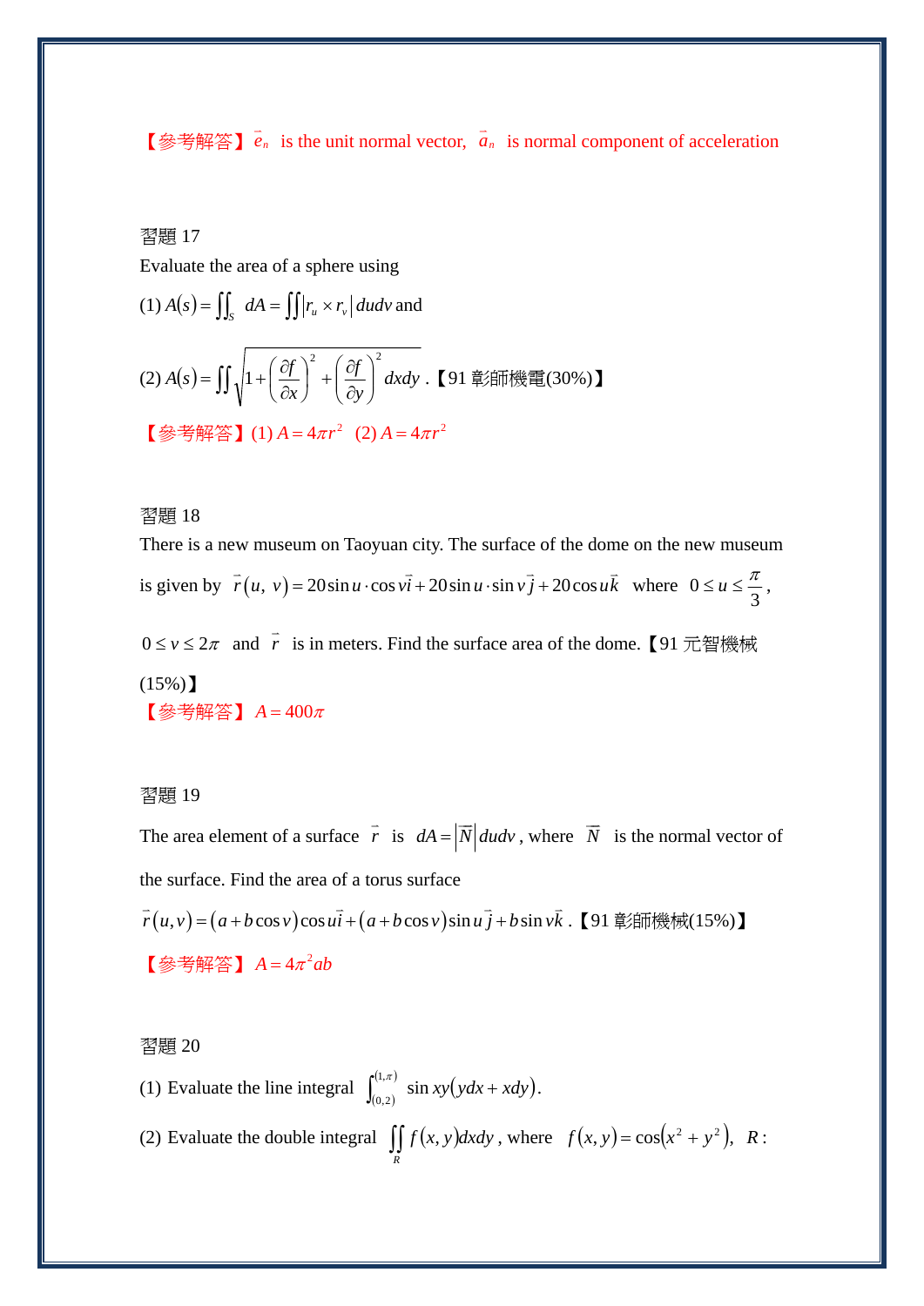【參考解答】 $\vec{e}_n$ is the unit normal vector, $\vec{a}_n$ is normal component of acceleration

習題 17

Evaluate the area of a sphere using

(1) $A(s) = \iint_S dA = \iint |r_u \times r_v| \, du dv$ and

(2) $A(s) = \iint \sqrt{1 + \left(\frac{\partial f}{\partial x}\right)^2 + \left(\frac{\partial f}{\partial y}\right)^2} \, dx dy$ .【91 彰師機電(30%)】

【參考解答】(1) $A = 4\pi r^2$ (2) $A = 4\pi r^2$

習題 18

There is a new museum on Taoyuan city. The surface of the dome on the new museum is given by $\vec{r}(u, v) = 20\sin u \cdot \cos v \vec{i} + 20\sin u \cdot \sin v \vec{j} + 20\cos u \vec{k}$ where $0 \le u \le \frac{\pi}{3}$, $0 \le v \le 2\pi$ and $\vec{r}$ is in meters. Find the surface area of the dome.【91 元智機械 (15%)】

【參考解答】 $A = 400\pi$

習題 19

The area element of a surface $\vec{r}$ is $dA = |\vec{N}| du dv$ , where $\vec{N}$ is the normal vector of the surface. Find the area of a torus surface

$\vec{r}(u,v) = (a + b\cos v)\cos u \vec{i} + (a + b\cos v)\sin u \vec{j} + b\sin v \vec{k}$ .【91 彰師機械(15%)】

【參考解答】 $A = 4\pi^2 ab$

習題 20

(1) Evaluate the line integral $\int_{(0,2)}^{(1,\pi)} \sin xy(ydx + xdy)$.

(2) Evaluate the double integral $\iint_R f(x, y) dx dy$ , where $f(x, y) = \cos(x^2 + y^2)$, $R$: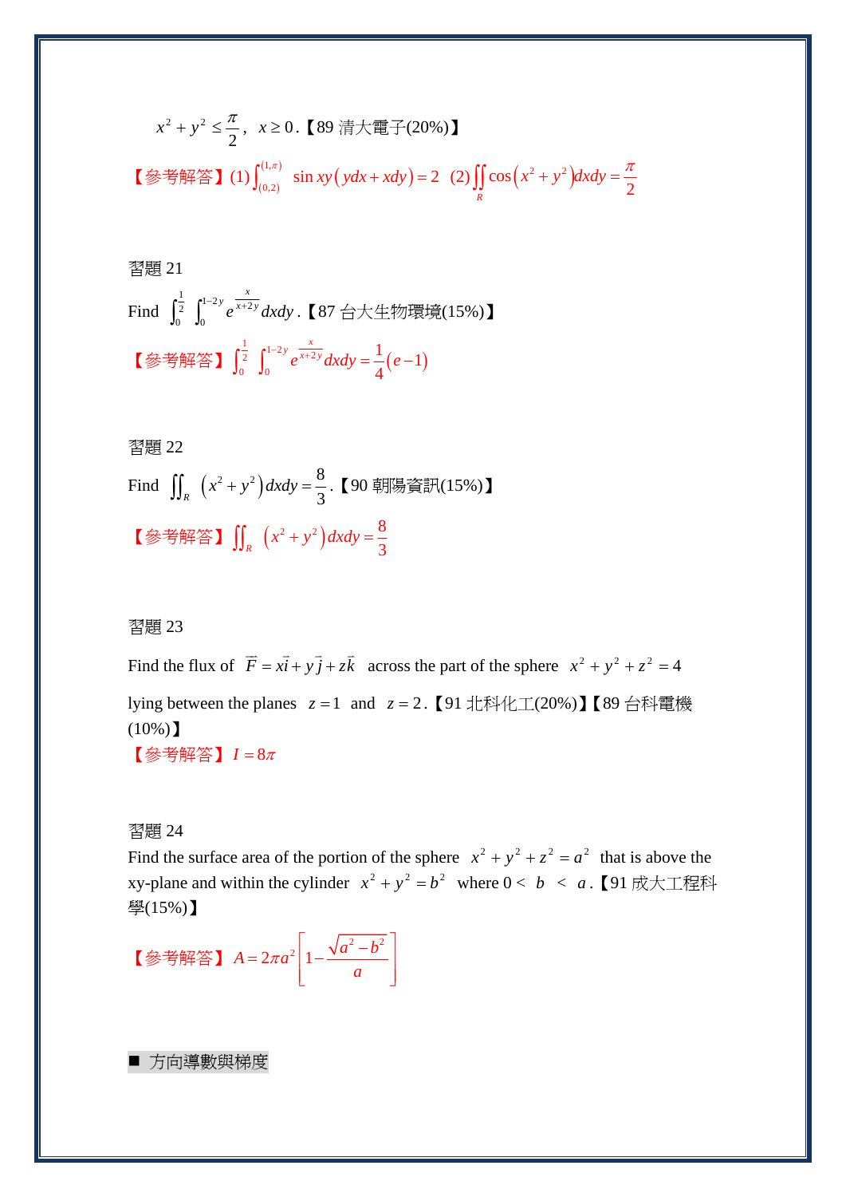$x^2 + y^2 \leq \dfrac{\pi}{2}$, $x \geq 0$.【89 清大電子(20%)】

【參考解答】(1) $\int_{(0,2)}^{(1,\pi)} \sin xy\left(ydx + xdy\right) = 2$ (2) $\iint_R \cos\left(x^2 + y^2\right)dxdy = \dfrac{\pi}{2}$

習題 21

Find $\int_0^{\frac{1}{2}} \int_0^{1-2y} e^{\frac{x}{x+2y}} dxdy$.【87 台大生物環境(15%)】

【參考解答】$\int_0^{\frac{1}{2}} \int_0^{1-2y} e^{\frac{x}{x+2y}} dxdy = \dfrac{1}{4}(e-1)$

習題 22

Find $\iint_R \left(x^2 + y^2\right)dxdy = \dfrac{8}{3}$.【90 朝陽資訊(15%)】

【參考解答】$\iint_R \left(x^2 + y^2\right)dxdy = \dfrac{8}{3}$

習題 23

Find the flux of $\vec{F} = x\vec{i} + y\vec{j} + z\vec{k}$ across the part of the sphere $x^2 + y^2 + z^2 = 4$ lying between the planes $z = 1$ and $z = 2$.【91 北科化工(20%)】【89 台科電機(10%)】

【參考解答】$I = 8\pi$

習題 24

Find the surface area of the portion of the sphere $x^2 + y^2 + z^2 = a^2$ that is above the xy-plane and within the cylinder $x^2 + y^2 = b^2$ where $0 < b < a$.【91 成大工程科學(15%)】

【參考解答】$A = 2\pi a^2 \left[1 - \dfrac{\sqrt{a^2 - b^2}}{a}\right]$

■ 方向導數與梯度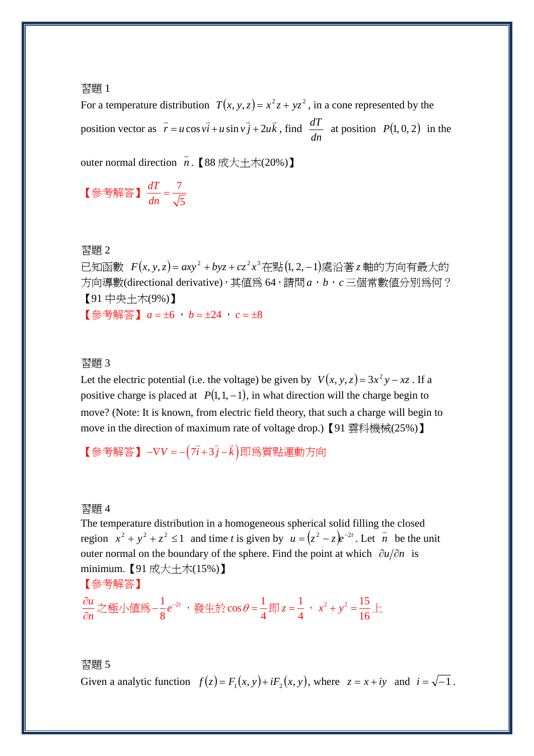習題 1

For a temperature distribution $T(x,y,z) = x^2 z + yz^2$, in a cone represented by the position vector as $\vec{r} = u\cos v\vec{i} + u\sin v\vec{j} + 2u\vec{k}$, find $\dfrac{dT}{dn}$ at position $P(1,0,2)$ in the outer normal direction $\vec{n}$.【88 成大土木(20%)】

【參考解答】$\dfrac{dT}{dn} = \dfrac{7}{\sqrt{5}}$

習題 2

已知函數 $F(x,y,z) = axy^2 + byz + cz^2x^3$ 在點 $(1,2,-1)$ 處沿著 $z$ 軸的方向有最大的方向導數(directional derivative)，其值爲 64，請問 $a$，$b$，$c$ 三個常數值分別爲何？【91 中央土木(9%)】

【參考解答】$a = \pm 6$ ，$b = \pm 24$ ，$c = \pm 8$

習題 3

Let the electric potential (i.e. the voltage) be given by $V(x,y,z) = 3x^2 y - xz$. If a positive charge is placed at $P(1,1,-1)$, in what direction will the charge begin to move? (Note: It is known, from electric field theory, that such a charge will begin to move in the direction of maximum rate of voltage drop.)【91 雲科機械(25%)】

【參考解答】$-\nabla V = -\left(7\vec{i} + 3\vec{j} - \vec{k}\right)$ 即爲質點運動方向

習題 4

The temperature distribution in a homogeneous spherical solid filling the closed region $x^2 + y^2 + z^2 \le 1$ and time $t$ is given by $u = (z^2 - z)e^{-2t}$. Let $\vec{n}$ be the unit outer normal on the boundary of the sphere. Find the point at which $\partial u / \partial n$ is minimum.【91 成大土木(15%)】

【參考解答】

$\dfrac{\partial u}{\partial n}$ 之極小值爲 $-\dfrac{1}{8}e^{-2t}$ ，發生於 $\cos\theta = \dfrac{1}{4}$ 即 $z = \dfrac{1}{4}$ ，$x^2 + y^2 = \dfrac{15}{16}$ 上

習題 5

Given a analytic function $f(z) = F_1(x,y) + iF_2(x,y)$, where $z = x + iy$ and $i = \sqrt{-1}$.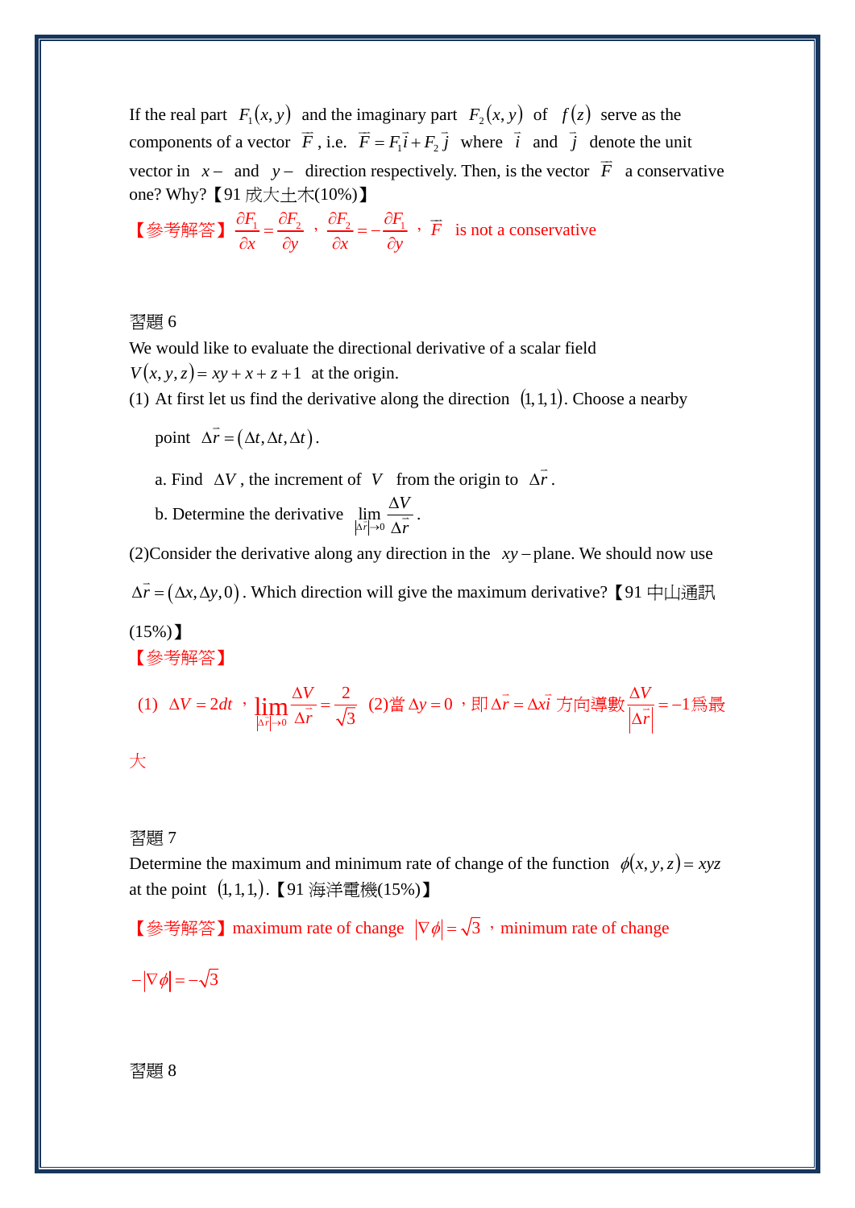If the real part $F_1(x,y)$ and the imaginary part $F_2(x,y)$ of $f(z)$ serve as the components of a vector $\vec{F}$, i.e. $\vec{F} = F_1\vec{i} + F_2\vec{j}$ where $\vec{i}$ and $\vec{j}$ denote the unit vector in $x-$ and $y-$ direction respectively. Then, is the vector $\vec{F}$ a conservative one? Why?【91 成大土木(10%)】

【參考解答】$\dfrac{\partial F_1}{\partial x} = \dfrac{\partial F_2}{\partial y}$，$\dfrac{\partial F_2}{\partial x} = -\dfrac{\partial F_1}{\partial y}$，$\vec{F}$ is not a conservative

習題 6

We would like to evaluate the directional derivative of a scalar field $V(x,y,z) = xy + x + z + 1$ at the origin.

(1) At first let us find the derivative along the direction $(1,1,1)$. Choose a nearby point $\Delta\vec{r} = (\Delta t, \Delta t, \Delta t)$.

a. Find $\Delta V$, the increment of $V$ from the origin to $\Delta\vec{r}$.

b. Determine the derivative $\displaystyle\lim_{|\Delta\vec{r}|\to 0}\frac{\Delta V}{\Delta\vec{r}}$.

(2)Consider the derivative along any direction in the $xy-$plane. We should now use $\Delta\vec{r} = (\Delta x, \Delta y, 0)$. Which direction will give the maximum derivative?【91 中山通訊(15%)】

【參考解答】

(1) $\Delta V = 2dt$，$\displaystyle\lim_{|\Delta\vec{r}|\to 0}\frac{\Delta V}{\Delta\vec{r}} = \frac{2}{\sqrt{3}}$ (2)當 $\Delta y = 0$，即 $\Delta\vec{r} = \Delta x\vec{i}$ 方向導數 $\dfrac{\Delta V}{|\Delta\vec{r}|} = -1$ 為最大

習題 7

Determine the maximum and minimum rate of change of the function $\phi(x,y,z) = xyz$ at the point $(1,1,1,)$.【91 海洋電機(15%)】

【參考解答】maximum rate of change $|\nabla\phi| = \sqrt{3}$，minimum rate of change $-|\nabla\phi| = -\sqrt{3}$

習題 8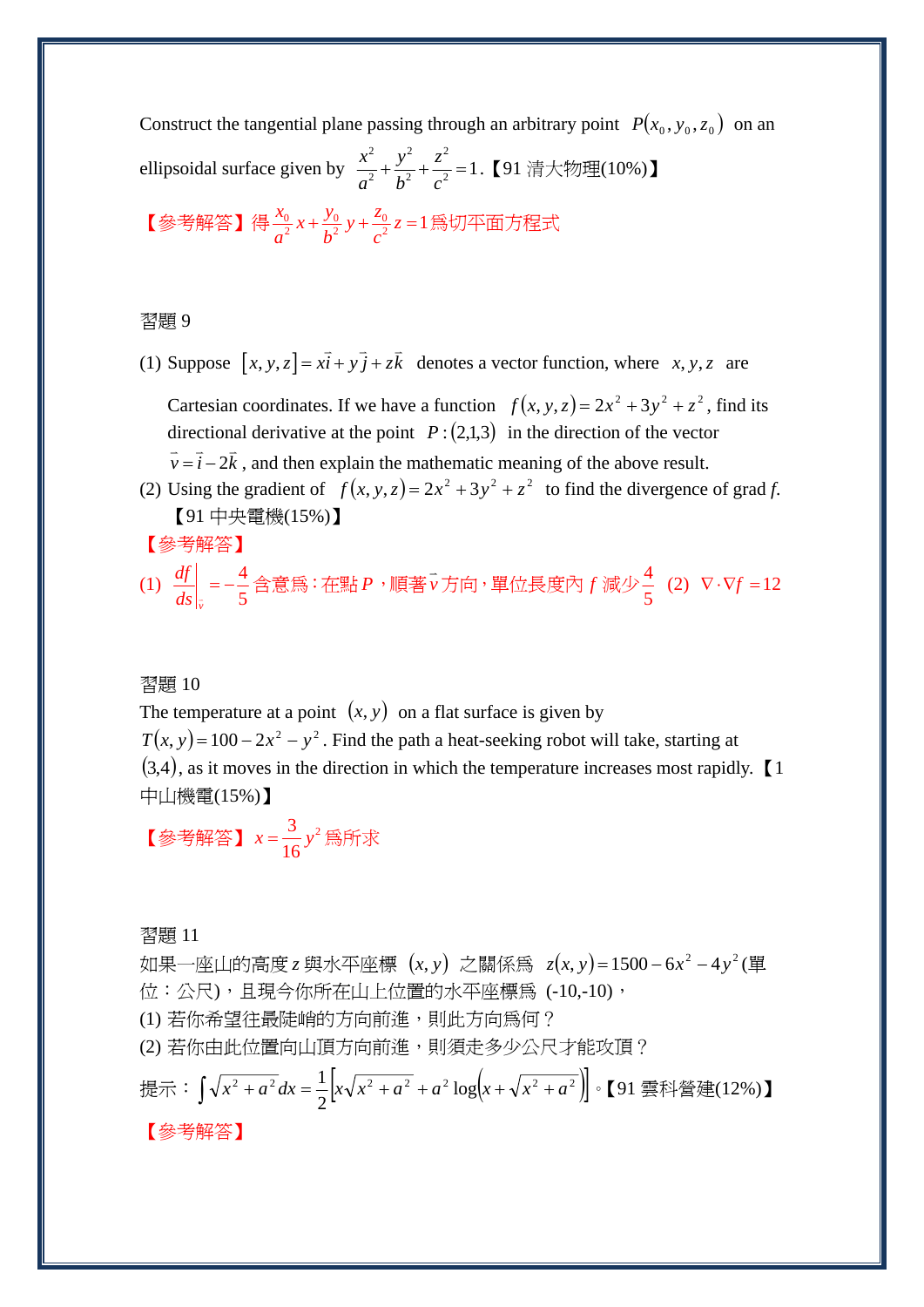Construct the tangential plane passing through an arbitrary point $P(x_0, y_0, z_0)$ on an ellipsoidal surface given by $\frac{x^2}{a^2}+\frac{y^2}{b^2}+\frac{z^2}{c^2}=1$.【91 清大物理(10%)】

【參考解答】得 $\frac{x_0}{a^2}x+\frac{y_0}{b^2}y+\frac{z_0}{c^2}z=1$ 爲切平面方程式

習題 9

(1) Suppose $[x,y,z]=x\vec{i}+y\vec{j}+z\vec{k}$ denotes a vector function, where $x,y,z$ are Cartesian coordinates. If we have a function $f(x,y,z)=2x^2+3y^2+z^2$, find its directional derivative at the point $P:(2,1,3)$ in the direction of the vector $\vec{v}=\vec{i}-2\vec{k}$, and then explain the mathematic meaning of the above result.

(2) Using the gradient of $f(x,y,z)=2x^2+3y^2+z^2$ to find the divergence of grad $f$.
【91 中央電機(15%)】

【參考解答】

(1) $\left.\frac{df}{ds}\right|_{\vec{v}}=-\frac{4}{5}$ 含意爲：在點 $P$，順著 $\vec{v}$ 方向，單位長度內 $f$ 減少 $\frac{4}{5}$ (2) $\nabla\cdot\nabla f=12$

習題 10

The temperature at a point $(x,y)$ on a flat surface is given by $T(x,y)=100-2x^2-y^2$. Find the path a heat-seeking robot will take, starting at $(3,4)$, as it moves in the direction in which the temperature increases most rapidly.【1 中山機電(15%)】

【參考解答】$x=\frac{3}{16}y^2$ 爲所求

習題 11

如果一座山的高度 $z$ 與水平座標 $(x,y)$ 之關係爲 $z(x,y)=1500-6x^2-4y^2$(單位：公尺)，且現今你所在山上位置的水平座標爲 (-10,-10)，

(1) 若你希望往最陡峭的方向前進，則此方向爲何？

(2) 若你由此位置向山頂方向前進，則須走多少公尺才能攻頂？

提示：$\int\sqrt{x^2+a^2}\,dx=\frac{1}{2}\left[x\sqrt{x^2+a^2}+a^2\log\left(x+\sqrt{x^2+a^2}\right)\right]$。【91 雲科營建(12%)】

【參考解答】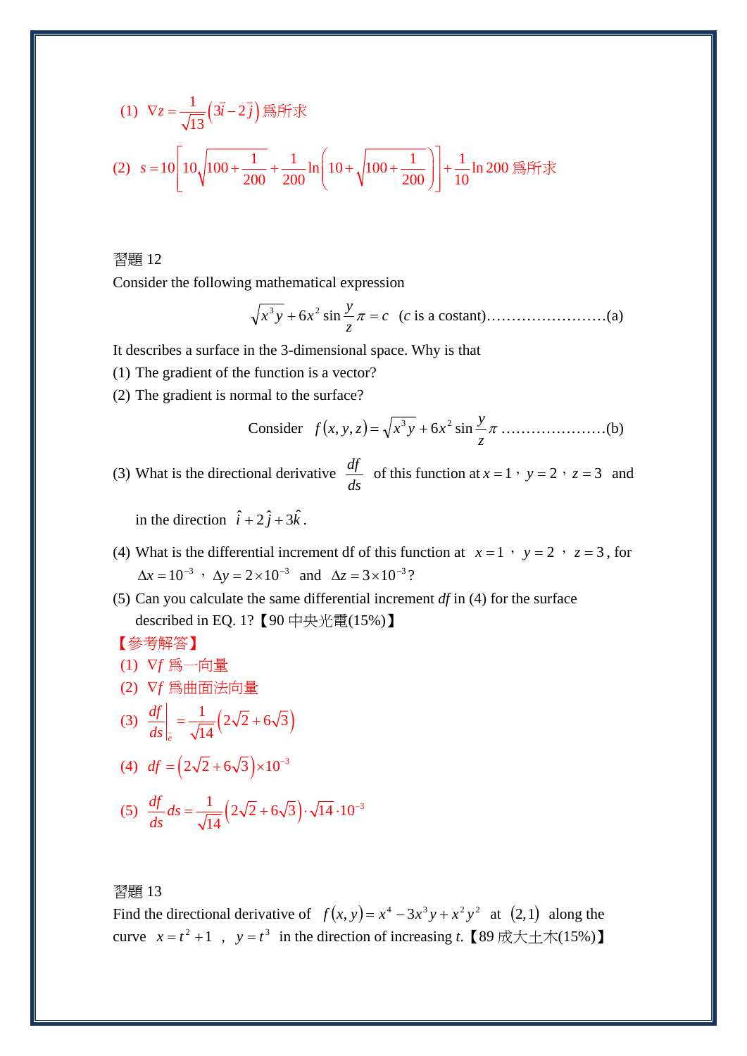(1) $\nabla z = \dfrac{1}{\sqrt{13}}\left(3\vec{i} - 2\vec{j}\right)$ 爲所求

(2) $s = 10\left[10\sqrt{100 + \dfrac{1}{200}} + \dfrac{1}{200}\ln\left(10 + \sqrt{100 + \dfrac{1}{200}}\right)\right] + \dfrac{1}{10}\ln 200$ 爲所求

習題 12

Consider the following mathematical expression

$$\sqrt{x^3 y} + 6x^2 \sin\frac{y}{z}\pi = c \quad (c \text{ is a costant})\text{........................(a)}$$

It describes a surface in the 3-dimensional space. Why is that

(1) The gradient of the function is a vector?

(2) The gradient is normal to the surface?

$$\text{Consider} \quad f(x,y,z) = \sqrt{x^3 y} + 6x^2 \sin\frac{y}{z}\pi \text{ ....................(b)}$$

(3) What is the directional derivative $\dfrac{df}{ds}$ of this function at $x=1$，$y=2$，$z=3$ and in the direction $\hat{i} + 2\hat{j} + 3\hat{k}$.

(4) What is the differential increment df of this function at $x=1$，$y=2$，$z=3$, for $\Delta x = 10^{-3}$，$\Delta y = 2\times 10^{-3}$ and $\Delta z = 3\times 10^{-3}$?

(5) Can you calculate the same differential increment $df$ in (4) for the surface described in EQ. 1?【90 中央光電(15%)】

【參考解答】

(1) $\nabla f$ 爲一向量

(2) $\nabla f$ 爲曲面法向量

(3) $\left.\dfrac{df}{ds}\right|_{\bar{e}} = \dfrac{1}{\sqrt{14}}\left(2\sqrt{2} + 6\sqrt{3}\right)$

(4) $df = \left(2\sqrt{2} + 6\sqrt{3}\right)\times 10^{-3}$

(5) $\dfrac{df}{ds}ds = \dfrac{1}{\sqrt{14}}\left(2\sqrt{2} + 6\sqrt{3}\right)\cdot\sqrt{14}\cdot 10^{-3}$

習題 13

Find the directional derivative of $f(x,y) = x^4 - 3x^3 y + x^2 y^2$ at $(2,1)$ along the curve $x = t^2 + 1$ , $y = t^3$ in the direction of increasing $t$.【89 成大土木(15%)】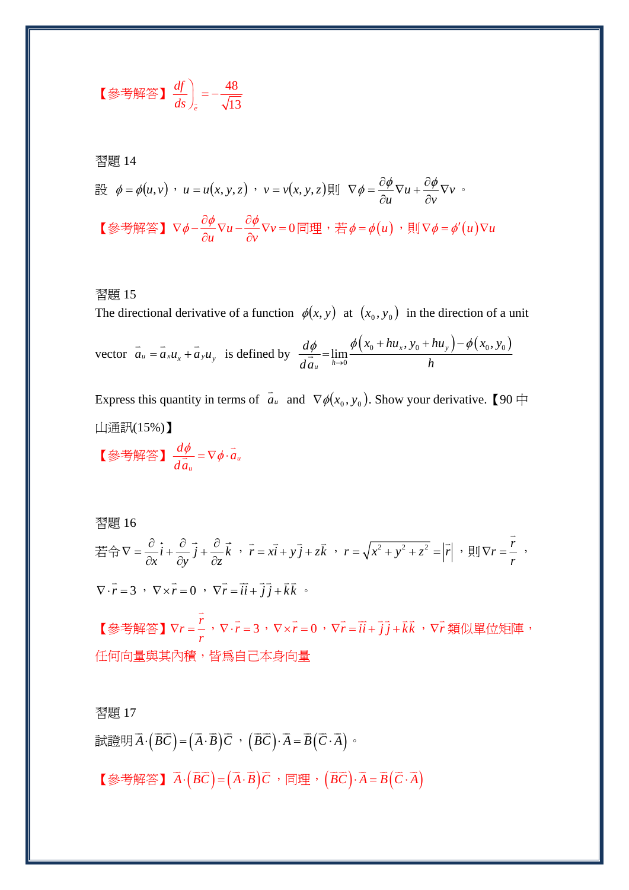【參考解答】$\left.\dfrac{df}{ds}\right)_{\vec{e}} = -\dfrac{48}{\sqrt{13}}$

習題 14

設 $\phi = \phi(u,v)$，$u = u(x,y,z)$，$v = v(x,y,z)$則 $\nabla\phi = \dfrac{\partial\phi}{\partial u}\nabla u + \dfrac{\partial\phi}{\partial v}\nabla v$ 。

【參考解答】$\nabla\phi - \dfrac{\partial\phi}{\partial u}\nabla u - \dfrac{\partial\phi}{\partial v}\nabla v = 0$ 同理，若 $\phi = \phi(u)$，則 $\nabla\phi = \phi'(u)\nabla u$

習題 15

The directional derivative of a function $\phi(x,y)$ at $(x_0, y_0)$ in the direction of a unit vector $\vec{a}_u = \vec{a}_x u_x + \vec{a}_y u_y$ is defined by $\dfrac{d\phi}{d\vec{a}_u} = \lim\limits_{h\to 0}\dfrac{\phi(x_0 + hu_x, y_0 + hu_y) - \phi(x_0, y_0)}{h}$

Express this quantity in terms of $\vec{a}_u$ and $\nabla\phi(x_0, y_0)$. Show your derivative.【90 中山通訊(15%)】

【參考解答】$\dfrac{d\phi}{d\vec{a}_u} = \nabla\phi\cdot\vec{a}_u$

習題 16

若令 $\nabla = \dfrac{\partial}{\partial x}\vec{i} + \dfrac{\partial}{\partial y}\vec{j} + \dfrac{\partial}{\partial z}\vec{k}$，$\vec{r} = x\vec{i} + y\vec{j} + z\vec{k}$，$r = \sqrt{x^2 + y^2 + z^2} = |\vec{r}|$，則 $\nabla r = \dfrac{\vec{r}}{r}$，

$\nabla\cdot\vec{r} = 3$，$\nabla\times\vec{r} = 0$，$\nabla\vec{r} = \vec{i}\vec{i} + \vec{j}\vec{j} + \vec{k}\vec{k}$ 。

【參考解答】$\nabla r = \dfrac{\vec{r}}{r}$，$\nabla\cdot\vec{r} = 3$，$\nabla\times\vec{r} = 0$，$\nabla\vec{r} = \vec{i}\vec{i} + \vec{j}\vec{j} + \vec{k}\vec{k}$，$\nabla\vec{r}$ 類似單位矩陣，任何向量與其內積，皆爲自己本身向量

習題 17

試證明 $\vec{A}\cdot(\vec{B}\vec{C}) = (\vec{A}\cdot\vec{B})\vec{C}$，$(\vec{B}\vec{C})\cdot\vec{A} = \vec{B}(\vec{C}\cdot\vec{A})$ 。

【參考解答】$\vec{A}\cdot(\vec{B}\vec{C}) = (\vec{A}\cdot\vec{B})\vec{C}$，同理，$(\vec{B}\vec{C})\cdot\vec{A} = \vec{B}(\vec{C}\cdot\vec{A})$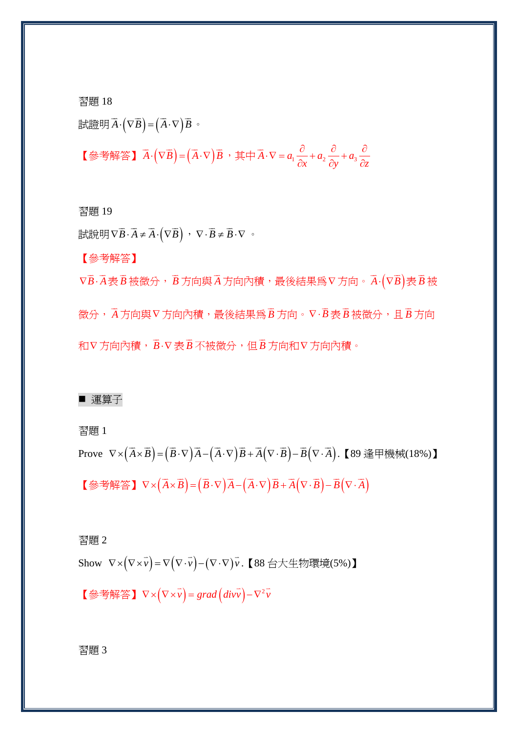習題 18

試證明$\vec{A}\cdot\left(\nabla\vec{B}\right)=\left(\vec{A}\cdot\nabla\right)\vec{B}$。

【參考解答】$\vec{A}\cdot\left(\nabla\vec{B}\right)=\left(\vec{A}\cdot\nabla\right)\vec{B}$，其中$\vec{A}\cdot\nabla=a_1\dfrac{\partial}{\partial x}+a_2\dfrac{\partial}{\partial y}+a_3\dfrac{\partial}{\partial z}$

習題 19

試說明$\nabla\vec{B}\cdot\vec{A}\neq\vec{A}\cdot\left(\nabla\vec{B}\right)$，$\nabla\cdot\vec{B}\neq\vec{B}\cdot\nabla$。

【參考解答】

$\nabla\vec{B}\cdot\vec{A}$表$\vec{B}$被微分，$\vec{B}$方向與$\vec{A}$方向內積，最後結果為$\nabla$方向。$\vec{A}\cdot\left(\nabla\vec{B}\right)$表$\vec{B}$被微分，$\vec{A}$方向與$\nabla$方向內積，最後結果為$\vec{B}$方向。$\nabla\cdot\vec{B}$表$\vec{B}$被微分，且$\vec{B}$方向和$\nabla$方向內積，$\vec{B}\cdot\nabla$表$\vec{B}$不被微分，但$\vec{B}$方向和$\nabla$方向內積。

■ 運算子

習題 1

Prove $\nabla\times\left(\vec{A}\times\vec{B}\right)=\left(\vec{B}\cdot\nabla\right)\vec{A}-\left(\vec{A}\cdot\nabla\right)\vec{B}+\vec{A}\left(\nabla\cdot\vec{B}\right)-\vec{B}\left(\nabla\cdot\vec{A}\right)$.【89 逢甲機械(18%)】

【參考解答】$\nabla\times\left(\vec{A}\times\vec{B}\right)=\left(\vec{B}\cdot\nabla\right)\vec{A}-\left(\vec{A}\cdot\nabla\right)\vec{B}+\vec{A}\left(\nabla\cdot\vec{B}\right)-\vec{B}\left(\nabla\cdot\vec{A}\right)$

習題 2

Show $\nabla\times\left(\nabla\times\vec{v}\right)=\nabla\left(\nabla\cdot\vec{v}\right)-\left(\nabla\cdot\nabla\right)\vec{v}$.【88 台大生物環境(5%)】

【參考解答】$\nabla\times\left(\nabla\times\vec{v}\right)=grad\left(div\vec{v}\right)-\nabla^2\vec{v}$

習題 3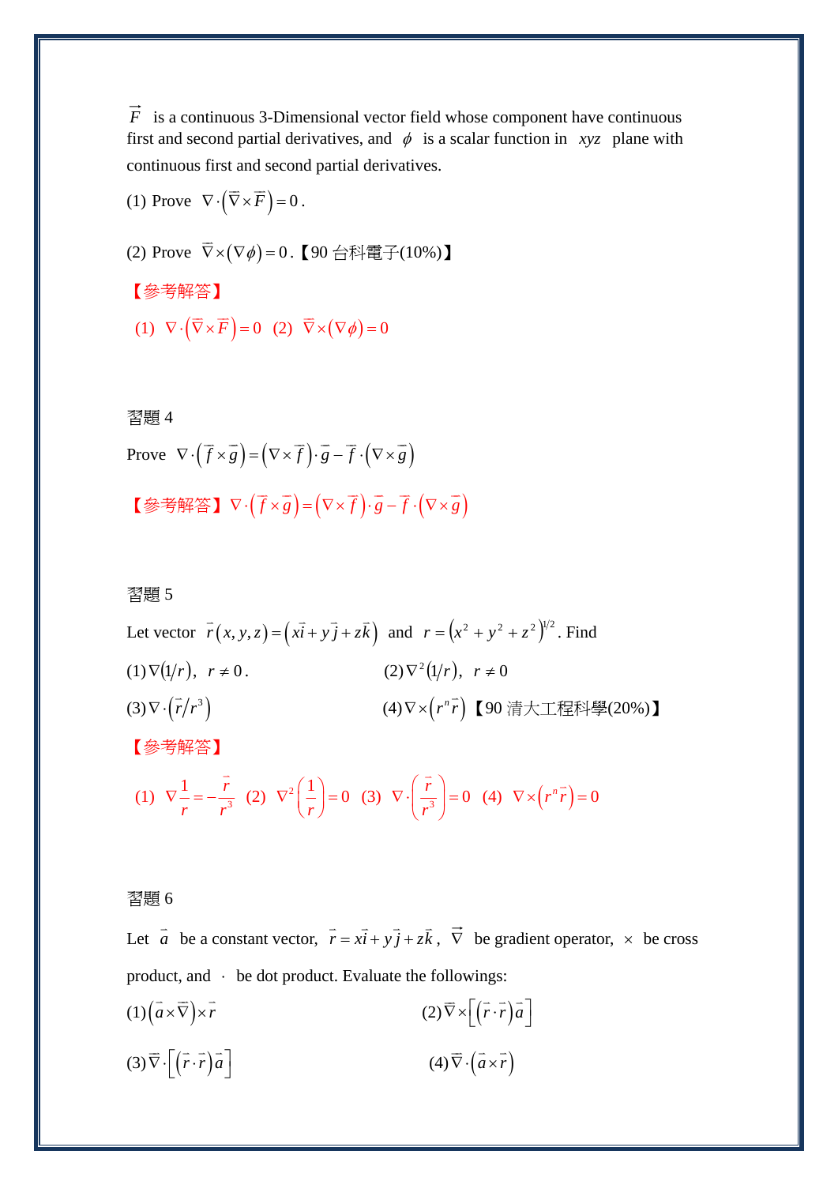$\vec{F}$ is a continuous 3-Dimensional vector field whose component have continuous first and second partial derivatives, and $\phi$ is a scalar function in $xyz$ plane with continuous first and second partial derivatives.

(1) Prove $\nabla\cdot\left(\vec{\nabla}\times\vec{F}\right)=0$.

(2) Prove $\vec{\nabla}\times\left(\nabla\phi\right)=0$.【90 台科電子(10%)】

【參考解答】

(1) $\nabla\cdot\left(\vec{\nabla}\times\vec{F}\right)=0$ (2) $\vec{\nabla}\times\left(\nabla\phi\right)=0$

習題 4

Prove $\nabla\cdot\left(\vec{f}\times\vec{g}\right)=\left(\nabla\times\vec{f}\right)\cdot\vec{g}-\vec{f}\cdot\left(\nabla\times\vec{g}\right)$

【參考解答】$\nabla\cdot\left(\vec{f}\times\vec{g}\right)=\left(\nabla\times\vec{f}\right)\cdot\vec{g}-\vec{f}\cdot\left(\nabla\times\vec{g}\right)$

習題 5

Let vector $\vec{r}(x,y,z)=\left(x\vec{i}+y\vec{j}+z\vec{k}\right)$ and $r=\left(x^2+y^2+z^2\right)^{1/2}$. Find

(1) $\nabla(1/r)$, $r\neq 0$.

(2) $\nabla^2(1/r)$, $r\neq 0$

(3) $\nabla\cdot\left(\vec{r}/r^3\right)$

(4) $\nabla\times\left(r^n\vec{r}\right)$【90 清大工程科學(20%)】

【參考解答】

(1) $\nabla\dfrac{1}{r}=-\dfrac{\vec{r}}{r^3}$ (2) $\nabla^2\left(\dfrac{1}{r}\right)=0$ (3) $\nabla\cdot\left(\dfrac{\vec{r}}{r^3}\right)=0$ (4) $\nabla\times\left(r^n\vec{r}\right)=0$

習題 6

Let $\vec{a}$ be a constant vector, $\vec{r}=x\vec{i}+y\vec{j}+z\vec{k}$, $\vec{\nabla}$ be gradient operator, $\times$ be cross product, and $\cdot$ be dot product. Evaluate the followings:

(1) $\left(\vec{a}\times\vec{\nabla}\right)\times\vec{r}$

(2) $\vec{\nabla}\times\left[\left(\vec{r}\cdot\vec{r}\right)\vec{a}\right]$

(3) $\vec{\nabla}\cdot\left[\left(\vec{r}\cdot\vec{r}\right)\vec{a}\right]$

(4) $\vec{\nabla}\cdot\left(\vec{a}\times\vec{r}\right)$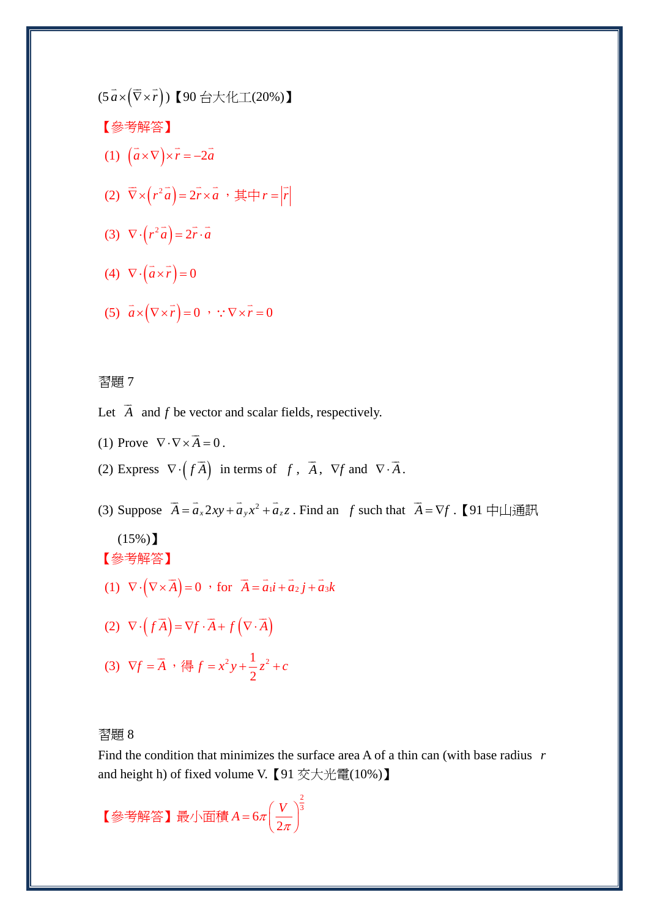(5 $\vec{a}\times\left(\vec{\nabla}\times\vec{r}\right)$)【90 台大化工(20%)】

【參考解答】

(1) $\left(\vec{a}\times\nabla\right)\times\vec{r}=-2\vec{a}$

(2) $\vec{\nabla}\times\left(r^2\vec{a}\right)=2\vec{r}\times\vec{a}$，其中 $r=\left|\vec{r}\right|$

(3) $\nabla\cdot\left(r^2\vec{a}\right)=2\vec{r}\cdot\vec{a}$

(4) $\nabla\cdot\left(\vec{a}\times\vec{r}\right)=0$

(5) $\vec{a}\times\left(\nabla\times\vec{r}\right)=0$，$\because\nabla\times\vec{r}=0$

習題 7

Let $\overline{A}$ and $f$ be vector and scalar fields, respectively.

(1) Prove $\nabla\cdot\nabla\times\overline{A}=0$.

(2) Express $\nabla\cdot\left(f\overline{A}\right)$ in terms of $f$, $\overline{A}$, $\nabla f$ and $\nabla\cdot\overline{A}$.

(3) Suppose $\overline{A}=\vec{a}_x 2xy+\vec{a}_y x^2+\vec{a}_z z$. Find an $f$ such that $\overline{A}=\nabla f$.【91 中山通訊 (15%)】

【參考解答】

(1) $\nabla\cdot\left(\nabla\times\overline{A}\right)=0$，for $\overline{A}=\vec{a}_1 i+\vec{a}_2 j+\vec{a}_3 k$

(2) $\nabla\cdot\left(f\overline{A}\right)=\nabla f\cdot\overline{A}+f\left(\nabla\cdot\overline{A}\right)$

(3) $\nabla f=\overline{A}$，得 $f=x^2y+\frac{1}{2}z^2+c$

習題 8

Find the condition that minimizes the surface area A of a thin can (with base radius $r$ and height h) of fixed volume V.【91 交大光電(10%)】

【參考解答】最小面積 $A=6\pi\left(\frac{V}{2\pi}\right)^{\frac{2}{3}}$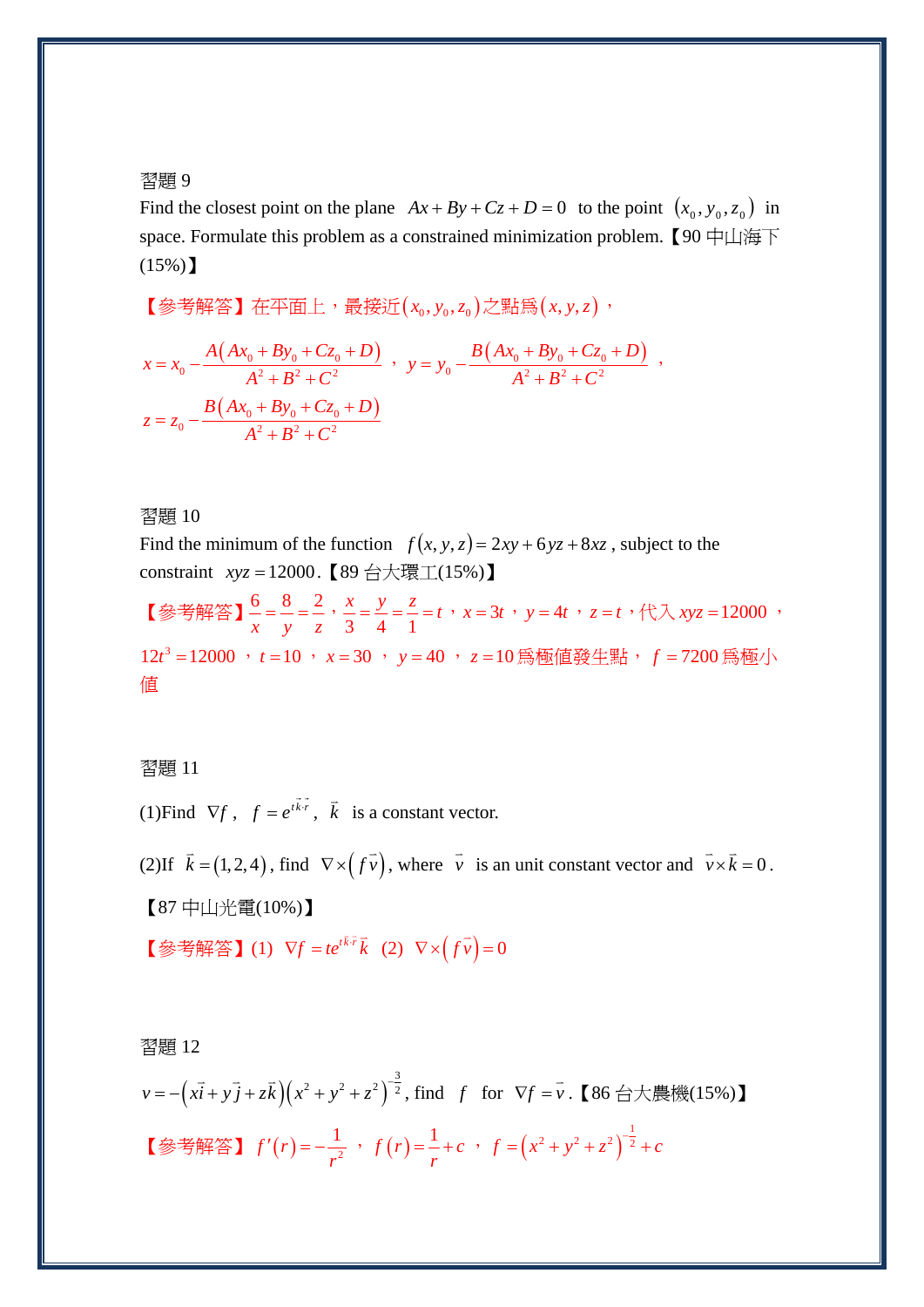習題 9

Find the closest point on the plane $Ax + By + Cz + D = 0$ to the point $(x_0, y_0, z_0)$ in space. Formulate this problem as a constrained minimization problem.【90 中山海下(15%)】

【參考解答】在平面上，最接近$(x_0, y_0, z_0)$之點為$(x, y, z)$，

$x = x_0 - \dfrac{A(Ax_0 + By_0 + Cz_0 + D)}{A^2 + B^2 + C^2}$，$y = y_0 - \dfrac{B(Ax_0 + By_0 + Cz_0 + D)}{A^2 + B^2 + C^2}$，

$z = z_0 - \dfrac{B(Ax_0 + By_0 + Cz_0 + D)}{A^2 + B^2 + C^2}$

習題 10

Find the minimum of the function $f(x, y, z) = 2xy + 6yz + 8xz$, subject to the constraint $xyz = 12000$.【89 台大環工(15%)】

【參考解答】$\dfrac{6}{x} = \dfrac{8}{y} = \dfrac{2}{z}$，$\dfrac{x}{3} = \dfrac{y}{4} = \dfrac{z}{1} = t$，$x = 3t$，$y = 4t$，$z = t$，代入 $xyz = 12000$，$12t^3 = 12000$，$t = 10$，$x = 30$，$y = 40$，$z = 10$為極值發生點，$f = 7200$為極小值

習題 11

(1)Find $\nabla f$, $f = e^{t\vec{k}\cdot\vec{r}}$, $\vec{k}$ is a constant vector.

(2)If $\vec{k} = (1, 2, 4)$, find $\nabla \times (f\vec{v})$, where $\vec{v}$ is an unit constant vector and $\vec{v} \times \vec{k} = 0$.

【87 中山光電(10%)】

【參考解答】(1) $\nabla f = te^{t\vec{k}\cdot\vec{r}}\vec{k}$ (2) $\nabla \times (f\vec{v}) = 0$

習題 12

$v = -(x\vec{i} + y\vec{j} + z\vec{k})(x^2 + y^2 + z^2)^{-\frac{3}{2}}$, find $f$ for $\nabla f = \vec{v}$.【86 台大農機(15%)】

【參考解答】$f'(r) = -\dfrac{1}{r^2}$，$f(r) = \dfrac{1}{r} + c$，$f = (x^2 + y^2 + z^2)^{-\frac{1}{2}} + c$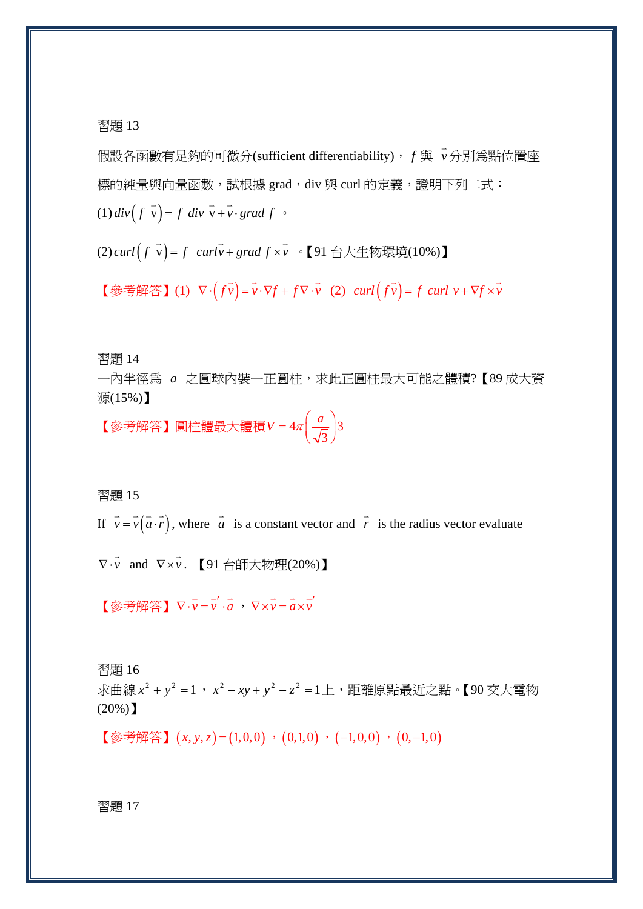習題 13

假設各函數有足夠的可微分(sufficient differentiability)， $f$ 與 $\vec{v}$ 分別爲點位置座標的純量與向量函數，試根據 grad，div 與 curl 的定義，證明下列二式：

(1) $div\left(f\ \vec{v}\right)=f\ div\ \vec{v}+\vec{v}\cdot grad\ f$ 。

(2) $curl\left(f\ \vec{v}\right)=f\ \ curl\vec{v}+grad\ f\times\vec{v}$ 。【91 台大生物環境(10%)】

【參考解答】(1) $\nabla\cdot\left(f\vec{v}\right)=\vec{v}\cdot\nabla f+f\nabla\cdot\vec{v}$ (2) $curl\left(f\vec{v}\right)=f\ curl\ v+\nabla f\times\vec{v}$

習題 14

一內半徑為 $a$ 之圓球內裝一正圓柱，求此正圓柱最大可能之體積?【89 成大資源(15%)】

【參考解答】圓柱體最大體積 $V=4\pi\left(\dfrac{a}{\sqrt{3}}\right)3$

習題 15

If $\vec{v}=\vec{v}\left(\vec{a}\cdot\vec{r}\right)$, where $\vec{a}$ is a constant vector and $\vec{r}$ is the radius vector evaluate

$\nabla\cdot\vec{v}$ and $\nabla\times\vec{v}$. 【91 台師大物理(20%)】

【參考解答】 $\nabla\cdot\vec{v}=\vec{v}'\cdot\vec{a}$ ， $\nabla\times\vec{v}=\vec{a}\times\vec{v}'$

習題 16

求曲線 $x^2+y^2=1$ ， $x^2-xy+y^2-z^2=1$ 上，距離原點最近之點。【90 交大電物(20%)】

【參考解答】 $(x,y,z)=(1,0,0)$ ， $(0,1,0)$ ， $(-1,0,0)$ ， $(0,-1,0)$

習題 17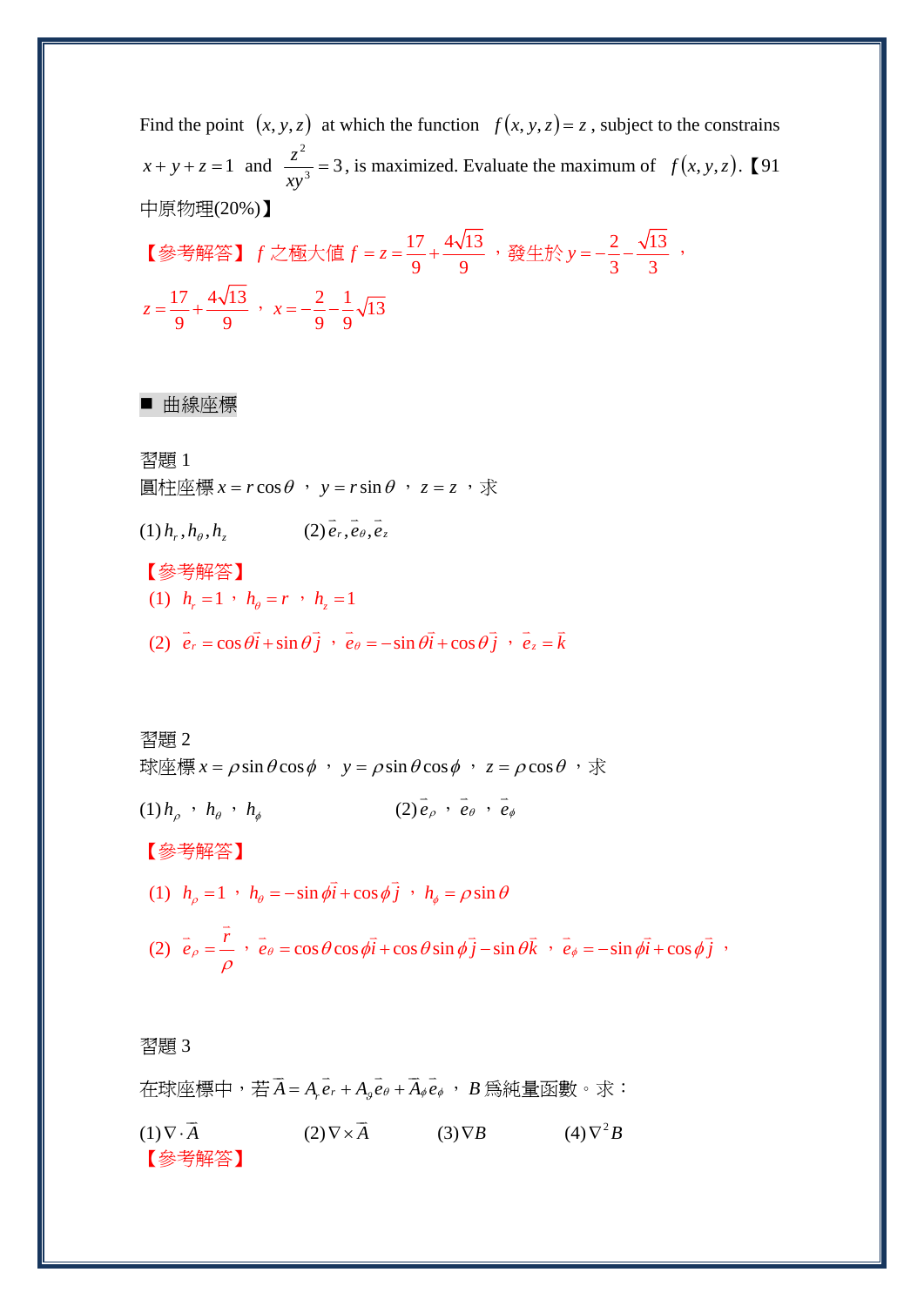Find the point $(x,y,z)$ at which the function $f(x,y,z)=z$, subject to the constrains $x+y+z=1$ and $\dfrac{z^2}{xy^3}=3$, is maximized. Evaluate the maximum of $f(x,y,z)$.【91中原物理(20%)】

【參考解答】 $f$ 之極大值 $f=z=\dfrac{17}{9}+\dfrac{4\sqrt{13}}{9}$，發生於 $y=-\dfrac{2}{3}-\dfrac{\sqrt{13}}{3}$，$z=\dfrac{17}{9}+\dfrac{4\sqrt{13}}{9}$，$x=-\dfrac{2}{9}-\dfrac{1}{9}\sqrt{13}$

■ 曲線座標

習題 1

圓柱座標 $x=r\cos\theta$，$y=r\sin\theta$，$z=z$，求

(1) $h_r,h_\theta,h_z$  (2) $\vec{e}_r,\vec{e}_\theta,\vec{e}_z$

【參考解答】

(1) $h_r=1$，$h_\theta=r$，$h_z=1$

(2) $\vec{e}_r=\cos\theta\vec{i}+\sin\theta\vec{j}$，$\vec{e}_\theta=-\sin\theta\vec{i}+\cos\theta\vec{j}$，$\vec{e}_z=\vec{k}$

習題 2

球座標 $x=\rho\sin\theta\cos\phi$，$y=\rho\sin\theta\cos\phi$，$z=\rho\cos\theta$，求

(1) $h_\rho$，$h_\theta$，$h_\phi$  (2) $\vec{e}_\rho$，$\vec{e}_\theta$，$\vec{e}_\phi$

【參考解答】

(1) $h_\rho=1$，$h_\theta=-\sin\phi\vec{i}+\cos\phi\vec{j}$，$h_\phi=\rho\sin\theta$

(2) $\vec{e}_\rho=\dfrac{\vec{r}}{\rho}$，$\vec{e}_\theta=\cos\theta\cos\phi\vec{i}+\cos\theta\sin\phi\vec{j}-\sin\theta\vec{k}$，$\vec{e}_\phi=-\sin\phi\vec{i}+\cos\phi\vec{j}$，

習題 3

在球座標中，若 $\vec{A}=A_r\vec{e}_r+A_\theta\vec{e}_\theta+\vec{A}_\phi\vec{e}_\phi$，$B$ 為純量函數。求：

(1) $\nabla\cdot\vec{A}$  (2) $\nabla\times\vec{A}$  (3) $\nabla B$  (4) $\nabla^2 B$

【參考解答】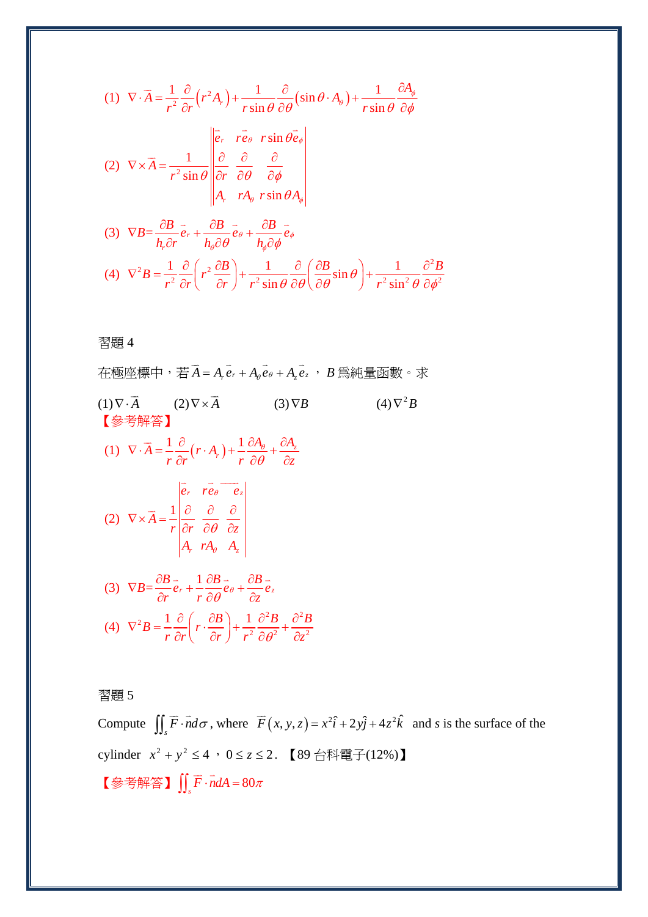(1) $\nabla \cdot \vec{A} = \dfrac{1}{r^2}\dfrac{\partial}{\partial r}\left(r^2 A_r\right) + \dfrac{1}{r\sin\theta}\dfrac{\partial}{\partial \theta}\left(\sin\theta \cdot A_\theta\right) + \dfrac{1}{r\sin\theta}\dfrac{\partial A_\phi}{\partial \phi}$

(2) $\nabla \times \vec{A} = \dfrac{1}{r^2 \sin\theta}\begin{vmatrix} \vec{e}_r & r\vec{e}_\theta & r\sin\theta\vec{e}_\phi \\ \dfrac{\partial}{\partial r} & \dfrac{\partial}{\partial \theta} & \dfrac{\partial}{\partial \phi} \\ A_r & rA_\theta & r\sin\theta A_\phi \end{vmatrix}$

(3) $\nabla B = \dfrac{\partial B}{h_r \partial r}\vec{e}_r + \dfrac{\partial B}{h_\theta \partial \theta}\vec{e}_\theta + \dfrac{\partial B}{h_\phi \partial \phi}\vec{e}_\phi$

(4) $\nabla^2 B = \dfrac{1}{r^2}\dfrac{\partial}{\partial r}\left(r^2 \dfrac{\partial B}{\partial r}\right) + \dfrac{1}{r^2 \sin\theta}\dfrac{\partial}{\partial \theta}\left(\dfrac{\partial B}{\partial \theta}\sin\theta\right) + \dfrac{1}{r^2 \sin^2\theta}\dfrac{\partial^2 B}{\partial \phi^2}$

習題 4

在極座標中，若 $\vec{A} = A_r\vec{e}_r + A_\theta\vec{e}_\theta + A_z\vec{e}_z$ ， $B$ 爲純量函數。求

(1) $\nabla \cdot \vec{A}$　　(2) $\nabla \times \vec{A}$　　(3) $\nabla B$　　(4) $\nabla^2 B$

【參考解答】

(1) $\nabla \cdot \vec{A} = \dfrac{1}{r}\dfrac{\partial}{\partial r}\left(r \cdot A_r\right) + \dfrac{1}{r}\dfrac{\partial A_\theta}{\partial \theta} + \dfrac{\partial A_z}{\partial z}$

(2) $\nabla \times \vec{A} = \dfrac{1}{r}\begin{vmatrix} \vec{e}_r & r\vec{e}_\theta & \vec{e}_z \\ \dfrac{\partial}{\partial r} & \dfrac{\partial}{\partial \theta} & \dfrac{\partial}{\partial z} \\ A_r & rA_\theta & A_z \end{vmatrix}$

(3) $\nabla B = \dfrac{\partial B}{\partial r}\vec{e}_r + \dfrac{1}{r}\dfrac{\partial B}{\partial \theta}\vec{e}_\theta + \dfrac{\partial B}{\partial z}\vec{e}_z$

(4) $\nabla^2 B = \dfrac{1}{r}\dfrac{\partial}{\partial r}\left(r \cdot \dfrac{\partial B}{\partial r}\right) + \dfrac{1}{r^2}\dfrac{\partial^2 B}{\partial \theta^2} + \dfrac{\partial^2 B}{\partial z^2}$

習題 5

Compute $\iint_s \vec{F} \cdot \vec{n} d\sigma$, where $\vec{F}(x, y, z) = x^2\hat{i} + 2y\hat{j} + 4z^2\hat{k}$ and $s$ is the surface of the cylinder $x^2 + y^2 \le 4$ ， $0 \le z \le 2$. 【89 台科電子(12%)】

【參考解答】$\iint_s \vec{F} \cdot \vec{n} dA = 80\pi$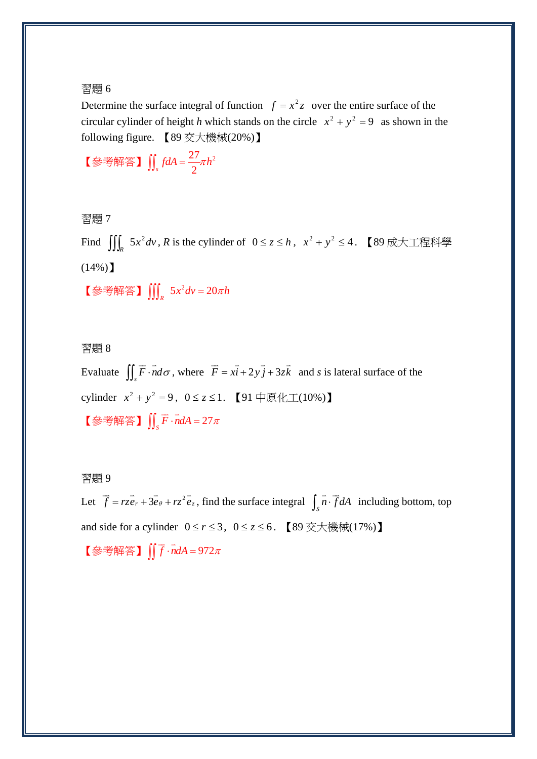習題 6

Determine the surface integral of function $f = x^2 z$ over the entire surface of the circular cylinder of height $h$ which stands on the circle $x^2 + y^2 = 9$ as shown in the following figure. 【89 交大機械(20%)】

【參考解答】$\iint_s f dA = \dfrac{27}{2}\pi h^2$

習題 7

Find $\iiint_R 5x^2 dv$, $R$ is the cylinder of $0 \le z \le h$, $x^2 + y^2 \le 4$. 【89 成大工程科學(14%)】

【參考解答】$\iiint_R 5x^2 dv = 20\pi h$

習題 8

Evaluate $\iint_s \vec{F} \cdot \vec{n} d\sigma$, where $\vec{F} = x\vec{i} + 2y\vec{j} + 3z\vec{k}$ and $s$ is lateral surface of the cylinder $x^2 + y^2 = 9$, $0 \le z \le 1$. 【91 中原化工(10%)】

【參考解答】$\iint_S \vec{F} \cdot \vec{n} dA = 27\pi$

習題 9

Let $\vec{f} = rz\vec{e}_r + 3\vec{e}_\theta + rz^2\vec{e}_z$, find the surface integral $\int_S \vec{n} \cdot \vec{f} dA$ including bottom, top and side for a cylinder $0 \le r \le 3$, $0 \le z \le 6$. 【89 交大機械(17%)】

【參考解答】$\iint \vec{f} \cdot \vec{n} dA = 972\pi$